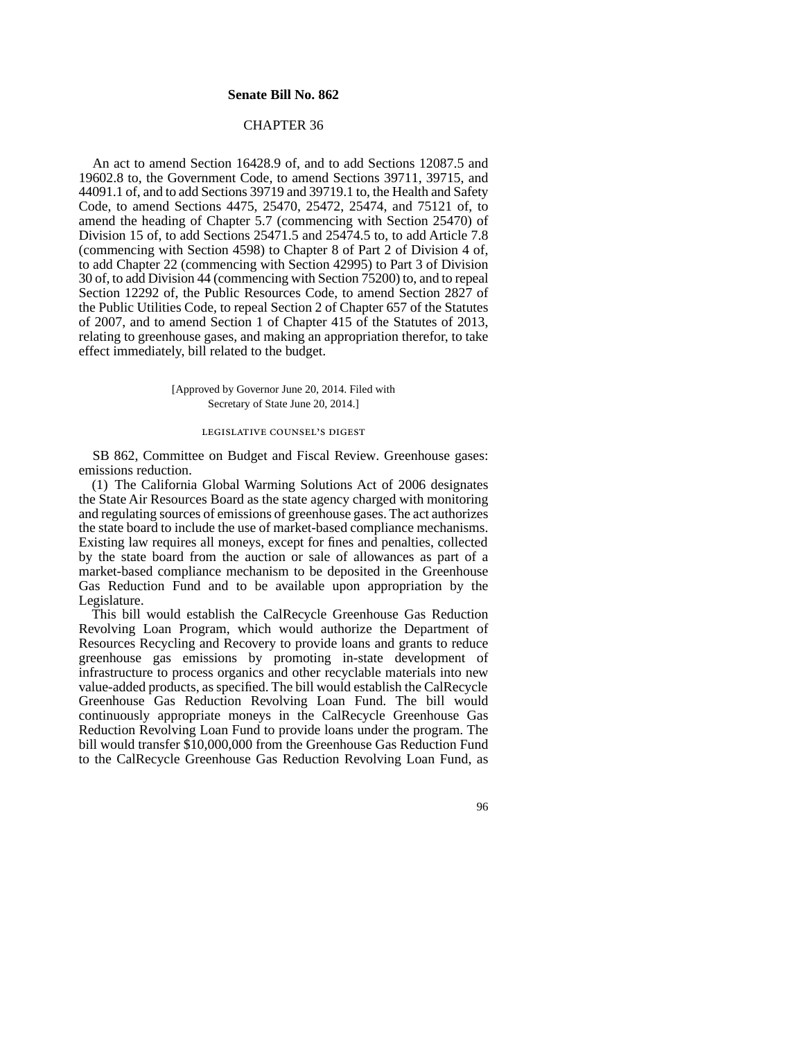**Senate Bill No. 862**

CHAPTER 36

An act to amend Section 16428.9 of, and to add Sections 12087.5 and 19602.8 to, the Government Code, to amend Sections 39711, 39715, and 44091.1 of, and to add Sections 39719 and 39719.1 to, the Health and Safety Code, to amend Sections 4475, 25470, 25472, 25474, and 75121 of, to amend the heading of Chapter 5.7 (commencing with Section 25470) of Division 15 of, to add Sections 25471.5 and 25474.5 to, to add Article 7.8 (commencing with Section 4598) to Chapter 8 of Part 2 of Division 4 of, to add Chapter 22 (commencing with Section 42995) to Part 3 of Division 30 of, to add Division 44 (commencing with Section 75200) to, and to repeal Section 12292 of, the Public Resources Code, to amend Section 2827 of the Public Utilities Code, to repeal Section 2 of Chapter 657 of the Statutes of 2007, and to amend Section 1 of Chapter 415 of the Statutes of 2013, relating to greenhouse gases, and making an appropriation therefor, to take effect immediately, bill related to the budget.

[Approved by Governor June 20, 2014. Filed with Secretary of State June 20, 2014.]

LEGISLATIVE COUNSEL'S DIGEST

SB 862, Committee on Budget and Fiscal Review. Greenhouse gases: emissions reduction.

(1) The California Global Warming Solutions Act of 2006 designates the State Air Resources Board as the state agency charged with monitoring and regulating sources of emissions of greenhouse gases. The act authorizes the state board to include the use of market-based compliance mechanisms. Existing law requires all moneys, except for fines and penalties, collected by the state board from the auction or sale of allowances as part of a market-based compliance mechanism to be deposited in the Greenhouse Gas Reduction Fund and to be available upon appropriation by the Legislature.

This bill would establish the CalRecycle Greenhouse Gas Reduction Revolving Loan Program, which would authorize the Department of Resources Recycling and Recovery to provide loans and grants to reduce greenhouse gas emissions by promoting in-state development of infrastructure to process organics and other recyclable materials into new value-added products, as specified. The bill would establish the CalRecycle Greenhouse Gas Reduction Revolving Loan Fund. The bill would continuously appropriate moneys in the CalRecycle Greenhouse Gas Reduction Revolving Loan Fund to provide loans under the program. The bill would transfer $10,000,000 from the Greenhouse Gas Reduction Fund to the CalRecycle Greenhouse Gas Reduction Revolving Loan Fund, as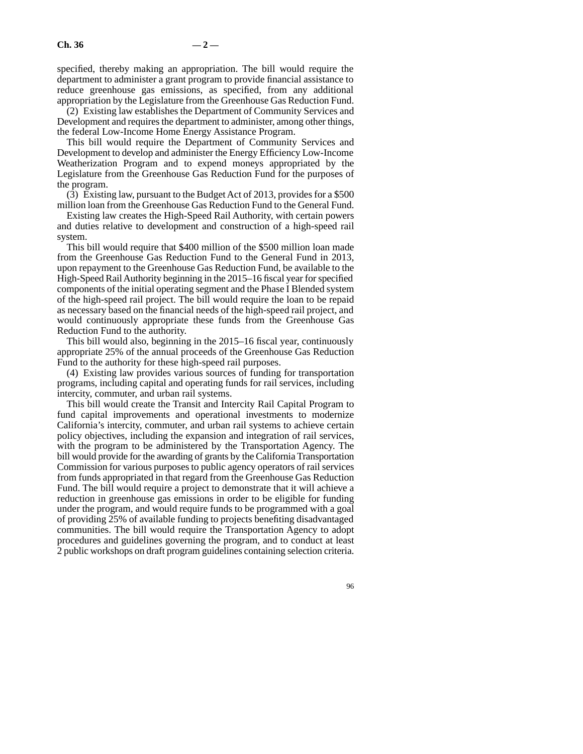specified, thereby making an appropriation. The bill would require the department to administer a grant program to provide financial assistance to reduce greenhouse gas emissions, as specified, from any additional appropriation by the Legislature from the Greenhouse Gas Reduction Fund.

(2) Existing law establishes the Department of Community Services and Development and requires the department to administer, among other things, the federal Low-Income Home Energy Assistance Program.

This bill would require the Department of Community Services and Development to develop and administer the Energy Efficiency Low-Income Weatherization Program and to expend moneys appropriated by the Legislature from the Greenhouse Gas Reduction Fund for the purposes of the program.

(3) Existing law, pursuant to the Budget Act of 2013, provides for a $500 million loan from the Greenhouse Gas Reduction Fund to the General Fund.

Existing law creates the High-Speed Rail Authority, with certain powers and duties relative to development and construction of a high-speed rail system.

This bill would require that $400 million of the $500 million loan made from the Greenhouse Gas Reduction Fund to the General Fund in 2013, upon repayment to the Greenhouse Gas Reduction Fund, be available to the High-Speed Rail Authority beginning in the 2015–16 fiscal year for specified components of the initial operating segment and the Phase I Blended system of the high-speed rail project. The bill would require the loan to be repaid as necessary based on the financial needs of the high-speed rail project, and would continuously appropriate these funds from the Greenhouse Gas Reduction Fund to the authority.

This bill would also, beginning in the 2015–16 fiscal year, continuously appropriate 25% of the annual proceeds of the Greenhouse Gas Reduction Fund to the authority for these high-speed rail purposes.

(4) Existing law provides various sources of funding for transportation programs, including capital and operating funds for rail services, including intercity, commuter, and urban rail systems.

This bill would create the Transit and Intercity Rail Capital Program to fund capital improvements and operational investments to modernize California's intercity, commuter, and urban rail systems to achieve certain policy objectives, including the expansion and integration of rail services, with the program to be administered by the Transportation Agency. The bill would provide for the awarding of grants by the California Transportation Commission for various purposes to public agency operators of rail services from funds appropriated in that regard from the Greenhouse Gas Reduction Fund. The bill would require a project to demonstrate that it will achieve a reduction in greenhouse gas emissions in order to be eligible for funding under the program, and would require funds to be programmed with a goal of providing 25% of available funding to projects benefiting disadvantaged communities. The bill would require the Transportation Agency to adopt procedures and guidelines governing the program, and to conduct at least 2 public workshops on draft program guidelines containing selection criteria.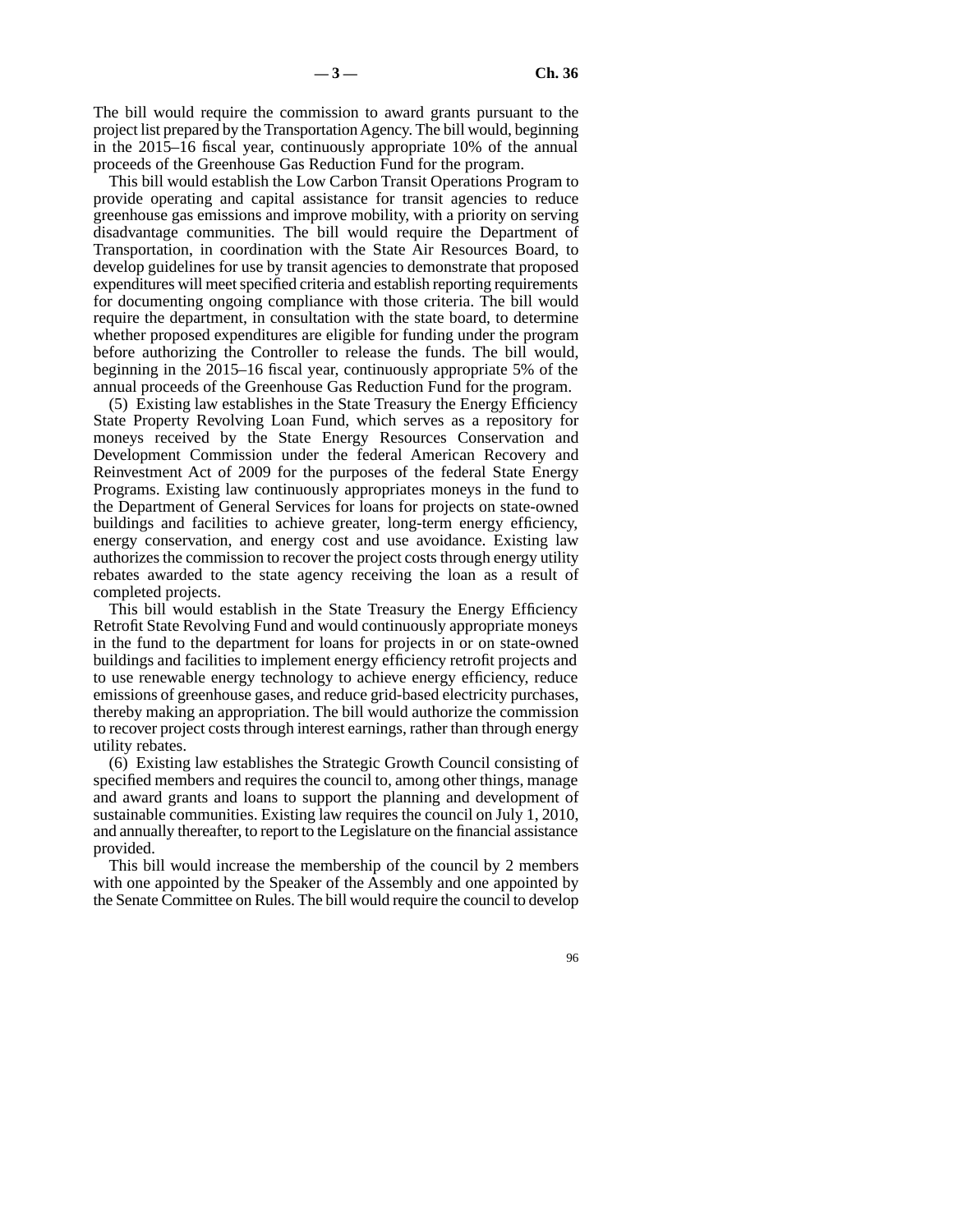The bill would require the commission to award grants pursuant to the project list prepared by the Transportation Agency. The bill would, beginning in the 2015–16 fiscal year, continuously appropriate 10% of the annual proceeds of the Greenhouse Gas Reduction Fund for the program.

This bill would establish the Low Carbon Transit Operations Program to provide operating and capital assistance for transit agencies to reduce greenhouse gas emissions and improve mobility, with a priority on serving disadvantage communities. The bill would require the Department of Transportation, in coordination with the State Air Resources Board, to develop guidelines for use by transit agencies to demonstrate that proposed expenditures will meet specified criteria and establish reporting requirements for documenting ongoing compliance with those criteria. The bill would require the department, in consultation with the state board, to determine whether proposed expenditures are eligible for funding under the program before authorizing the Controller to release the funds. The bill would, beginning in the 2015–16 fiscal year, continuously appropriate 5% of the annual proceeds of the Greenhouse Gas Reduction Fund for the program.

(5) Existing law establishes in the State Treasury the Energy Efficiency State Property Revolving Loan Fund, which serves as a repository for moneys received by the State Energy Resources Conservation and Development Commission under the federal American Recovery and Reinvestment Act of 2009 for the purposes of the federal State Energy Programs. Existing law continuously appropriates moneys in the fund to the Department of General Services for loans for projects on state-owned buildings and facilities to achieve greater, long-term energy efficiency, energy conservation, and energy cost and use avoidance. Existing law authorizes the commission to recover the project costs through energy utility rebates awarded to the state agency receiving the loan as a result of completed projects.

This bill would establish in the State Treasury the Energy Efficiency Retrofit State Revolving Fund and would continuously appropriate moneys in the fund to the department for loans for projects in or on state-owned buildings and facilities to implement energy efficiency retrofit projects and to use renewable energy technology to achieve energy efficiency, reduce emissions of greenhouse gases, and reduce grid-based electricity purchases, thereby making an appropriation. The bill would authorize the commission to recover project costs through interest earnings, rather than through energy utility rebates.

(6) Existing law establishes the Strategic Growth Council consisting of specified members and requires the council to, among other things, manage and award grants and loans to support the planning and development of sustainable communities. Existing law requires the council on July 1, 2010, and annually thereafter, to report to the Legislature on the financial assistance provided.

This bill would increase the membership of the council by 2 members with one appointed by the Speaker of the Assembly and one appointed by the Senate Committee on Rules. The bill would require the council to develop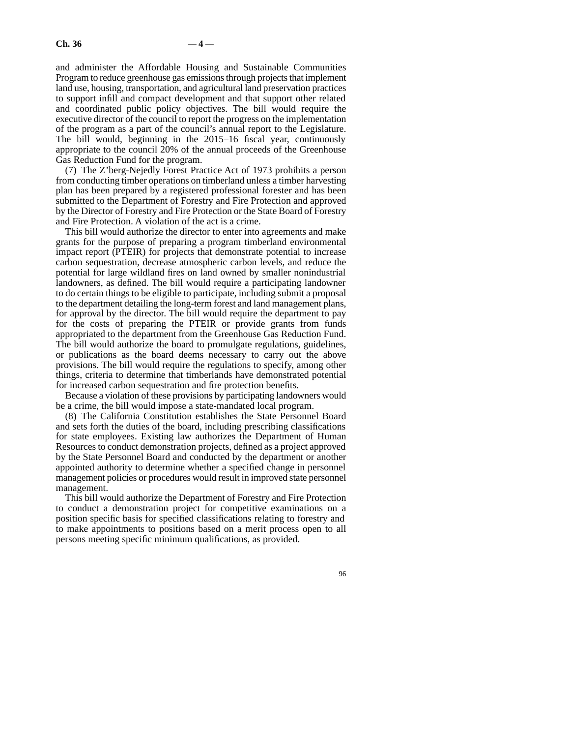and administer the Affordable Housing and Sustainable Communities Program to reduce greenhouse gas emissions through projects that implement land use, housing, transportation, and agricultural land preservation practices to support infill and compact development and that support other related and coordinated public policy objectives. The bill would require the executive director of the council to report the progress on the implementation of the program as a part of the council's annual report to the Legislature. The bill would, beginning in the 2015–16 fiscal year, continuously appropriate to the council 20% of the annual proceeds of the Greenhouse Gas Reduction Fund for the program.

(7) The Z'berg-Nejedly Forest Practice Act of 1973 prohibits a person from conducting timber operations on timberland unless a timber harvesting plan has been prepared by a registered professional forester and has been submitted to the Department of Forestry and Fire Protection and approved by the Director of Forestry and Fire Protection or the State Board of Forestry and Fire Protection. A violation of the act is a crime.

This bill would authorize the director to enter into agreements and make grants for the purpose of preparing a program timberland environmental impact report (PTEIR) for projects that demonstrate potential to increase carbon sequestration, decrease atmospheric carbon levels, and reduce the potential for large wildland fires on land owned by smaller nonindustrial landowners, as defined. The bill would require a participating landowner to do certain things to be eligible to participate, including submit a proposal to the department detailing the long-term forest and land management plans, for approval by the director. The bill would require the department to pay for the costs of preparing the PTEIR or provide grants from funds appropriated to the department from the Greenhouse Gas Reduction Fund. The bill would authorize the board to promulgate regulations, guidelines, or publications as the board deems necessary to carry out the above provisions. The bill would require the regulations to specify, among other things, criteria to determine that timberlands have demonstrated potential for increased carbon sequestration and fire protection benefits.

Because a violation of these provisions by participating landowners would be a crime, the bill would impose a state-mandated local program.

(8) The California Constitution establishes the State Personnel Board and sets forth the duties of the board, including prescribing classifications for state employees. Existing law authorizes the Department of Human Resources to conduct demonstration projects, defined as a project approved by the State Personnel Board and conducted by the department or another appointed authority to determine whether a specified change in personnel management policies or procedures would result in improved state personnel management.

This bill would authorize the Department of Forestry and Fire Protection to conduct a demonstration project for competitive examinations on a position specific basis for specified classifications relating to forestry and to make appointments to positions based on a merit process open to all persons meeting specific minimum qualifications, as provided.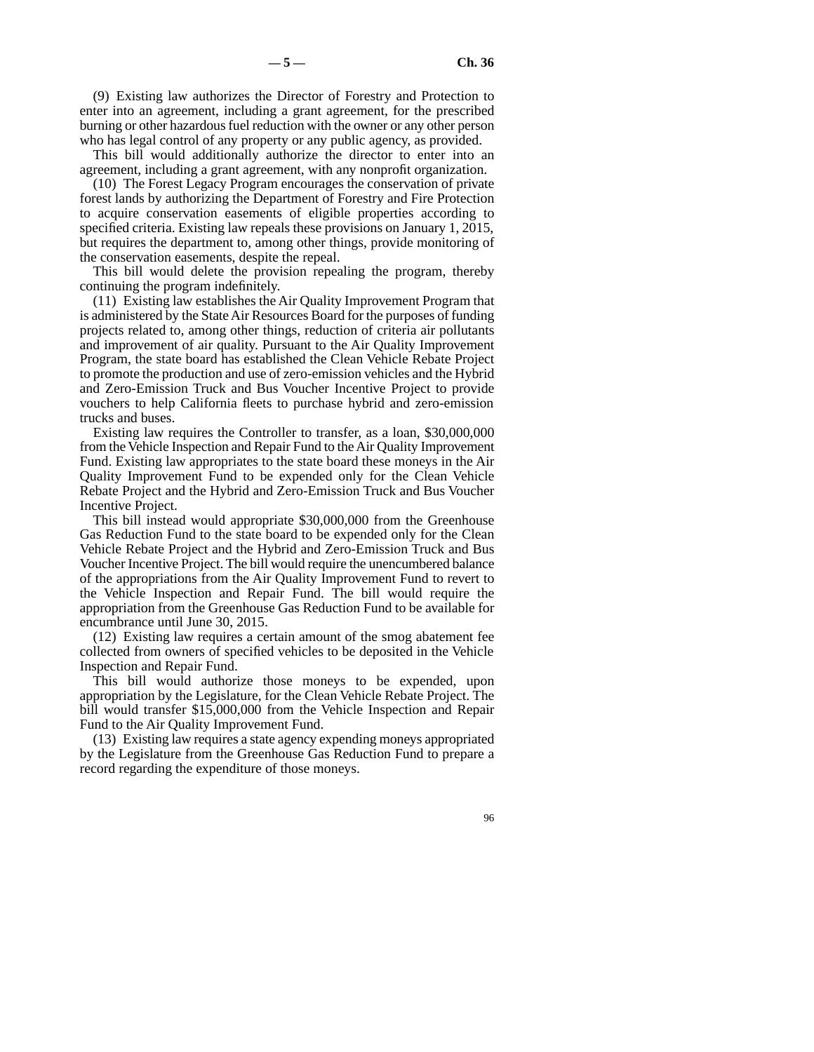(9) Existing law authorizes the Director of Forestry and Protection to enter into an agreement, including a grant agreement, for the prescribed burning or other hazardous fuel reduction with the owner or any other person who has legal control of any property or any public agency, as provided.

This bill would additionally authorize the director to enter into an agreement, including a grant agreement, with any nonprofit organization.

(10) The Forest Legacy Program encourages the conservation of private forest lands by authorizing the Department of Forestry and Fire Protection to acquire conservation easements of eligible properties according to specified criteria. Existing law repeals these provisions on January 1, 2015, but requires the department to, among other things, provide monitoring of the conservation easements, despite the repeal.

This bill would delete the provision repealing the program, thereby continuing the program indefinitely.

(11) Existing law establishes the Air Quality Improvement Program that is administered by the State Air Resources Board for the purposes of funding projects related to, among other things, reduction of criteria air pollutants and improvement of air quality. Pursuant to the Air Quality Improvement Program, the state board has established the Clean Vehicle Rebate Project to promote the production and use of zero-emission vehicles and the Hybrid and Zero-Emission Truck and Bus Voucher Incentive Project to provide vouchers to help California fleets to purchase hybrid and zero-emission trucks and buses.

Existing law requires the Controller to transfer, as a loan, $30,000,000 from the Vehicle Inspection and Repair Fund to the Air Quality Improvement Fund. Existing law appropriates to the state board these moneys in the Air Quality Improvement Fund to be expended only for the Clean Vehicle Rebate Project and the Hybrid and Zero-Emission Truck and Bus Voucher Incentive Project.

This bill instead would appropriate $30,000,000 from the Greenhouse Gas Reduction Fund to the state board to be expended only for the Clean Vehicle Rebate Project and the Hybrid and Zero-Emission Truck and Bus Voucher Incentive Project. The bill would require the unencumbered balance of the appropriations from the Air Quality Improvement Fund to revert to the Vehicle Inspection and Repair Fund. The bill would require the appropriation from the Greenhouse Gas Reduction Fund to be available for encumbrance until June 30, 2015.

(12) Existing law requires a certain amount of the smog abatement fee collected from owners of specified vehicles to be deposited in the Vehicle Inspection and Repair Fund.

This bill would authorize those moneys to be expended, upon appropriation by the Legislature, for the Clean Vehicle Rebate Project. The bill would transfer $15,000,000 from the Vehicle Inspection and Repair Fund to the Air Quality Improvement Fund.

(13) Existing law requires a state agency expending moneys appropriated by the Legislature from the Greenhouse Gas Reduction Fund to prepare a record regarding the expenditure of those moneys.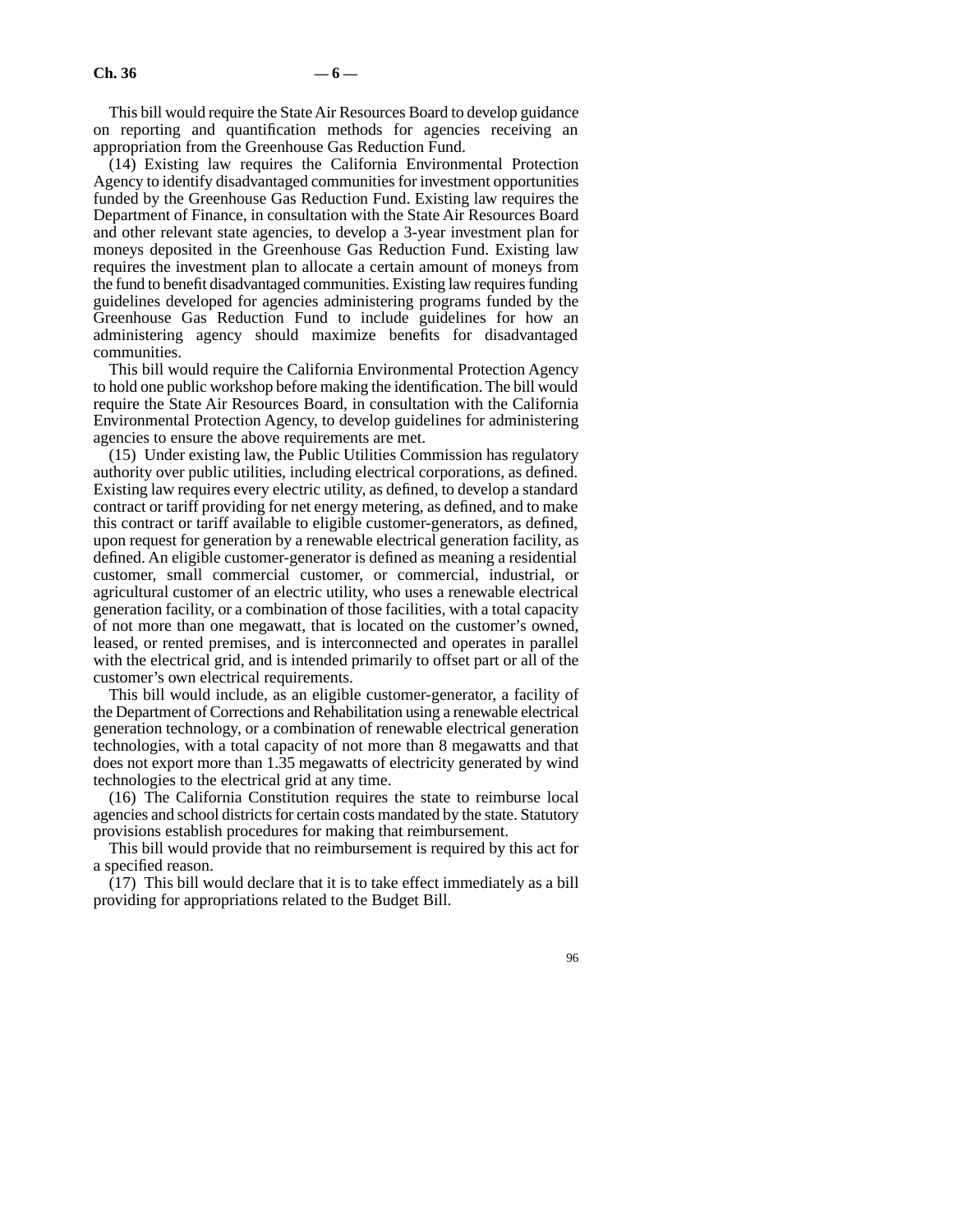This bill would require the State Air Resources Board to develop guidance on reporting and quantification methods for agencies receiving an appropriation from the Greenhouse Gas Reduction Fund.

(14) Existing law requires the California Environmental Protection Agency to identify disadvantaged communities for investment opportunities funded by the Greenhouse Gas Reduction Fund. Existing law requires the Department of Finance, in consultation with the State Air Resources Board and other relevant state agencies, to develop a 3-year investment plan for moneys deposited in the Greenhouse Gas Reduction Fund. Existing law requires the investment plan to allocate a certain amount of moneys from the fund to benefit disadvantaged communities. Existing law requires funding guidelines developed for agencies administering programs funded by the Greenhouse Gas Reduction Fund to include guidelines for how an administering agency should maximize benefits for disadvantaged communities.

This bill would require the California Environmental Protection Agency to hold one public workshop before making the identification. The bill would require the State Air Resources Board, in consultation with the California Environmental Protection Agency, to develop guidelines for administering agencies to ensure the above requirements are met.

(15) Under existing law, the Public Utilities Commission has regulatory authority over public utilities, including electrical corporations, as defined. Existing law requires every electric utility, as defined, to develop a standard contract or tariff providing for net energy metering, as defined, and to make this contract or tariff available to eligible customer-generators, as defined, upon request for generation by a renewable electrical generation facility, as defined. An eligible customer-generator is defined as meaning a residential customer, small commercial customer, or commercial, industrial, or agricultural customer of an electric utility, who uses a renewable electrical generation facility, or a combination of those facilities, with a total capacity of not more than one megawatt, that is located on the customer's owned, leased, or rented premises, and is interconnected and operates in parallel with the electrical grid, and is intended primarily to offset part or all of the customer's own electrical requirements.

This bill would include, as an eligible customer-generator, a facility of the Department of Corrections and Rehabilitation using a renewable electrical generation technology, or a combination of renewable electrical generation technologies, with a total capacity of not more than 8 megawatts and that does not export more than 1.35 megawatts of electricity generated by wind technologies to the electrical grid at any time.

(16) The California Constitution requires the state to reimburse local agencies and school districts for certain costs mandated by the state. Statutory provisions establish procedures for making that reimbursement.

This bill would provide that no reimbursement is required by this act for a specified reason.

(17) This bill would declare that it is to take effect immediately as a bill providing for appropriations related to the Budget Bill.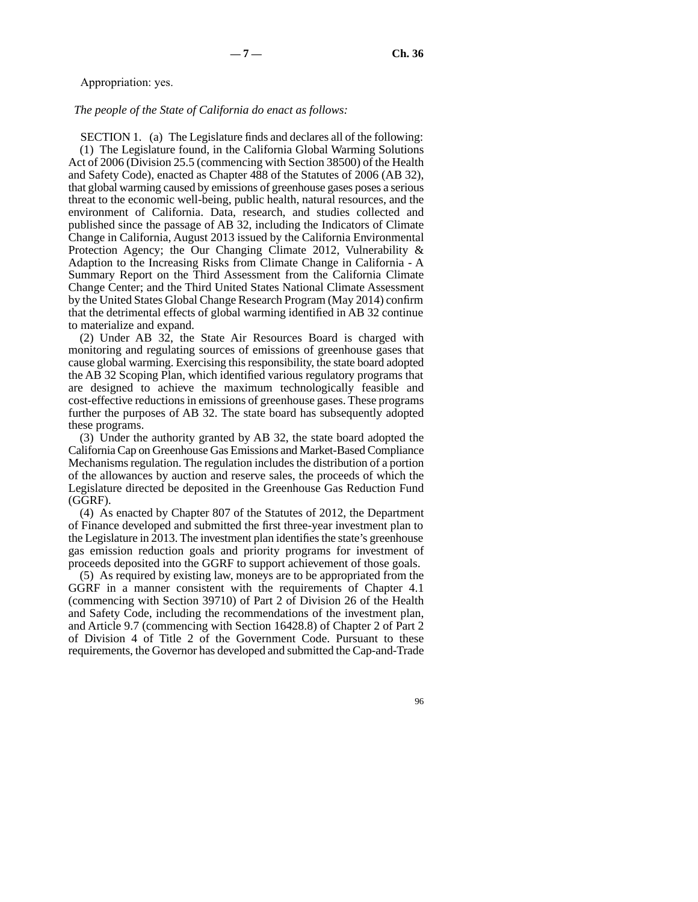Appropriation: yes.

*The people of the State of California do enact as follows:*

SECTION 1. (a) The Legislature finds and declares all of the following:

(1) The Legislature found, in the California Global Warming Solutions Act of 2006 (Division 25.5 (commencing with Section 38500) of the Health and Safety Code), enacted as Chapter 488 of the Statutes of 2006 (AB 32), that global warming caused by emissions of greenhouse gases poses a serious threat to the economic well-being, public health, natural resources, and the environment of California. Data, research, and studies collected and published since the passage of AB 32, including the Indicators of Climate Change in California, August 2013 issued by the California Environmental Protection Agency; the Our Changing Climate 2012, Vulnerability & Adaption to the Increasing Risks from Climate Change in California - A Summary Report on the Third Assessment from the California Climate Change Center; and the Third United States National Climate Assessment by the United States Global Change Research Program (May 2014) confirm that the detrimental effects of global warming identified in AB 32 continue to materialize and expand.

(2) Under AB 32, the State Air Resources Board is charged with monitoring and regulating sources of emissions of greenhouse gases that cause global warming. Exercising this responsibility, the state board adopted the AB 32 Scoping Plan, which identified various regulatory programs that are designed to achieve the maximum technologically feasible and cost-effective reductions in emissions of greenhouse gases. These programs further the purposes of AB 32. The state board has subsequently adopted these programs.

(3) Under the authority granted by AB 32, the state board adopted the California Cap on Greenhouse Gas Emissions and Market-Based Compliance Mechanisms regulation. The regulation includes the distribution of a portion of the allowances by auction and reserve sales, the proceeds of which the Legislature directed be deposited in the Greenhouse Gas Reduction Fund (GGRF).

(4) As enacted by Chapter 807 of the Statutes of 2012, the Department of Finance developed and submitted the first three-year investment plan to the Legislature in 2013. The investment plan identifies the state's greenhouse gas emission reduction goals and priority programs for investment of proceeds deposited into the GGRF to support achievement of those goals.

(5) As required by existing law, moneys are to be appropriated from the GGRF in a manner consistent with the requirements of Chapter 4.1 (commencing with Section 39710) of Part 2 of Division 26 of the Health and Safety Code, including the recommendations of the investment plan, and Article 9.7 (commencing with Section 16428.8) of Chapter 2 of Part 2 of Division 4 of Title 2 of the Government Code. Pursuant to these requirements, the Governor has developed and submitted the Cap-and-Trade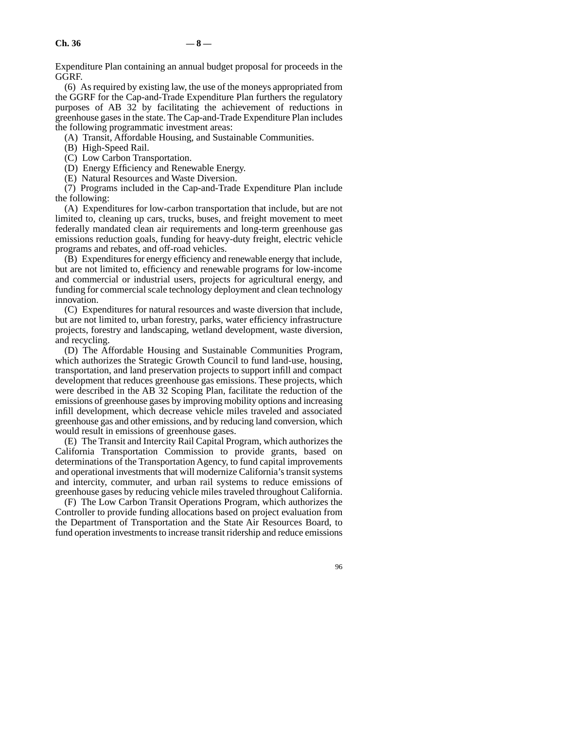Expenditure Plan containing an annual budget proposal for proceeds in the GGRF.

(6) As required by existing law, the use of the moneys appropriated from the GGRF for the Cap-and-Trade Expenditure Plan furthers the regulatory purposes of AB 32 by facilitating the achievement of reductions in greenhouse gases in the state. The Cap-and-Trade Expenditure Plan includes the following programmatic investment areas:

(A) Transit, Affordable Housing, and Sustainable Communities.

(B) High-Speed Rail.

(C) Low Carbon Transportation.

(D) Energy Efficiency and Renewable Energy.

(E) Natural Resources and Waste Diversion.

(7) Programs included in the Cap-and-Trade Expenditure Plan include the following:

(A) Expenditures for low-carbon transportation that include, but are not limited to, cleaning up cars, trucks, buses, and freight movement to meet federally mandated clean air requirements and long-term greenhouse gas emissions reduction goals, funding for heavy-duty freight, electric vehicle programs and rebates, and off-road vehicles.

(B) Expenditures for energy efficiency and renewable energy that include, but are not limited to, efficiency and renewable programs for low-income and commercial or industrial users, projects for agricultural energy, and funding for commercial scale technology deployment and clean technology innovation.

(C) Expenditures for natural resources and waste diversion that include, but are not limited to, urban forestry, parks, water efficiency infrastructure projects, forestry and landscaping, wetland development, waste diversion, and recycling.

(D) The Affordable Housing and Sustainable Communities Program, which authorizes the Strategic Growth Council to fund land-use, housing, transportation, and land preservation projects to support infill and compact development that reduces greenhouse gas emissions. These projects, which were described in the AB 32 Scoping Plan, facilitate the reduction of the emissions of greenhouse gases by improving mobility options and increasing infill development, which decrease vehicle miles traveled and associated greenhouse gas and other emissions, and by reducing land conversion, which would result in emissions of greenhouse gases.

(E) The Transit and Intercity Rail Capital Program, which authorizes the California Transportation Commission to provide grants, based on determinations of the Transportation Agency, to fund capital improvements and operational investments that will modernize California's transit systems and intercity, commuter, and urban rail systems to reduce emissions of greenhouse gases by reducing vehicle miles traveled throughout California.

(F) The Low Carbon Transit Operations Program, which authorizes the Controller to provide funding allocations based on project evaluation from the Department of Transportation and the State Air Resources Board, to fund operation investments to increase transit ridership and reduce emissions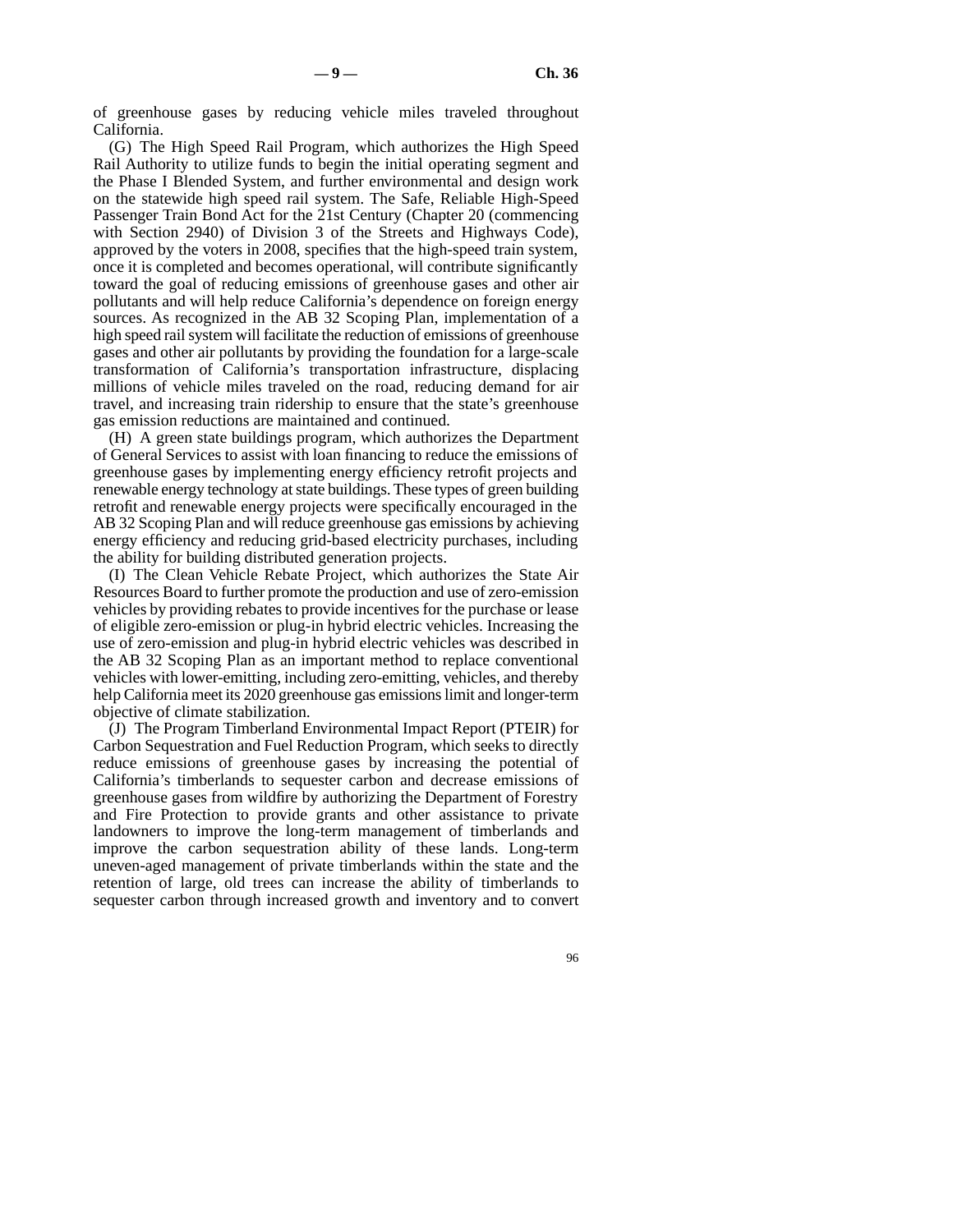of greenhouse gases by reducing vehicle miles traveled throughout California.

(G) The High Speed Rail Program, which authorizes the High Speed Rail Authority to utilize funds to begin the initial operating segment and the Phase I Blended System, and further environmental and design work on the statewide high speed rail system. The Safe, Reliable High-Speed Passenger Train Bond Act for the 21st Century (Chapter 20 (commencing with Section 2940) of Division 3 of the Streets and Highways Code), approved by the voters in 2008, specifies that the high-speed train system, once it is completed and becomes operational, will contribute significantly toward the goal of reducing emissions of greenhouse gases and other air pollutants and will help reduce California's dependence on foreign energy sources. As recognized in the AB 32 Scoping Plan, implementation of a high speed rail system will facilitate the reduction of emissions of greenhouse gases and other air pollutants by providing the foundation for a large-scale transformation of California's transportation infrastructure, displacing millions of vehicle miles traveled on the road, reducing demand for air travel, and increasing train ridership to ensure that the state's greenhouse gas emission reductions are maintained and continued.

(H) A green state buildings program, which authorizes the Department of General Services to assist with loan financing to reduce the emissions of greenhouse gases by implementing energy efficiency retrofit projects and renewable energy technology at state buildings. These types of green building retrofit and renewable energy projects were specifically encouraged in the AB 32 Scoping Plan and will reduce greenhouse gas emissions by achieving energy efficiency and reducing grid-based electricity purchases, including the ability for building distributed generation projects.

(I) The Clean Vehicle Rebate Project, which authorizes the State Air Resources Board to further promote the production and use of zero-emission vehicles by providing rebates to provide incentives for the purchase or lease of eligible zero-emission or plug-in hybrid electric vehicles. Increasing the use of zero-emission and plug-in hybrid electric vehicles was described in the AB 32 Scoping Plan as an important method to replace conventional vehicles with lower-emitting, including zero-emitting, vehicles, and thereby help California meet its 2020 greenhouse gas emissions limit and longer-term objective of climate stabilization.

(J) The Program Timberland Environmental Impact Report (PTEIR) for Carbon Sequestration and Fuel Reduction Program, which seeks to directly reduce emissions of greenhouse gases by increasing the potential of California's timberlands to sequester carbon and decrease emissions of greenhouse gases from wildfire by authorizing the Department of Forestry and Fire Protection to provide grants and other assistance to private landowners to improve the long-term management of timberlands and improve the carbon sequestration ability of these lands. Long-term uneven-aged management of private timberlands within the state and the retention of large, old trees can increase the ability of timberlands to sequester carbon through increased growth and inventory and to convert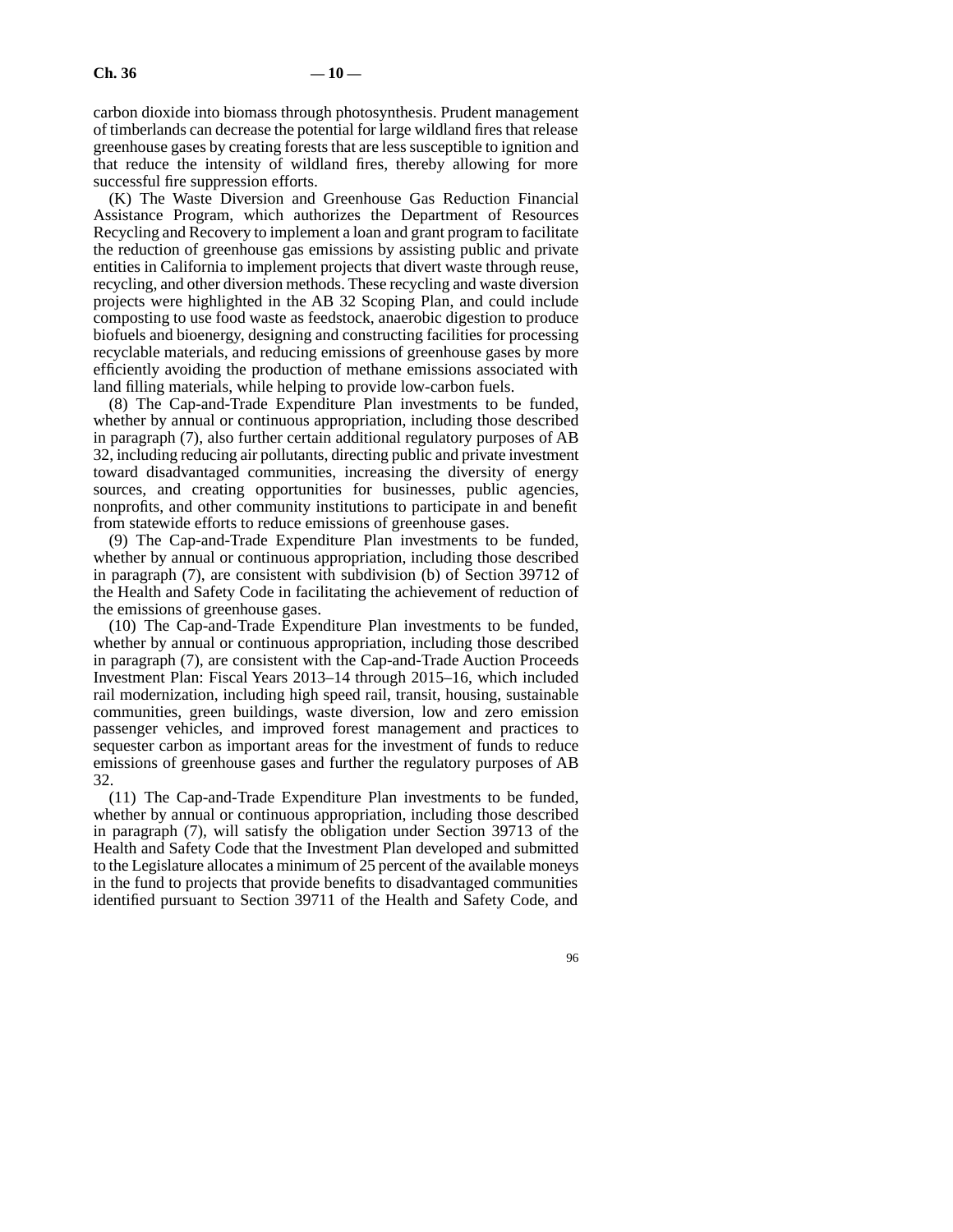carbon dioxide into biomass through photosynthesis. Prudent management of timberlands can decrease the potential for large wildland fires that release greenhouse gases by creating forests that are less susceptible to ignition and that reduce the intensity of wildland fires, thereby allowing for more successful fire suppression efforts.

(K) The Waste Diversion and Greenhouse Gas Reduction Financial Assistance Program, which authorizes the Department of Resources Recycling and Recovery to implement a loan and grant program to facilitate the reduction of greenhouse gas emissions by assisting public and private entities in California to implement projects that divert waste through reuse, recycling, and other diversion methods. These recycling and waste diversion projects were highlighted in the AB 32 Scoping Plan, and could include composting to use food waste as feedstock, anaerobic digestion to produce biofuels and bioenergy, designing and constructing facilities for processing recyclable materials, and reducing emissions of greenhouse gases by more efficiently avoiding the production of methane emissions associated with land filling materials, while helping to provide low-carbon fuels.

(8) The Cap-and-Trade Expenditure Plan investments to be funded, whether by annual or continuous appropriation, including those described in paragraph (7), also further certain additional regulatory purposes of AB 32, including reducing air pollutants, directing public and private investment toward disadvantaged communities, increasing the diversity of energy sources, and creating opportunities for businesses, public agencies, nonprofits, and other community institutions to participate in and benefit from statewide efforts to reduce emissions of greenhouse gases.

(9) The Cap-and-Trade Expenditure Plan investments to be funded, whether by annual or continuous appropriation, including those described in paragraph (7), are consistent with subdivision (b) of Section 39712 of the Health and Safety Code in facilitating the achievement of reduction of the emissions of greenhouse gases.

(10) The Cap-and-Trade Expenditure Plan investments to be funded, whether by annual or continuous appropriation, including those described in paragraph (7), are consistent with the Cap-and-Trade Auction Proceeds Investment Plan: Fiscal Years 2013–14 through 2015–16, which included rail modernization, including high speed rail, transit, housing, sustainable communities, green buildings, waste diversion, low and zero emission passenger vehicles, and improved forest management and practices to sequester carbon as important areas for the investment of funds to reduce emissions of greenhouse gases and further the regulatory purposes of AB 32.

(11) The Cap-and-Trade Expenditure Plan investments to be funded, whether by annual or continuous appropriation, including those described in paragraph (7), will satisfy the obligation under Section 39713 of the Health and Safety Code that the Investment Plan developed and submitted to the Legislature allocates a minimum of 25 percent of the available moneys in the fund to projects that provide benefits to disadvantaged communities identified pursuant to Section 39711 of the Health and Safety Code, and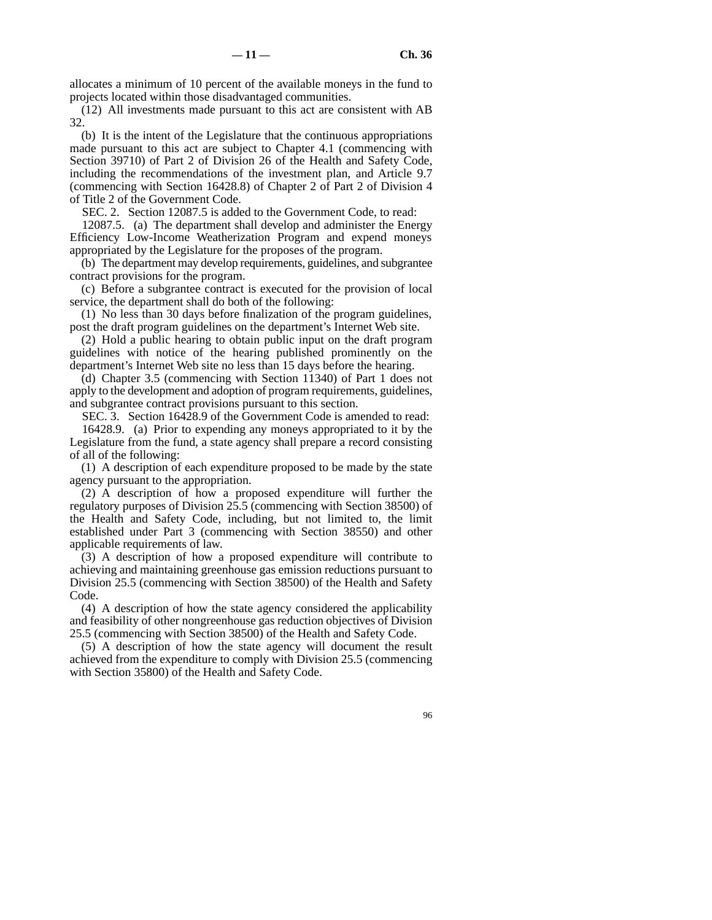allocates a minimum of 10 percent of the available moneys in the fund to projects located within those disadvantaged communities.

(12) All investments made pursuant to this act are consistent with AB 32.

(b) It is the intent of the Legislature that the continuous appropriations made pursuant to this act are subject to Chapter 4.1 (commencing with Section 39710) of Part 2 of Division 26 of the Health and Safety Code, including the recommendations of the investment plan, and Article 9.7 (commencing with Section 16428.8) of Chapter 2 of Part 2 of Division 4 of Title 2 of the Government Code.

SEC. 2. Section 12087.5 is added to the Government Code, to read:

12087.5. (a) The department shall develop and administer the Energy Efficiency Low-Income Weatherization Program and expend moneys appropriated by the Legislature for the proposes of the program.

(b) The department may develop requirements, guidelines, and subgrantee contract provisions for the program.

(c) Before a subgrantee contract is executed for the provision of local service, the department shall do both of the following:

(1) No less than 30 days before finalization of the program guidelines, post the draft program guidelines on the department's Internet Web site.

(2) Hold a public hearing to obtain public input on the draft program guidelines with notice of the hearing published prominently on the department's Internet Web site no less than 15 days before the hearing.

(d) Chapter 3.5 (commencing with Section 11340) of Part 1 does not apply to the development and adoption of program requirements, guidelines, and subgrantee contract provisions pursuant to this section.

SEC. 3. Section 16428.9 of the Government Code is amended to read:

16428.9. (a) Prior to expending any moneys appropriated to it by the Legislature from the fund, a state agency shall prepare a record consisting of all of the following:

(1) A description of each expenditure proposed to be made by the state agency pursuant to the appropriation.

(2) A description of how a proposed expenditure will further the regulatory purposes of Division 25.5 (commencing with Section 38500) of the Health and Safety Code, including, but not limited to, the limit established under Part 3 (commencing with Section 38550) and other applicable requirements of law.

(3) A description of how a proposed expenditure will contribute to achieving and maintaining greenhouse gas emission reductions pursuant to Division 25.5 (commencing with Section 38500) of the Health and Safety Code.

(4) A description of how the state agency considered the applicability and feasibility of other nongreenhouse gas reduction objectives of Division 25.5 (commencing with Section 38500) of the Health and Safety Code.

(5) A description of how the state agency will document the result achieved from the expenditure to comply with Division 25.5 (commencing with Section 35800) of the Health and Safety Code.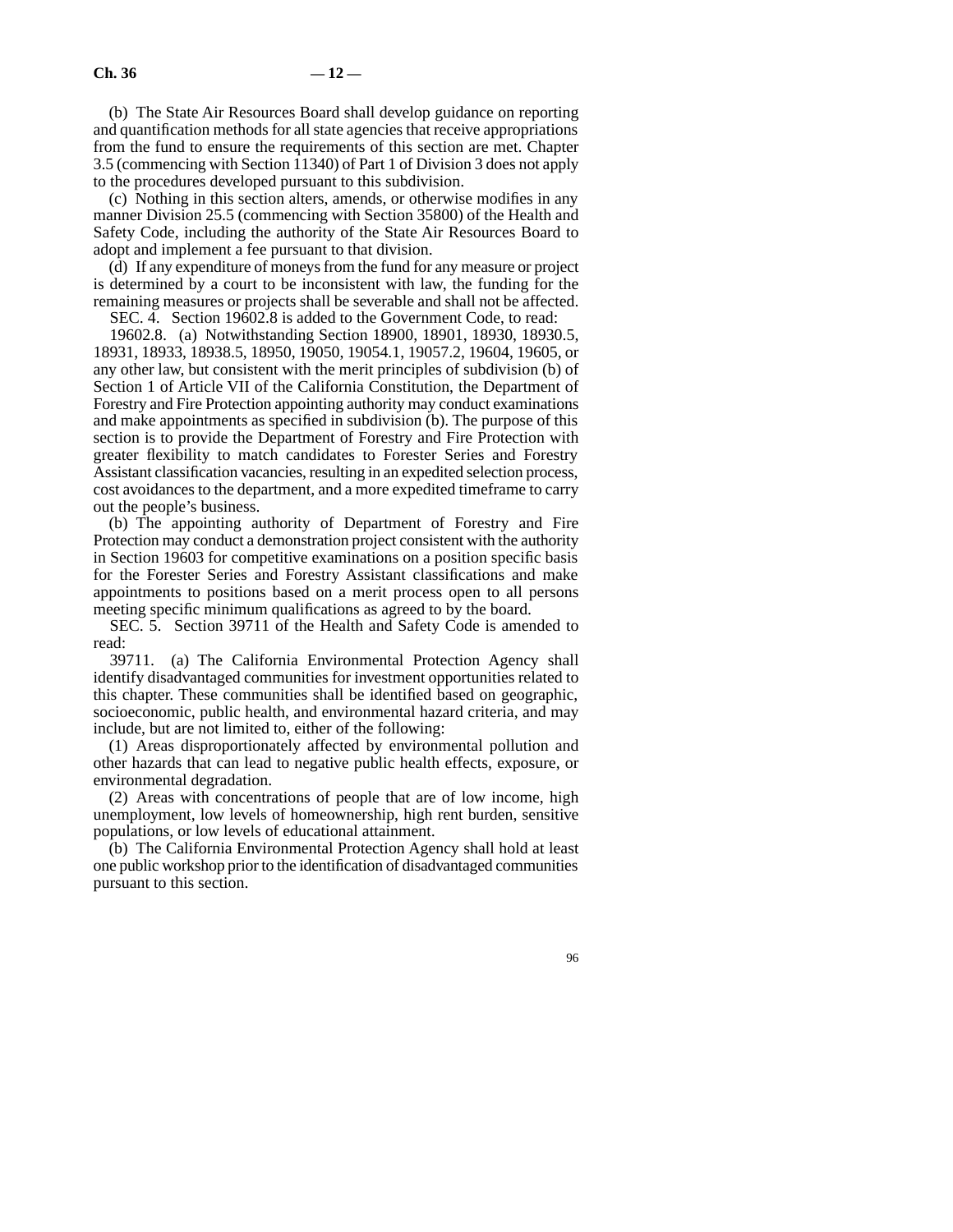(b) The State Air Resources Board shall develop guidance on reporting and quantification methods for all state agencies that receive appropriations from the fund to ensure the requirements of this section are met. Chapter 3.5 (commencing with Section 11340) of Part 1 of Division 3 does not apply to the procedures developed pursuant to this subdivision.

(c) Nothing in this section alters, amends, or otherwise modifies in any manner Division 25.5 (commencing with Section 35800) of the Health and Safety Code, including the authority of the State Air Resources Board to adopt and implement a fee pursuant to that division.

(d) If any expenditure of moneys from the fund for any measure or project is determined by a court to be inconsistent with law, the funding for the remaining measures or projects shall be severable and shall not be affected.

SEC. 4. Section 19602.8 is added to the Government Code, to read:

19602.8. (a) Notwithstanding Section 18900, 18901, 18930, 18930.5, 18931, 18933, 18938.5, 18950, 19050, 19054.1, 19057.2, 19604, 19605, or any other law, but consistent with the merit principles of subdivision (b) of Section 1 of Article VII of the California Constitution, the Department of Forestry and Fire Protection appointing authority may conduct examinations and make appointments as specified in subdivision (b). The purpose of this section is to provide the Department of Forestry and Fire Protection with greater flexibility to match candidates to Forester Series and Forestry Assistant classification vacancies, resulting in an expedited selection process, cost avoidances to the department, and a more expedited timeframe to carry out the people's business.

(b) The appointing authority of Department of Forestry and Fire Protection may conduct a demonstration project consistent with the authority in Section 19603 for competitive examinations on a position specific basis for the Forester Series and Forestry Assistant classifications and make appointments to positions based on a merit process open to all persons meeting specific minimum qualifications as agreed to by the board.

SEC. 5. Section 39711 of the Health and Safety Code is amended to read:

39711. (a) The California Environmental Protection Agency shall identify disadvantaged communities for investment opportunities related to this chapter. These communities shall be identified based on geographic, socioeconomic, public health, and environmental hazard criteria, and may include, but are not limited to, either of the following:

(1) Areas disproportionately affected by environmental pollution and other hazards that can lead to negative public health effects, exposure, or environmental degradation.

(2) Areas with concentrations of people that are of low income, high unemployment, low levels of homeownership, high rent burden, sensitive populations, or low levels of educational attainment.

(b) The California Environmental Protection Agency shall hold at least one public workshop prior to the identification of disadvantaged communities pursuant to this section.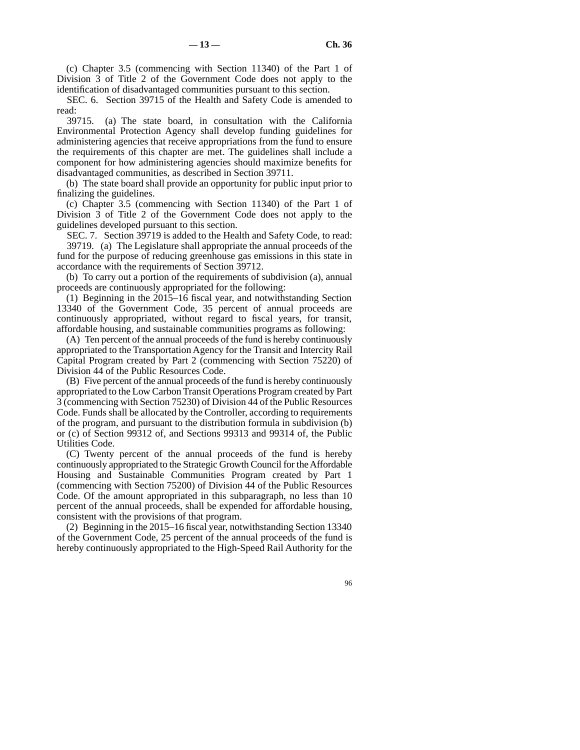(c) Chapter 3.5 (commencing with Section 11340) of the Part 1 of Division 3 of Title 2 of the Government Code does not apply to the identification of disadvantaged communities pursuant to this section.

SEC. 6. Section 39715 of the Health and Safety Code is amended to read:

39715. (a) The state board, in consultation with the California Environmental Protection Agency shall develop funding guidelines for administering agencies that receive appropriations from the fund to ensure the requirements of this chapter are met. The guidelines shall include a component for how administering agencies should maximize benefits for disadvantaged communities, as described in Section 39711.

(b) The state board shall provide an opportunity for public input prior to finalizing the guidelines.

(c) Chapter 3.5 (commencing with Section 11340) of the Part 1 of Division 3 of Title 2 of the Government Code does not apply to the guidelines developed pursuant to this section.

SEC. 7. Section 39719 is added to the Health and Safety Code, to read:

39719. (a) The Legislature shall appropriate the annual proceeds of the fund for the purpose of reducing greenhouse gas emissions in this state in accordance with the requirements of Section 39712.

(b) To carry out a portion of the requirements of subdivision (a), annual proceeds are continuously appropriated for the following:

(1) Beginning in the 2015–16 fiscal year, and notwithstanding Section 13340 of the Government Code, 35 percent of annual proceeds are continuously appropriated, without regard to fiscal years, for transit, affordable housing, and sustainable communities programs as following:

(A) Ten percent of the annual proceeds of the fund is hereby continuously appropriated to the Transportation Agency for the Transit and Intercity Rail Capital Program created by Part 2 (commencing with Section 75220) of Division 44 of the Public Resources Code.

(B) Five percent of the annual proceeds of the fund is hereby continuously appropriated to the Low Carbon Transit Operations Program created by Part 3 (commencing with Section 75230) of Division 44 of the Public Resources Code. Funds shall be allocated by the Controller, according to requirements of the program, and pursuant to the distribution formula in subdivision (b) or (c) of Section 99312 of, and Sections 99313 and 99314 of, the Public Utilities Code.

(C) Twenty percent of the annual proceeds of the fund is hereby continuously appropriated to the Strategic Growth Council for the Affordable Housing and Sustainable Communities Program created by Part 1 (commencing with Section 75200) of Division 44 of the Public Resources Code. Of the amount appropriated in this subparagraph, no less than 10 percent of the annual proceeds, shall be expended for affordable housing, consistent with the provisions of that program.

(2) Beginning in the 2015–16 fiscal year, notwithstanding Section 13340 of the Government Code, 25 percent of the annual proceeds of the fund is hereby continuously appropriated to the High-Speed Rail Authority for the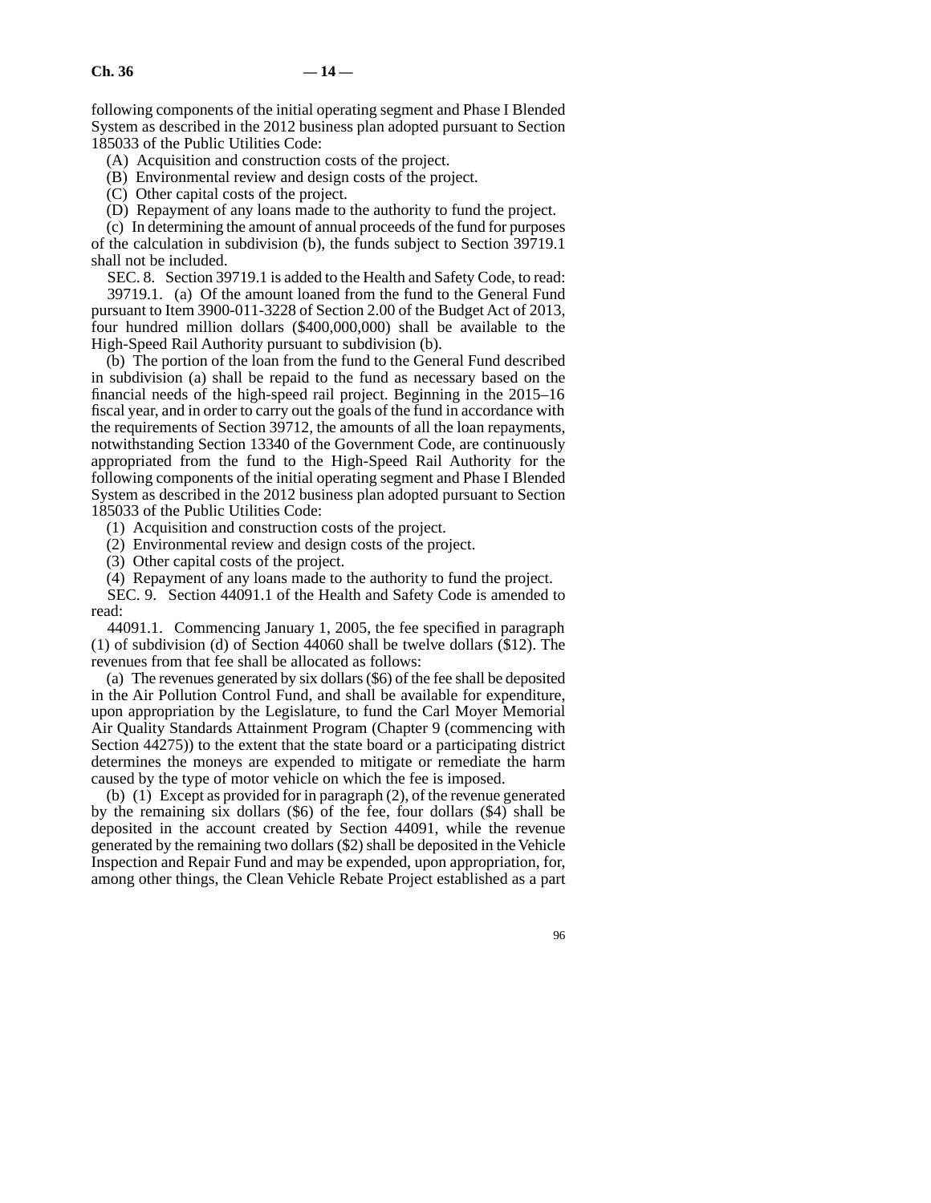following components of the initial operating segment and Phase I Blended System as described in the 2012 business plan adopted pursuant to Section 185033 of the Public Utilities Code:

(A) Acquisition and construction costs of the project.

(B) Environmental review and design costs of the project.

(C) Other capital costs of the project.

(D) Repayment of any loans made to the authority to fund the project.

(c) In determining the amount of annual proceeds of the fund for purposes of the calculation in subdivision (b), the funds subject to Section 39719.1 shall not be included.

SEC. 8. Section 39719.1 is added to the Health and Safety Code, to read:

39719.1. (a) Of the amount loaned from the fund to the General Fund pursuant to Item 3900-011-3228 of Section 2.00 of the Budget Act of 2013, four hundred million dollars ($400,000,000) shall be available to the High-Speed Rail Authority pursuant to subdivision (b).

(b) The portion of the loan from the fund to the General Fund described in subdivision (a) shall be repaid to the fund as necessary based on the financial needs of the high-speed rail project. Beginning in the 2015–16 fiscal year, and in order to carry out the goals of the fund in accordance with the requirements of Section 39712, the amounts of all the loan repayments, notwithstanding Section 13340 of the Government Code, are continuously appropriated from the fund to the High-Speed Rail Authority for the following components of the initial operating segment and Phase I Blended System as described in the 2012 business plan adopted pursuant to Section 185033 of the Public Utilities Code:

(1) Acquisition and construction costs of the project.

(2) Environmental review and design costs of the project.

(3) Other capital costs of the project.

(4) Repayment of any loans made to the authority to fund the project.

SEC. 9. Section 44091.1 of the Health and Safety Code is amended to read:

44091.1. Commencing January 1, 2005, the fee specified in paragraph (1) of subdivision (d) of Section 44060 shall be twelve dollars ($12). The revenues from that fee shall be allocated as follows:

(a) The revenues generated by six dollars ($6) of the fee shall be deposited in the Air Pollution Control Fund, and shall be available for expenditure, upon appropriation by the Legislature, to fund the Carl Moyer Memorial Air Quality Standards Attainment Program (Chapter 9 (commencing with Section 44275)) to the extent that the state board or a participating district determines the moneys are expended to mitigate or remediate the harm caused by the type of motor vehicle on which the fee is imposed.

(b) (1) Except as provided for in paragraph (2), of the revenue generated by the remaining six dollars ($6) of the fee, four dollars ($4) shall be deposited in the account created by Section 44091, while the revenue generated by the remaining two dollars ($2) shall be deposited in the Vehicle Inspection and Repair Fund and may be expended, upon appropriation, for, among other things, the Clean Vehicle Rebate Project established as a part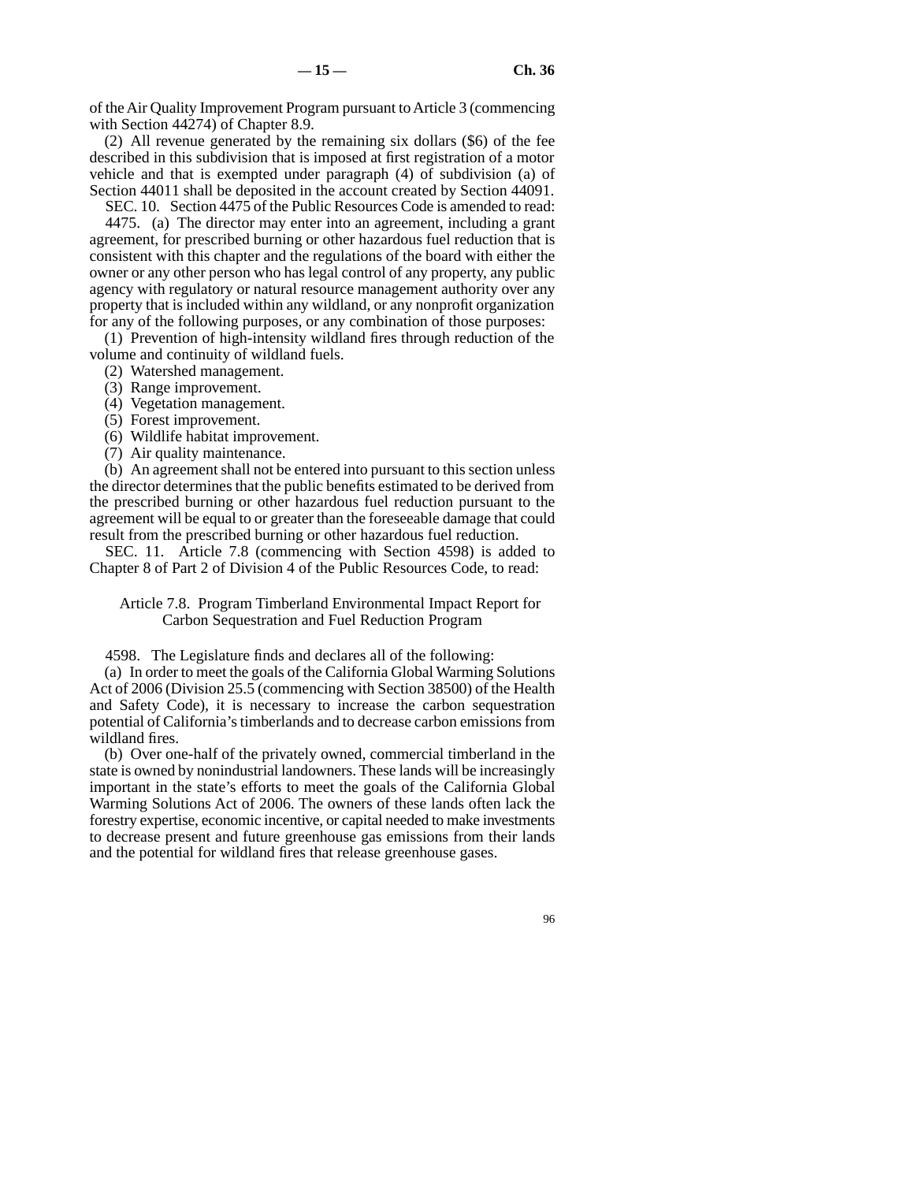of the Air Quality Improvement Program pursuant to Article 3 (commencing with Section 44274) of Chapter 8.9.

(2) All revenue generated by the remaining six dollars ($6) of the fee described in this subdivision that is imposed at first registration of a motor vehicle and that is exempted under paragraph (4) of subdivision (a) of Section 44011 shall be deposited in the account created by Section 44091.

SEC. 10. Section 4475 of the Public Resources Code is amended to read:

4475. (a) The director may enter into an agreement, including a grant agreement, for prescribed burning or other hazardous fuel reduction that is consistent with this chapter and the regulations of the board with either the owner or any other person who has legal control of any property, any public agency with regulatory or natural resource management authority over any property that is included within any wildland, or any nonprofit organization for any of the following purposes, or any combination of those purposes:

(1) Prevention of high-intensity wildland fires through reduction of the volume and continuity of wildland fuels.

(2) Watershed management.

(3) Range improvement.

(4) Vegetation management.

(5) Forest improvement.

(6) Wildlife habitat improvement.

(7) Air quality maintenance.

(b) An agreement shall not be entered into pursuant to this section unless the director determines that the public benefits estimated to be derived from the prescribed burning or other hazardous fuel reduction pursuant to the agreement will be equal to or greater than the foreseeable damage that could result from the prescribed burning or other hazardous fuel reduction.

SEC. 11. Article 7.8 (commencing with Section 4598) is added to Chapter 8 of Part 2 of Division 4 of the Public Resources Code, to read:

Article 7.8. Program Timberland Environmental Impact Report for Carbon Sequestration and Fuel Reduction Program

4598. The Legislature finds and declares all of the following:

(a) In order to meet the goals of the California Global Warming Solutions Act of 2006 (Division 25.5 (commencing with Section 38500) of the Health and Safety Code), it is necessary to increase the carbon sequestration potential of California's timberlands and to decrease carbon emissions from wildland fires.

(b) Over one-half of the privately owned, commercial timberland in the state is owned by nonindustrial landowners. These lands will be increasingly important in the state's efforts to meet the goals of the California Global Warming Solutions Act of 2006. The owners of these lands often lack the forestry expertise, economic incentive, or capital needed to make investments to decrease present and future greenhouse gas emissions from their lands and the potential for wildland fires that release greenhouse gases.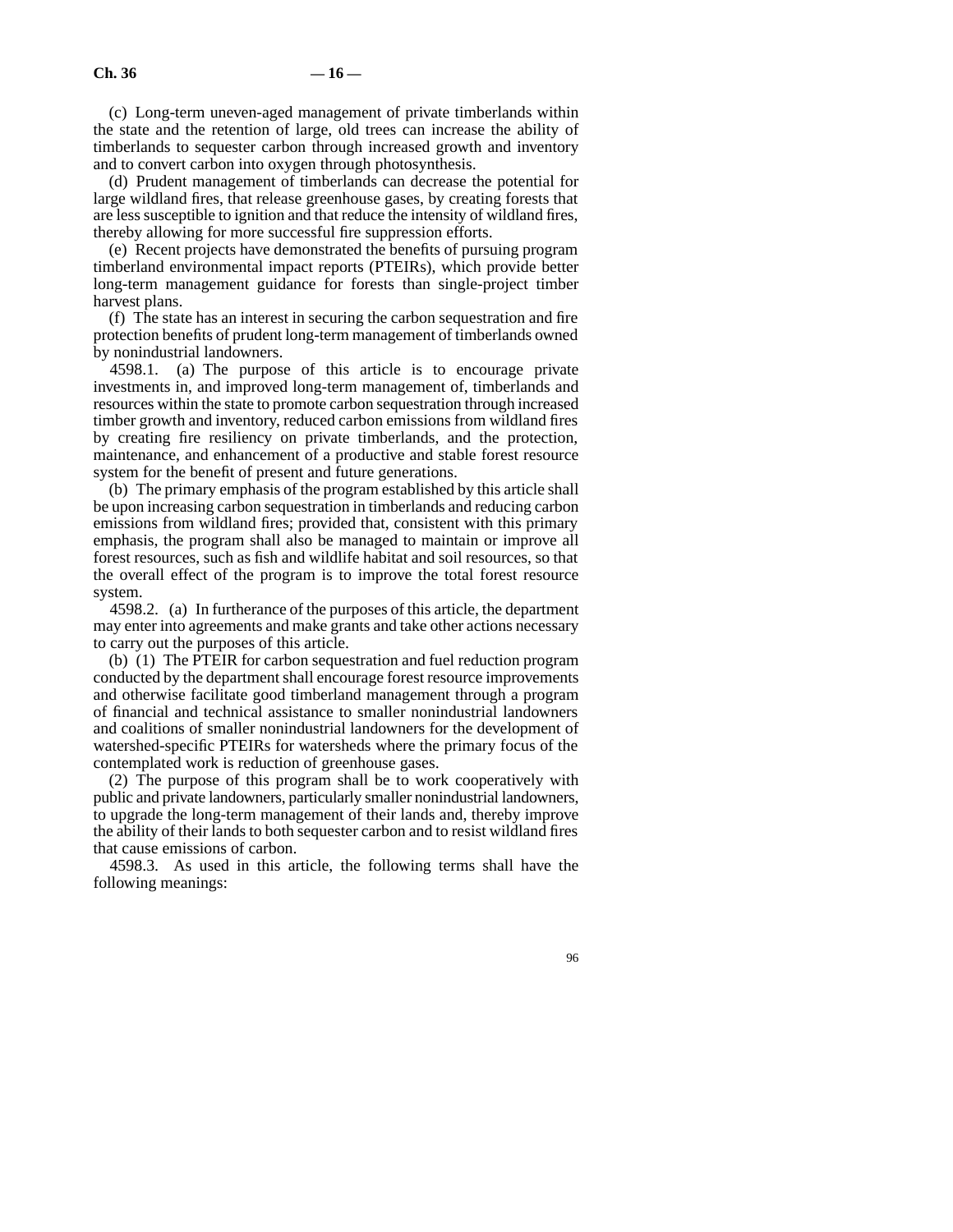(c) Long-term uneven-aged management of private timberlands within the state and the retention of large, old trees can increase the ability of timberlands to sequester carbon through increased growth and inventory and to convert carbon into oxygen through photosynthesis.

(d) Prudent management of timberlands can decrease the potential for large wildland fires, that release greenhouse gases, by creating forests that are less susceptible to ignition and that reduce the intensity of wildland fires, thereby allowing for more successful fire suppression efforts.

(e) Recent projects have demonstrated the benefits of pursuing program timberland environmental impact reports (PTEIRs), which provide better long-term management guidance for forests than single-project timber harvest plans.

(f) The state has an interest in securing the carbon sequestration and fire protection benefits of prudent long-term management of timberlands owned by nonindustrial landowners.

4598.1. (a) The purpose of this article is to encourage private investments in, and improved long-term management of, timberlands and resources within the state to promote carbon sequestration through increased timber growth and inventory, reduced carbon emissions from wildland fires by creating fire resiliency on private timberlands, and the protection, maintenance, and enhancement of a productive and stable forest resource system for the benefit of present and future generations.

(b) The primary emphasis of the program established by this article shall be upon increasing carbon sequestration in timberlands and reducing carbon emissions from wildland fires; provided that, consistent with this primary emphasis, the program shall also be managed to maintain or improve all forest resources, such as fish and wildlife habitat and soil resources, so that the overall effect of the program is to improve the total forest resource system.

4598.2. (a) In furtherance of the purposes of this article, the department may enter into agreements and make grants and take other actions necessary to carry out the purposes of this article.

(b) (1) The PTEIR for carbon sequestration and fuel reduction program conducted by the department shall encourage forest resource improvements and otherwise facilitate good timberland management through a program of financial and technical assistance to smaller nonindustrial landowners and coalitions of smaller nonindustrial landowners for the development of watershed-specific PTEIRs for watersheds where the primary focus of the contemplated work is reduction of greenhouse gases.

(2) The purpose of this program shall be to work cooperatively with public and private landowners, particularly smaller nonindustrial landowners, to upgrade the long-term management of their lands and, thereby improve the ability of their lands to both sequester carbon and to resist wildland fires that cause emissions of carbon.

4598.3. As used in this article, the following terms shall have the following meanings: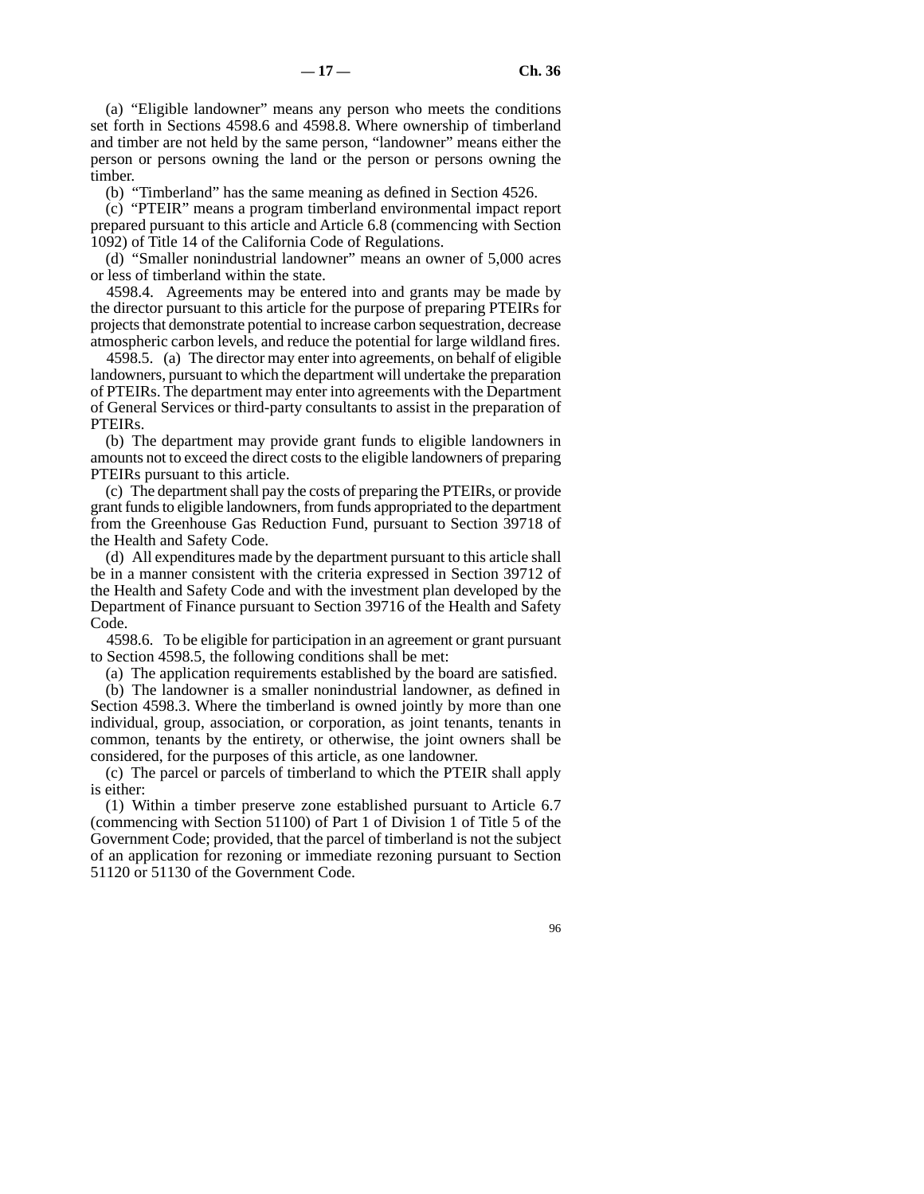(a) "Eligible landowner" means any person who meets the conditions set forth in Sections 4598.6 and 4598.8. Where ownership of timberland and timber are not held by the same person, "landowner" means either the person or persons owning the land or the person or persons owning the timber.

(b) "Timberland" has the same meaning as defined in Section 4526.

(c) "PTEIR" means a program timberland environmental impact report prepared pursuant to this article and Article 6.8 (commencing with Section 1092) of Title 14 of the California Code of Regulations.

(d) "Smaller nonindustrial landowner" means an owner of 5,000 acres or less of timberland within the state.

4598.4. Agreements may be entered into and grants may be made by the director pursuant to this article for the purpose of preparing PTEIRs for projects that demonstrate potential to increase carbon sequestration, decrease atmospheric carbon levels, and reduce the potential for large wildland fires.

4598.5. (a) The director may enter into agreements, on behalf of eligible landowners, pursuant to which the department will undertake the preparation of PTEIRs. The department may enter into agreements with the Department of General Services or third-party consultants to assist in the preparation of PTEIRs.

(b) The department may provide grant funds to eligible landowners in amounts not to exceed the direct costs to the eligible landowners of preparing PTEIRs pursuant to this article.

(c) The department shall pay the costs of preparing the PTEIRs, or provide grant funds to eligible landowners, from funds appropriated to the department from the Greenhouse Gas Reduction Fund, pursuant to Section 39718 of the Health and Safety Code.

(d) All expenditures made by the department pursuant to this article shall be in a manner consistent with the criteria expressed in Section 39712 of the Health and Safety Code and with the investment plan developed by the Department of Finance pursuant to Section 39716 of the Health and Safety Code.

4598.6. To be eligible for participation in an agreement or grant pursuant to Section 4598.5, the following conditions shall be met:

(a) The application requirements established by the board are satisfied.

(b) The landowner is a smaller nonindustrial landowner, as defined in Section 4598.3. Where the timberland is owned jointly by more than one individual, group, association, or corporation, as joint tenants, tenants in common, tenants by the entirety, or otherwise, the joint owners shall be considered, for the purposes of this article, as one landowner.

(c) The parcel or parcels of timberland to which the PTEIR shall apply is either:

(1) Within a timber preserve zone established pursuant to Article 6.7 (commencing with Section 51100) of Part 1 of Division 1 of Title 5 of the Government Code; provided, that the parcel of timberland is not the subject of an application for rezoning or immediate rezoning pursuant to Section 51120 or 51130 of the Government Code.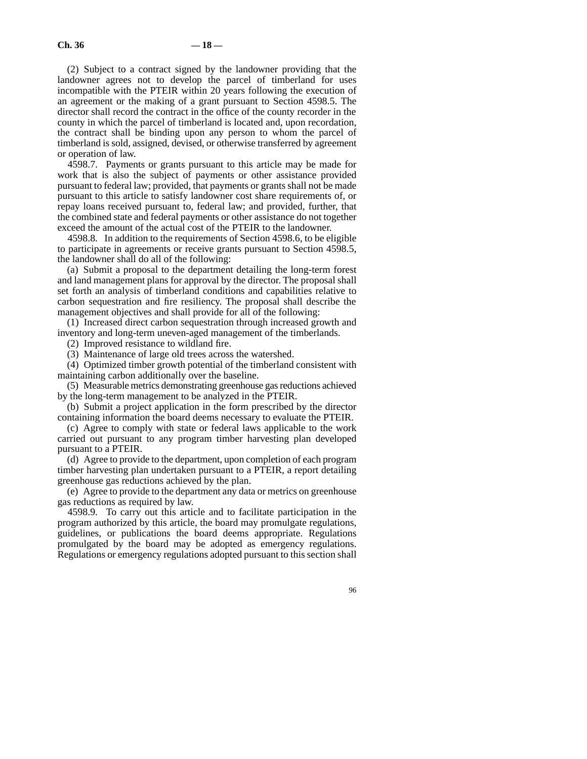(2) Subject to a contract signed by the landowner providing that the landowner agrees not to develop the parcel of timberland for uses incompatible with the PTEIR within 20 years following the execution of an agreement or the making of a grant pursuant to Section 4598.5. The director shall record the contract in the office of the county recorder in the county in which the parcel of timberland is located and, upon recordation, the contract shall be binding upon any person to whom the parcel of timberland is sold, assigned, devised, or otherwise transferred by agreement or operation of law.

4598.7. Payments or grants pursuant to this article may be made for work that is also the subject of payments or other assistance provided pursuant to federal law; provided, that payments or grants shall not be made pursuant to this article to satisfy landowner cost share requirements of, or repay loans received pursuant to, federal law; and provided, further, that the combined state and federal payments or other assistance do not together exceed the amount of the actual cost of the PTEIR to the landowner.

4598.8. In addition to the requirements of Section 4598.6, to be eligible to participate in agreements or receive grants pursuant to Section 4598.5, the landowner shall do all of the following:

(a) Submit a proposal to the department detailing the long-term forest and land management plans for approval by the director. The proposal shall set forth an analysis of timberland conditions and capabilities relative to carbon sequestration and fire resiliency. The proposal shall describe the management objectives and shall provide for all of the following:

(1) Increased direct carbon sequestration through increased growth and inventory and long-term uneven-aged management of the timberlands.

(2) Improved resistance to wildland fire.

(3) Maintenance of large old trees across the watershed.

(4) Optimized timber growth potential of the timberland consistent with maintaining carbon additionally over the baseline.

(5) Measurable metrics demonstrating greenhouse gas reductions achieved by the long-term management to be analyzed in the PTEIR.

(b) Submit a project application in the form prescribed by the director containing information the board deems necessary to evaluate the PTEIR.

(c) Agree to comply with state or federal laws applicable to the work carried out pursuant to any program timber harvesting plan developed pursuant to a PTEIR.

(d) Agree to provide to the department, upon completion of each program timber harvesting plan undertaken pursuant to a PTEIR, a report detailing greenhouse gas reductions achieved by the plan.

(e) Agree to provide to the department any data or metrics on greenhouse gas reductions as required by law.

4598.9. To carry out this article and to facilitate participation in the program authorized by this article, the board may promulgate regulations, guidelines, or publications the board deems appropriate. Regulations promulgated by the board may be adopted as emergency regulations. Regulations or emergency regulations adopted pursuant to this section shall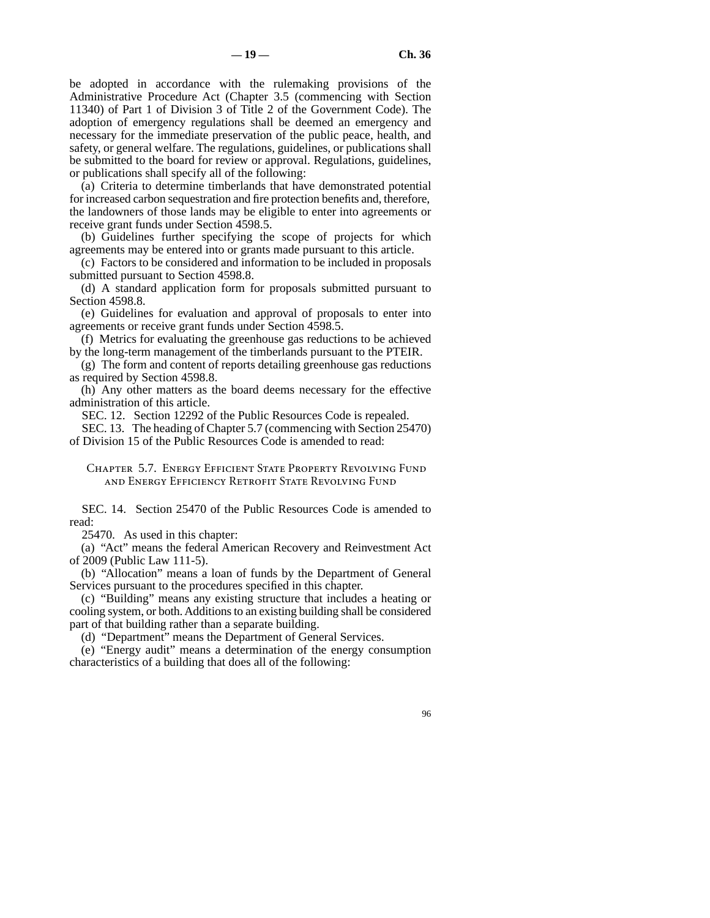be adopted in accordance with the rulemaking provisions of the Administrative Procedure Act (Chapter 3.5 (commencing with Section 11340) of Part 1 of Division 3 of Title 2 of the Government Code). The adoption of emergency regulations shall be deemed an emergency and necessary for the immediate preservation of the public peace, health, and safety, or general welfare. The regulations, guidelines, or publications shall be submitted to the board for review or approval. Regulations, guidelines, or publications shall specify all of the following:

(a) Criteria to determine timberlands that have demonstrated potential for increased carbon sequestration and fire protection benefits and, therefore, the landowners of those lands may be eligible to enter into agreements or receive grant funds under Section 4598.5.

(b) Guidelines further specifying the scope of projects for which agreements may be entered into or grants made pursuant to this article.

(c) Factors to be considered and information to be included in proposals submitted pursuant to Section 4598.8.

(d) A standard application form for proposals submitted pursuant to Section 4598.8.

(e) Guidelines for evaluation and approval of proposals to enter into agreements or receive grant funds under Section 4598.5.

(f) Metrics for evaluating the greenhouse gas reductions to be achieved by the long-term management of the timberlands pursuant to the PTEIR.

(g) The form and content of reports detailing greenhouse gas reductions as required by Section 4598.8.

(h) Any other matters as the board deems necessary for the effective administration of this article.

SEC. 12. Section 12292 of the Public Resources Code is repealed.

SEC. 13. The heading of Chapter 5.7 (commencing with Section 25470) of Division 15 of the Public Resources Code is amended to read:

### Chapter 5.7. Energy Efficient State Property Revolving Fund and Energy Efficiency Retrofit State Revolving Fund

SEC. 14. Section 25470 of the Public Resources Code is amended to read:

25470. As used in this chapter:

(a) "Act" means the federal American Recovery and Reinvestment Act of 2009 (Public Law 111-5).

(b) "Allocation" means a loan of funds by the Department of General Services pursuant to the procedures specified in this chapter.

(c) "Building" means any existing structure that includes a heating or cooling system, or both. Additions to an existing building shall be considered part of that building rather than a separate building.

(d) "Department" means the Department of General Services.

(e) "Energy audit" means a determination of the energy consumption characteristics of a building that does all of the following: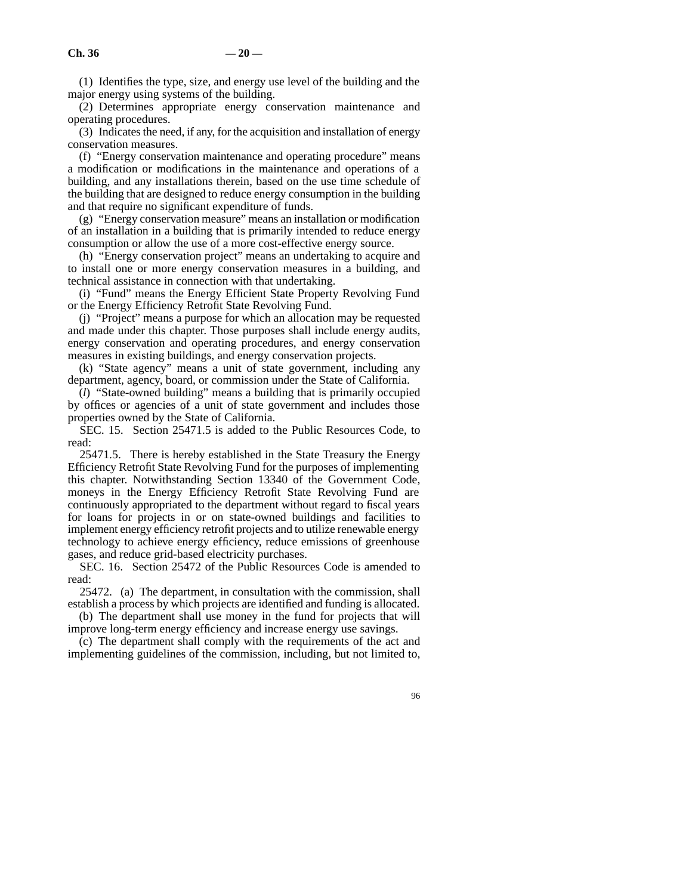(1) Identifies the type, size, and energy use level of the building and the major energy using systems of the building.

(2) Determines appropriate energy conservation maintenance and operating procedures.

(3) Indicates the need, if any, for the acquisition and installation of energy conservation measures.

(f) "Energy conservation maintenance and operating procedure" means a modification or modifications in the maintenance and operations of a building, and any installations therein, based on the use time schedule of the building that are designed to reduce energy consumption in the building and that require no significant expenditure of funds.

(g) "Energy conservation measure" means an installation or modification of an installation in a building that is primarily intended to reduce energy consumption or allow the use of a more cost-effective energy source.

(h) "Energy conservation project" means an undertaking to acquire and to install one or more energy conservation measures in a building, and technical assistance in connection with that undertaking.

(i) "Fund" means the Energy Efficient State Property Revolving Fund or the Energy Efficiency Retrofit State Revolving Fund.

(j) "Project" means a purpose for which an allocation may be requested and made under this chapter. Those purposes shall include energy audits, energy conservation and operating procedures, and energy conservation measures in existing buildings, and energy conservation projects.

(k) "State agency" means a unit of state government, including any department, agency, board, or commission under the State of California.

(*l*) "State-owned building" means a building that is primarily occupied by offices or agencies of a unit of state government and includes those properties owned by the State of California.

SEC. 15. Section 25471.5 is added to the Public Resources Code, to read:

25471.5. There is hereby established in the State Treasury the Energy Efficiency Retrofit State Revolving Fund for the purposes of implementing this chapter. Notwithstanding Section 13340 of the Government Code, moneys in the Energy Efficiency Retrofit State Revolving Fund are continuously appropriated to the department without regard to fiscal years for loans for projects in or on state-owned buildings and facilities to implement energy efficiency retrofit projects and to utilize renewable energy technology to achieve energy efficiency, reduce emissions of greenhouse gases, and reduce grid-based electricity purchases.

SEC. 16. Section 25472 of the Public Resources Code is amended to read:

25472. (a) The department, in consultation with the commission, shall establish a process by which projects are identified and funding is allocated.

(b) The department shall use money in the fund for projects that will improve long-term energy efficiency and increase energy use savings.

(c) The department shall comply with the requirements of the act and implementing guidelines of the commission, including, but not limited to,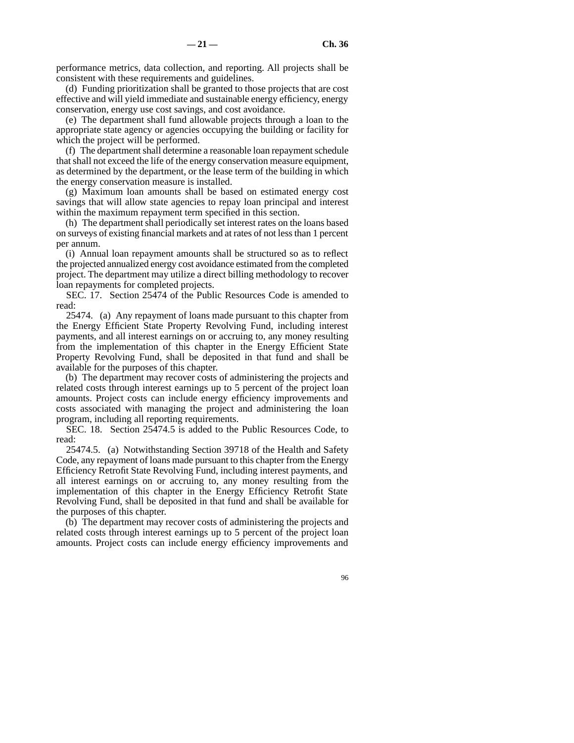performance metrics, data collection, and reporting. All projects shall be consistent with these requirements and guidelines.

(d) Funding prioritization shall be granted to those projects that are cost effective and will yield immediate and sustainable energy efficiency, energy conservation, energy use cost savings, and cost avoidance.

(e) The department shall fund allowable projects through a loan to the appropriate state agency or agencies occupying the building or facility for which the project will be performed.

(f) The department shall determine a reasonable loan repayment schedule that shall not exceed the life of the energy conservation measure equipment, as determined by the department, or the lease term of the building in which the energy conservation measure is installed.

(g) Maximum loan amounts shall be based on estimated energy cost savings that will allow state agencies to repay loan principal and interest within the maximum repayment term specified in this section.

(h) The department shall periodically set interest rates on the loans based on surveys of existing financial markets and at rates of not less than 1 percent per annum.

(i) Annual loan repayment amounts shall be structured so as to reflect the projected annualized energy cost avoidance estimated from the completed project. The department may utilize a direct billing methodology to recover loan repayments for completed projects.

SEC. 17. Section 25474 of the Public Resources Code is amended to read:

25474. (a) Any repayment of loans made pursuant to this chapter from the Energy Efficient State Property Revolving Fund, including interest payments, and all interest earnings on or accruing to, any money resulting from the implementation of this chapter in the Energy Efficient State Property Revolving Fund, shall be deposited in that fund and shall be available for the purposes of this chapter.

(b) The department may recover costs of administering the projects and related costs through interest earnings up to 5 percent of the project loan amounts. Project costs can include energy efficiency improvements and costs associated with managing the project and administering the loan program, including all reporting requirements.

SEC. 18. Section 25474.5 is added to the Public Resources Code, to read:

25474.5. (a) Notwithstanding Section 39718 of the Health and Safety Code, any repayment of loans made pursuant to this chapter from the Energy Efficiency Retrofit State Revolving Fund, including interest payments, and all interest earnings on or accruing to, any money resulting from the implementation of this chapter in the Energy Efficiency Retrofit State Revolving Fund, shall be deposited in that fund and shall be available for the purposes of this chapter.

(b) The department may recover costs of administering the projects and related costs through interest earnings up to 5 percent of the project loan amounts. Project costs can include energy efficiency improvements and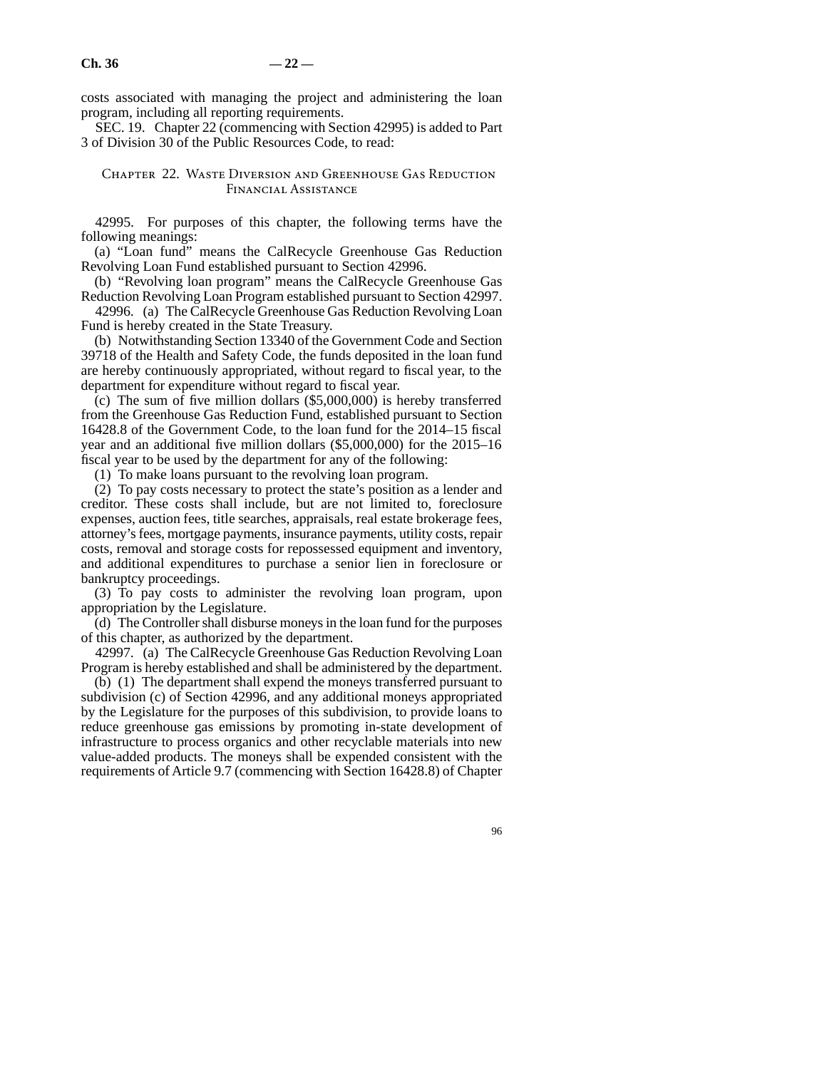costs associated with managing the project and administering the loan program, including all reporting requirements.

SEC. 19. Chapter 22 (commencing with Section 42995) is added to Part 3 of Division 30 of the Public Resources Code, to read:

## Chapter 22. Waste Diversion and Greenhouse Gas Reduction Financial Assistance

42995. For purposes of this chapter, the following terms have the following meanings:

(a) "Loan fund" means the CalRecycle Greenhouse Gas Reduction Revolving Loan Fund established pursuant to Section 42996.

(b) "Revolving loan program" means the CalRecycle Greenhouse Gas Reduction Revolving Loan Program established pursuant to Section 42997.

42996. (a) The CalRecycle Greenhouse Gas Reduction Revolving Loan Fund is hereby created in the State Treasury.

(b) Notwithstanding Section 13340 of the Government Code and Section 39718 of the Health and Safety Code, the funds deposited in the loan fund are hereby continuously appropriated, without regard to fiscal year, to the department for expenditure without regard to fiscal year.

(c) The sum of five million dollars ($5,000,000) is hereby transferred from the Greenhouse Gas Reduction Fund, established pursuant to Section 16428.8 of the Government Code, to the loan fund for the 2014–15 fiscal year and an additional five million dollars ($5,000,000) for the 2015–16 fiscal year to be used by the department for any of the following:

(1) To make loans pursuant to the revolving loan program.

(2) To pay costs necessary to protect the state's position as a lender and creditor. These costs shall include, but are not limited to, foreclosure expenses, auction fees, title searches, appraisals, real estate brokerage fees, attorney's fees, mortgage payments, insurance payments, utility costs, repair costs, removal and storage costs for repossessed equipment and inventory, and additional expenditures to purchase a senior lien in foreclosure or bankruptcy proceedings.

(3) To pay costs to administer the revolving loan program, upon appropriation by the Legislature.

(d) The Controller shall disburse moneys in the loan fund for the purposes of this chapter, as authorized by the department.

42997. (a) The CalRecycle Greenhouse Gas Reduction Revolving Loan Program is hereby established and shall be administered by the department.

(b) (1) The department shall expend the moneys transferred pursuant to subdivision (c) of Section 42996, and any additional moneys appropriated by the Legislature for the purposes of this subdivision, to provide loans to reduce greenhouse gas emissions by promoting in-state development of infrastructure to process organics and other recyclable materials into new value-added products. The moneys shall be expended consistent with the requirements of Article 9.7 (commencing with Section 16428.8) of Chapter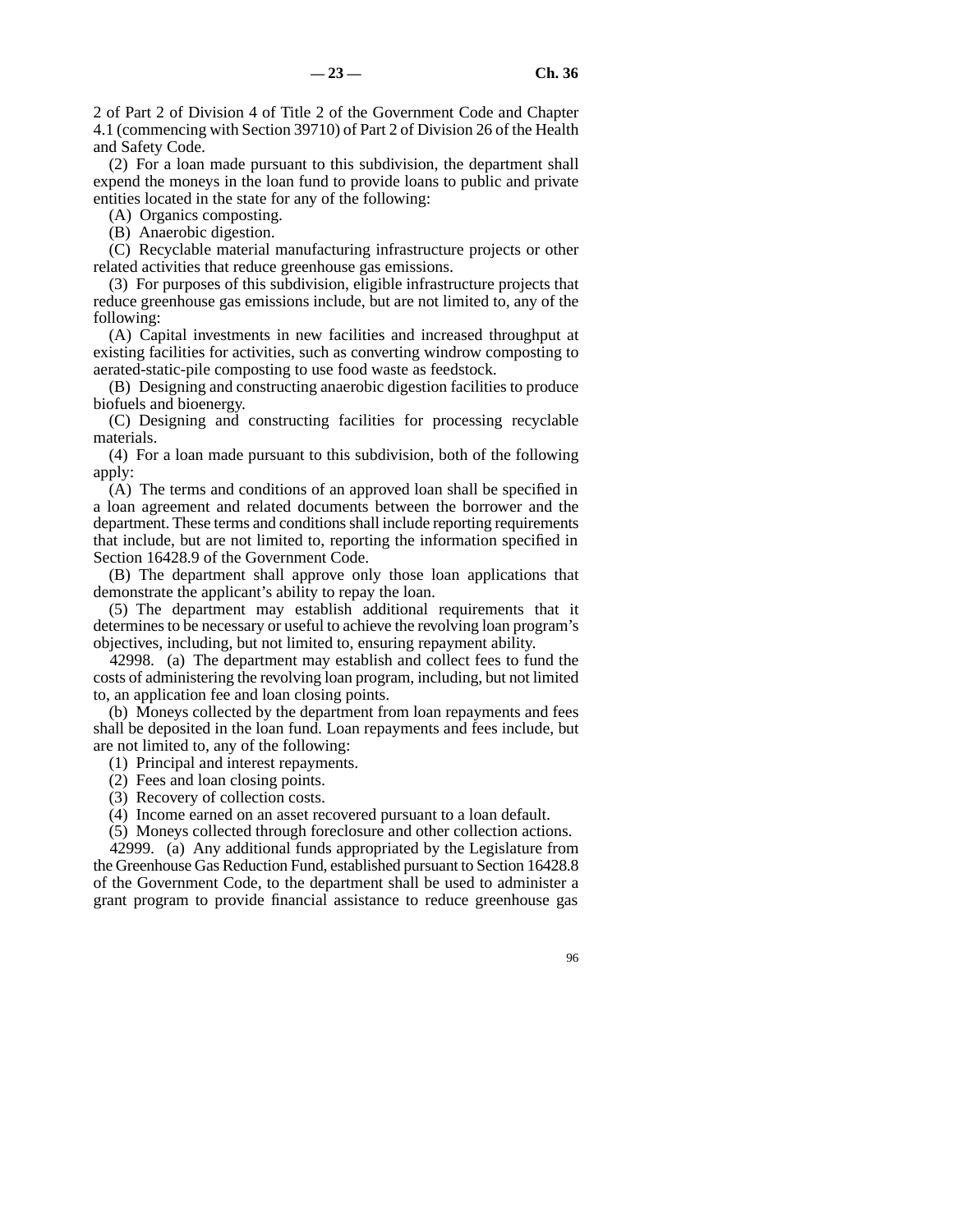2 of Part 2 of Division 4 of Title 2 of the Government Code and Chapter 4.1 (commencing with Section 39710) of Part 2 of Division 26 of the Health and Safety Code.

(2) For a loan made pursuant to this subdivision, the department shall expend the moneys in the loan fund to provide loans to public and private entities located in the state for any of the following:

(A) Organics composting.

(B) Anaerobic digestion.

(C) Recyclable material manufacturing infrastructure projects or other related activities that reduce greenhouse gas emissions.

(3) For purposes of this subdivision, eligible infrastructure projects that reduce greenhouse gas emissions include, but are not limited to, any of the following:

(A) Capital investments in new facilities and increased throughput at existing facilities for activities, such as converting windrow composting to aerated-static-pile composting to use food waste as feedstock.

(B) Designing and constructing anaerobic digestion facilities to produce biofuels and bioenergy.

(C) Designing and constructing facilities for processing recyclable materials.

(4) For a loan made pursuant to this subdivision, both of the following apply:

(A) The terms and conditions of an approved loan shall be specified in a loan agreement and related documents between the borrower and the department. These terms and conditions shall include reporting requirements that include, but are not limited to, reporting the information specified in Section 16428.9 of the Government Code.

(B) The department shall approve only those loan applications that demonstrate the applicant's ability to repay the loan.

(5) The department may establish additional requirements that it determines to be necessary or useful to achieve the revolving loan program's objectives, including, but not limited to, ensuring repayment ability.

42998. (a) The department may establish and collect fees to fund the costs of administering the revolving loan program, including, but not limited to, an application fee and loan closing points.

(b) Moneys collected by the department from loan repayments and fees shall be deposited in the loan fund. Loan repayments and fees include, but are not limited to, any of the following:

(1) Principal and interest repayments.

(2) Fees and loan closing points.

(3) Recovery of collection costs.

(4) Income earned on an asset recovered pursuant to a loan default.

(5) Moneys collected through foreclosure and other collection actions.

42999. (a) Any additional funds appropriated by the Legislature from the Greenhouse Gas Reduction Fund, established pursuant to Section 16428.8 of the Government Code, to the department shall be used to administer a grant program to provide financial assistance to reduce greenhouse gas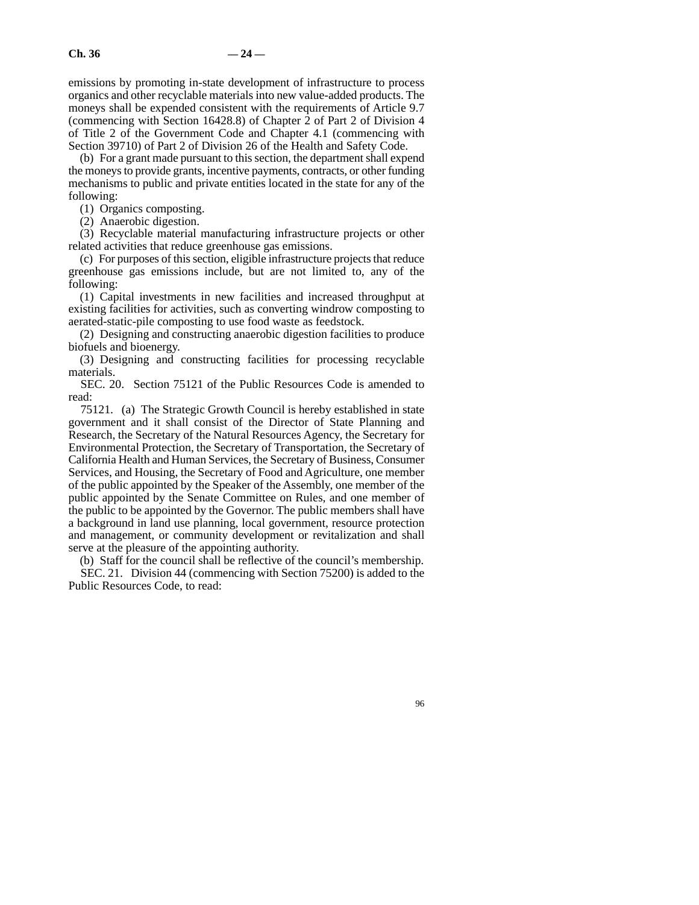emissions by promoting in-state development of infrastructure to process organics and other recyclable materials into new value-added products. The moneys shall be expended consistent with the requirements of Article 9.7 (commencing with Section 16428.8) of Chapter 2 of Part 2 of Division 4 of Title 2 of the Government Code and Chapter 4.1 (commencing with Section 39710) of Part 2 of Division 26 of the Health and Safety Code.

(b) For a grant made pursuant to this section, the department shall expend the moneys to provide grants, incentive payments, contracts, or other funding mechanisms to public and private entities located in the state for any of the following:

(1) Organics composting.

(2) Anaerobic digestion.

(3) Recyclable material manufacturing infrastructure projects or other related activities that reduce greenhouse gas emissions.

(c) For purposes of this section, eligible infrastructure projects that reduce greenhouse gas emissions include, but are not limited to, any of the following:

(1) Capital investments in new facilities and increased throughput at existing facilities for activities, such as converting windrow composting to aerated-static-pile composting to use food waste as feedstock.

(2) Designing and constructing anaerobic digestion facilities to produce biofuels and bioenergy.

(3) Designing and constructing facilities for processing recyclable materials.

SEC. 20. Section 75121 of the Public Resources Code is amended to read:

75121. (a) The Strategic Growth Council is hereby established in state government and it shall consist of the Director of State Planning and Research, the Secretary of the Natural Resources Agency, the Secretary for Environmental Protection, the Secretary of Transportation, the Secretary of California Health and Human Services, the Secretary of Business, Consumer Services, and Housing, the Secretary of Food and Agriculture, one member of the public appointed by the Speaker of the Assembly, one member of the public appointed by the Senate Committee on Rules, and one member of the public to be appointed by the Governor. The public members shall have a background in land use planning, local government, resource protection and management, or community development or revitalization and shall serve at the pleasure of the appointing authority.

(b) Staff for the council shall be reflective of the council's membership.

SEC. 21. Division 44 (commencing with Section 75200) is added to the Public Resources Code, to read: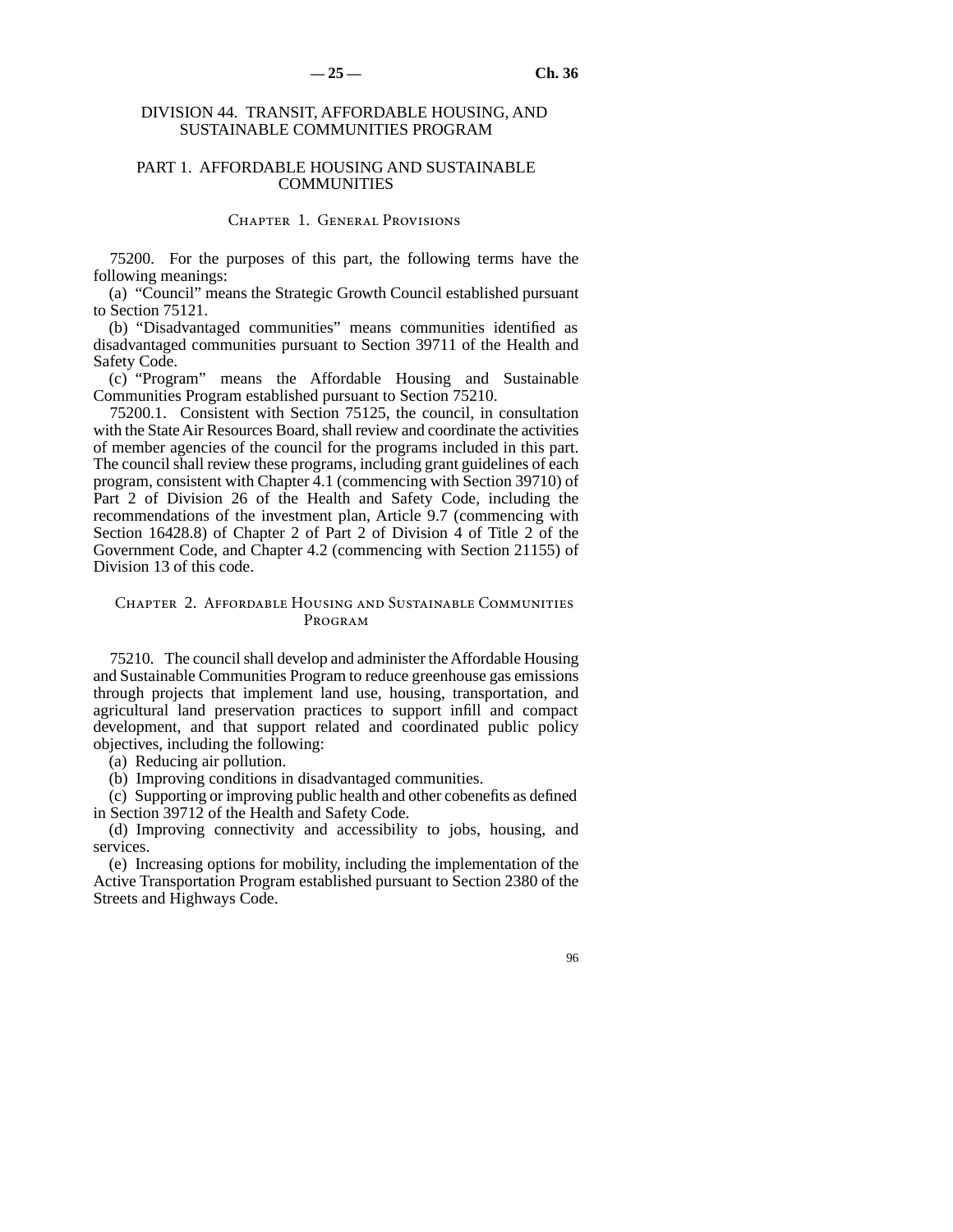# DIVISION 44. TRANSIT, AFFORDABLE HOUSING, AND SUSTAINABLE COMMUNITIES PROGRAM

## PART 1. AFFORDABLE HOUSING AND SUSTAINABLE COMMUNITIES

### Chapter 1. General Provisions

75200. For the purposes of this part, the following terms have the following meanings:

(a) "Council" means the Strategic Growth Council established pursuant to Section 75121.

(b) "Disadvantaged communities" means communities identified as disadvantaged communities pursuant to Section 39711 of the Health and Safety Code.

(c) "Program" means the Affordable Housing and Sustainable Communities Program established pursuant to Section 75210.

75200.1. Consistent with Section 75125, the council, in consultation with the State Air Resources Board, shall review and coordinate the activities of member agencies of the council for the programs included in this part. The council shall review these programs, including grant guidelines of each program, consistent with Chapter 4.1 (commencing with Section 39710) of Part 2 of Division 26 of the Health and Safety Code, including the recommendations of the investment plan, Article 9.7 (commencing with Section 16428.8) of Chapter 2 of Part 2 of Division 4 of Title 2 of the Government Code, and Chapter 4.2 (commencing with Section 21155) of Division 13 of this code.

### Chapter 2. Affordable Housing and Sustainable Communities Program

75210. The council shall develop and administer the Affordable Housing and Sustainable Communities Program to reduce greenhouse gas emissions through projects that implement land use, housing, transportation, and agricultural land preservation practices to support infill and compact development, and that support related and coordinated public policy objectives, including the following:

(a) Reducing air pollution.

(b) Improving conditions in disadvantaged communities.

(c) Supporting or improving public health and other cobenefits as defined in Section 39712 of the Health and Safety Code.

(d) Improving connectivity and accessibility to jobs, housing, and services.

(e) Increasing options for mobility, including the implementation of the Active Transportation Program established pursuant to Section 2380 of the Streets and Highways Code.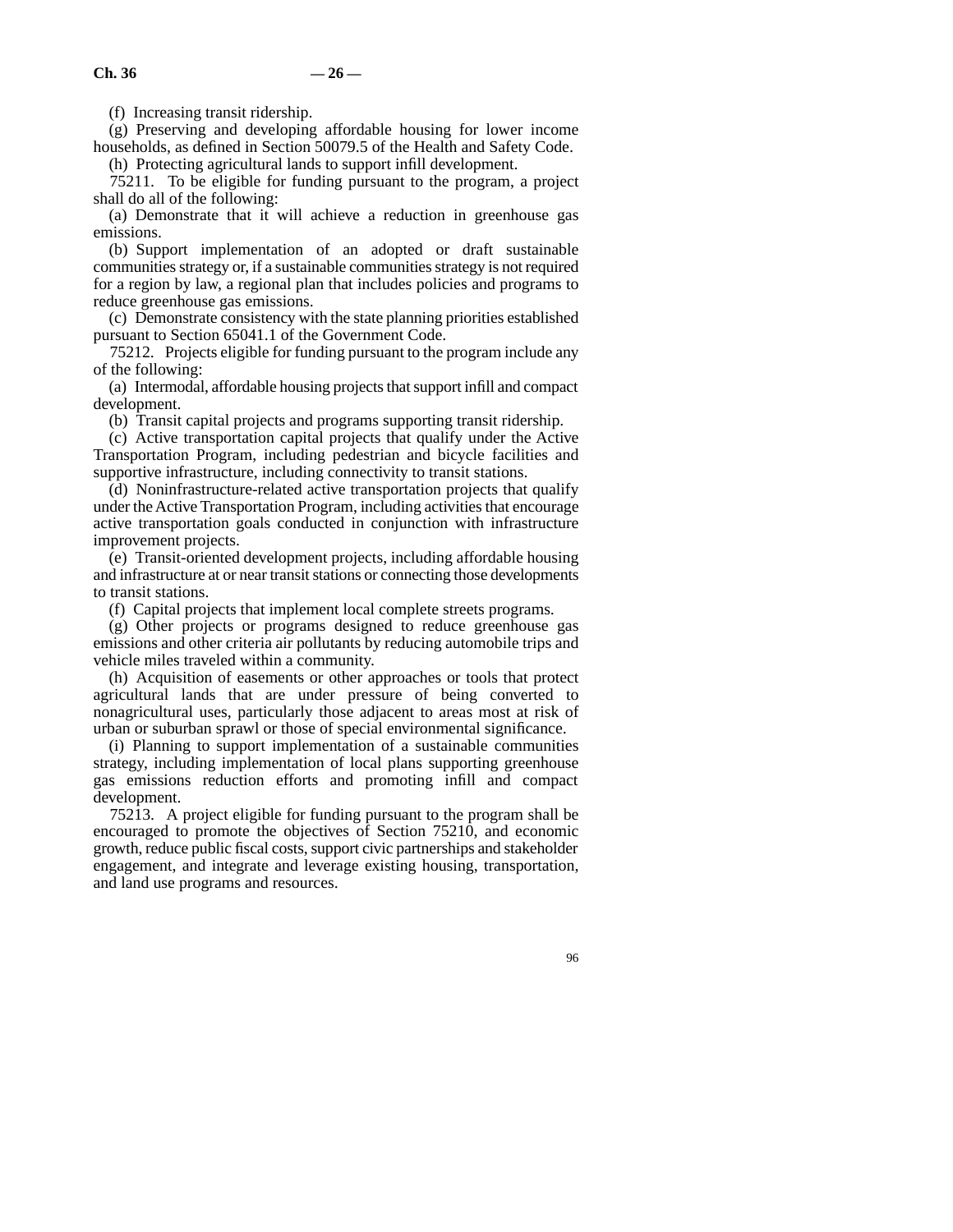(f) Increasing transit ridership.

(g) Preserving and developing affordable housing for lower income households, as defined in Section 50079.5 of the Health and Safety Code.

(h) Protecting agricultural lands to support infill development.

75211. To be eligible for funding pursuant to the program, a project shall do all of the following:

(a) Demonstrate that it will achieve a reduction in greenhouse gas emissions.

(b) Support implementation of an adopted or draft sustainable communities strategy or, if a sustainable communities strategy is not required for a region by law, a regional plan that includes policies and programs to reduce greenhouse gas emissions.

(c) Demonstrate consistency with the state planning priorities established pursuant to Section 65041.1 of the Government Code.

75212. Projects eligible for funding pursuant to the program include any of the following:

(a) Intermodal, affordable housing projects that support infill and compact development.

(b) Transit capital projects and programs supporting transit ridership.

(c) Active transportation capital projects that qualify under the Active Transportation Program, including pedestrian and bicycle facilities and supportive infrastructure, including connectivity to transit stations.

(d) Noninfrastructure-related active transportation projects that qualify under the Active Transportation Program, including activities that encourage active transportation goals conducted in conjunction with infrastructure improvement projects.

(e) Transit-oriented development projects, including affordable housing and infrastructure at or near transit stations or connecting those developments to transit stations.

(f) Capital projects that implement local complete streets programs.

(g) Other projects or programs designed to reduce greenhouse gas emissions and other criteria air pollutants by reducing automobile trips and vehicle miles traveled within a community.

(h) Acquisition of easements or other approaches or tools that protect agricultural lands that are under pressure of being converted to nonagricultural uses, particularly those adjacent to areas most at risk of urban or suburban sprawl or those of special environmental significance.

(i) Planning to support implementation of a sustainable communities strategy, including implementation of local plans supporting greenhouse gas emissions reduction efforts and promoting infill and compact development.

75213. A project eligible for funding pursuant to the program shall be encouraged to promote the objectives of Section 75210, and economic growth, reduce public fiscal costs, support civic partnerships and stakeholder engagement, and integrate and leverage existing housing, transportation, and land use programs and resources.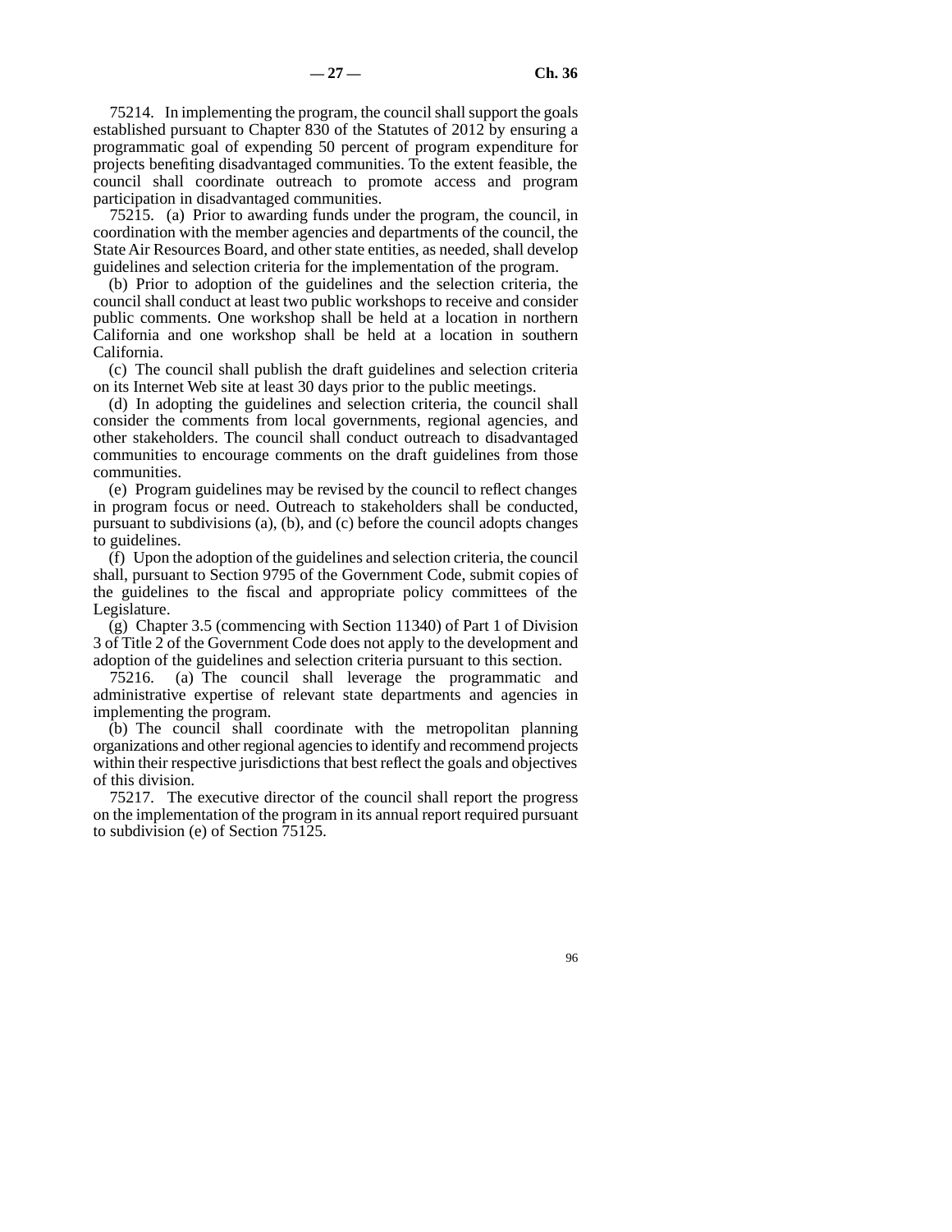75214. In implementing the program, the council shall support the goals established pursuant to Chapter 830 of the Statutes of 2012 by ensuring a programmatic goal of expending 50 percent of program expenditure for projects benefiting disadvantaged communities. To the extent feasible, the council shall coordinate outreach to promote access and program participation in disadvantaged communities.

75215. (a) Prior to awarding funds under the program, the council, in coordination with the member agencies and departments of the council, the State Air Resources Board, and other state entities, as needed, shall develop guidelines and selection criteria for the implementation of the program.

(b) Prior to adoption of the guidelines and the selection criteria, the council shall conduct at least two public workshops to receive and consider public comments. One workshop shall be held at a location in northern California and one workshop shall be held at a location in southern California.

(c) The council shall publish the draft guidelines and selection criteria on its Internet Web site at least 30 days prior to the public meetings.

(d) In adopting the guidelines and selection criteria, the council shall consider the comments from local governments, regional agencies, and other stakeholders. The council shall conduct outreach to disadvantaged communities to encourage comments on the draft guidelines from those communities.

(e) Program guidelines may be revised by the council to reflect changes in program focus or need. Outreach to stakeholders shall be conducted, pursuant to subdivisions (a), (b), and (c) before the council adopts changes to guidelines.

(f) Upon the adoption of the guidelines and selection criteria, the council shall, pursuant to Section 9795 of the Government Code, submit copies of the guidelines to the fiscal and appropriate policy committees of the Legislature.

(g) Chapter 3.5 (commencing with Section 11340) of Part 1 of Division 3 of Title 2 of the Government Code does not apply to the development and adoption of the guidelines and selection criteria pursuant to this section.

75216. (a) The council shall leverage the programmatic and administrative expertise of relevant state departments and agencies in implementing the program.

(b) The council shall coordinate with the metropolitan planning organizations and other regional agencies to identify and recommend projects within their respective jurisdictions that best reflect the goals and objectives of this division.

75217. The executive director of the council shall report the progress on the implementation of the program in its annual report required pursuant to subdivision (e) of Section 75125.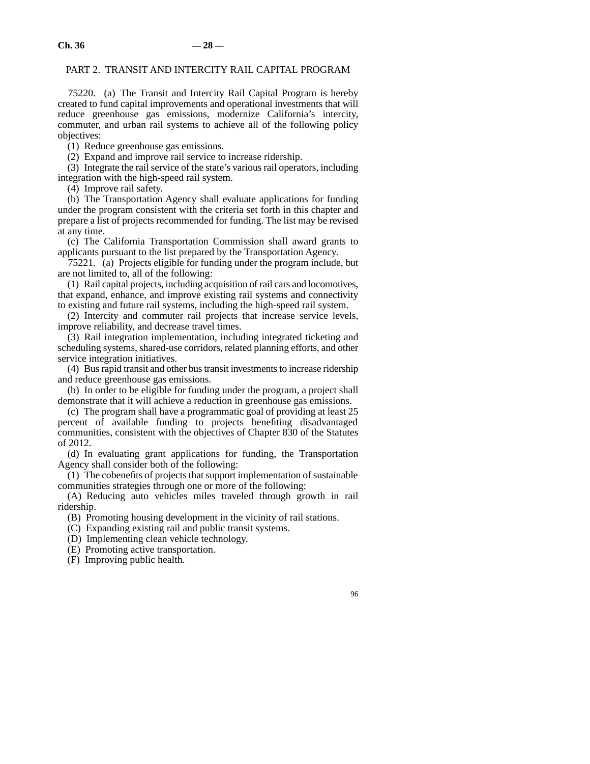## PART 2. TRANSIT AND INTERCITY RAIL CAPITAL PROGRAM

75220. (a) The Transit and Intercity Rail Capital Program is hereby created to fund capital improvements and operational investments that will reduce greenhouse gas emissions, modernize California's intercity, commuter, and urban rail systems to achieve all of the following policy objectives:

(1) Reduce greenhouse gas emissions.

(2) Expand and improve rail service to increase ridership.

(3) Integrate the rail service of the state's various rail operators, including integration with the high-speed rail system.

(4) Improve rail safety.

(b) The Transportation Agency shall evaluate applications for funding under the program consistent with the criteria set forth in this chapter and prepare a list of projects recommended for funding. The list may be revised at any time.

(c) The California Transportation Commission shall award grants to applicants pursuant to the list prepared by the Transportation Agency.

75221. (a) Projects eligible for funding under the program include, but are not limited to, all of the following:

(1) Rail capital projects, including acquisition of rail cars and locomotives, that expand, enhance, and improve existing rail systems and connectivity to existing and future rail systems, including the high-speed rail system.

(2) Intercity and commuter rail projects that increase service levels, improve reliability, and decrease travel times.

(3) Rail integration implementation, including integrated ticketing and scheduling systems, shared-use corridors, related planning efforts, and other service integration initiatives.

(4) Bus rapid transit and other bus transit investments to increase ridership and reduce greenhouse gas emissions.

(b) In order to be eligible for funding under the program, a project shall demonstrate that it will achieve a reduction in greenhouse gas emissions.

(c) The program shall have a programmatic goal of providing at least 25 percent of available funding to projects benefiting disadvantaged communities, consistent with the objectives of Chapter 830 of the Statutes of 2012.

(d) In evaluating grant applications for funding, the Transportation Agency shall consider both of the following:

(1) The cobenefits of projects that support implementation of sustainable communities strategies through one or more of the following:

(A) Reducing auto vehicles miles traveled through growth in rail ridership.

(B) Promoting housing development in the vicinity of rail stations.

(C) Expanding existing rail and public transit systems.

(D) Implementing clean vehicle technology.

(E) Promoting active transportation.

(F) Improving public health.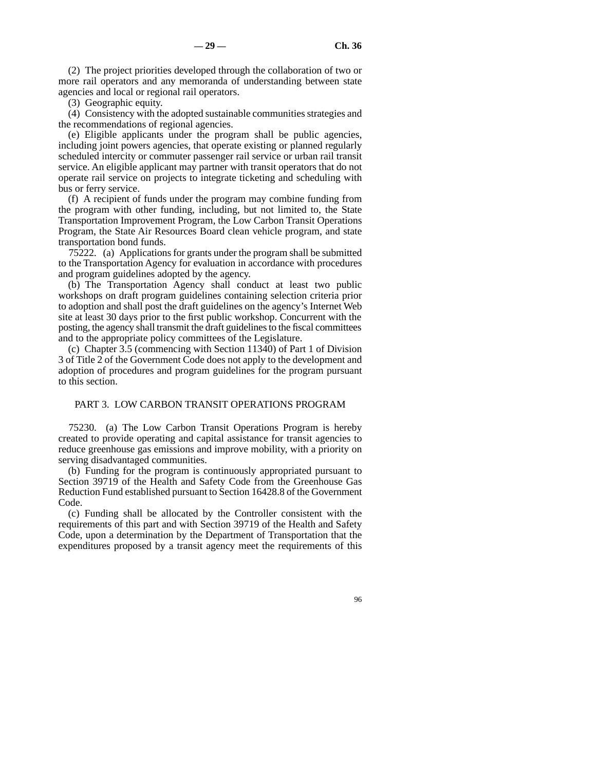(2) The project priorities developed through the collaboration of two or more rail operators and any memoranda of understanding between state agencies and local or regional rail operators.

(3) Geographic equity.

(4) Consistency with the adopted sustainable communities strategies and the recommendations of regional agencies.

(e) Eligible applicants under the program shall be public agencies, including joint powers agencies, that operate existing or planned regularly scheduled intercity or commuter passenger rail service or urban rail transit service. An eligible applicant may partner with transit operators that do not operate rail service on projects to integrate ticketing and scheduling with bus or ferry service.

(f) A recipient of funds under the program may combine funding from the program with other funding, including, but not limited to, the State Transportation Improvement Program, the Low Carbon Transit Operations Program, the State Air Resources Board clean vehicle program, and state transportation bond funds.

75222. (a) Applications for grants under the program shall be submitted to the Transportation Agency for evaluation in accordance with procedures and program guidelines adopted by the agency.

(b) The Transportation Agency shall conduct at least two public workshops on draft program guidelines containing selection criteria prior to adoption and shall post the draft guidelines on the agency's Internet Web site at least 30 days prior to the first public workshop. Concurrent with the posting, the agency shall transmit the draft guidelines to the fiscal committees and to the appropriate policy committees of the Legislature.

(c) Chapter 3.5 (commencing with Section 11340) of Part 1 of Division 3 of Title 2 of the Government Code does not apply to the development and adoption of procedures and program guidelines for the program pursuant to this section.

## PART 3. LOW CARBON TRANSIT OPERATIONS PROGRAM

75230. (a) The Low Carbon Transit Operations Program is hereby created to provide operating and capital assistance for transit agencies to reduce greenhouse gas emissions and improve mobility, with a priority on serving disadvantaged communities.

(b) Funding for the program is continuously appropriated pursuant to Section 39719 of the Health and Safety Code from the Greenhouse Gas Reduction Fund established pursuant to Section 16428.8 of the Government Code.

(c) Funding shall be allocated by the Controller consistent with the requirements of this part and with Section 39719 of the Health and Safety Code, upon a determination by the Department of Transportation that the expenditures proposed by a transit agency meet the requirements of this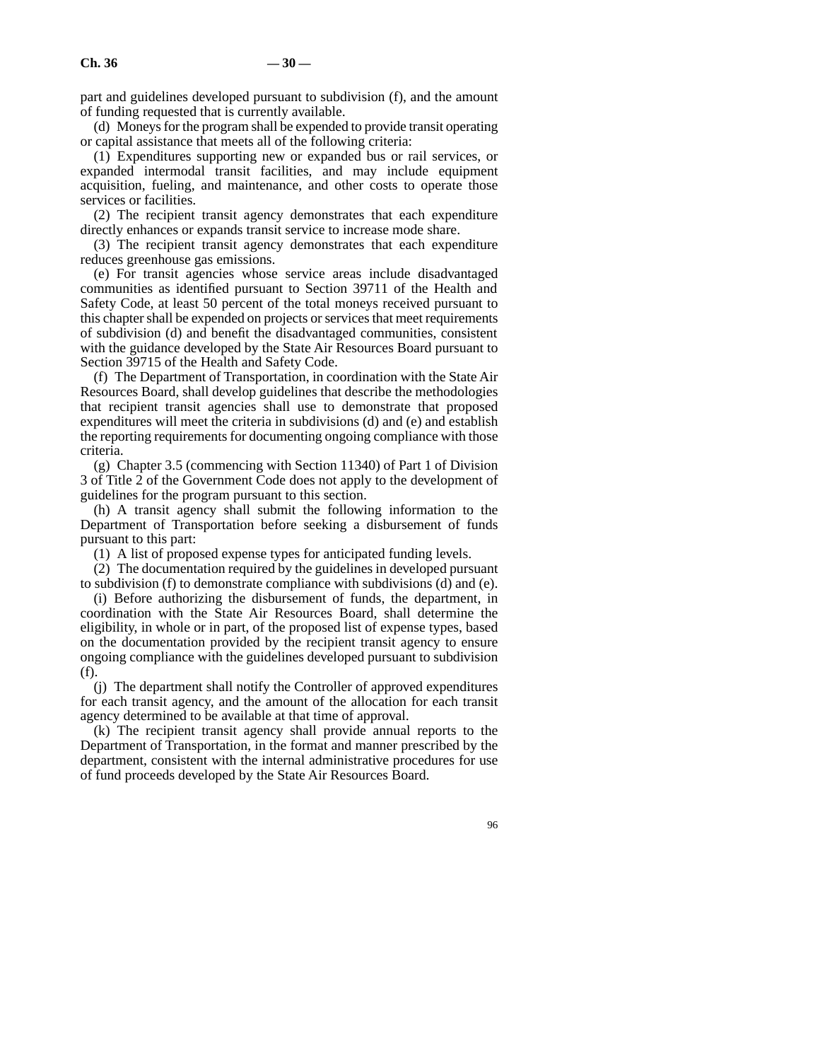part and guidelines developed pursuant to subdivision (f), and the amount of funding requested that is currently available.

(d) Moneys for the program shall be expended to provide transit operating or capital assistance that meets all of the following criteria:

(1) Expenditures supporting new or expanded bus or rail services, or expanded intermodal transit facilities, and may include equipment acquisition, fueling, and maintenance, and other costs to operate those services or facilities.

(2) The recipient transit agency demonstrates that each expenditure directly enhances or expands transit service to increase mode share.

(3) The recipient transit agency demonstrates that each expenditure reduces greenhouse gas emissions.

(e) For transit agencies whose service areas include disadvantaged communities as identified pursuant to Section 39711 of the Health and Safety Code, at least 50 percent of the total moneys received pursuant to this chapter shall be expended on projects or services that meet requirements of subdivision (d) and benefit the disadvantaged communities, consistent with the guidance developed by the State Air Resources Board pursuant to Section 39715 of the Health and Safety Code.

(f) The Department of Transportation, in coordination with the State Air Resources Board, shall develop guidelines that describe the methodologies that recipient transit agencies shall use to demonstrate that proposed expenditures will meet the criteria in subdivisions (d) and (e) and establish the reporting requirements for documenting ongoing compliance with those criteria.

(g) Chapter 3.5 (commencing with Section 11340) of Part 1 of Division 3 of Title 2 of the Government Code does not apply to the development of guidelines for the program pursuant to this section.

(h) A transit agency shall submit the following information to the Department of Transportation before seeking a disbursement of funds pursuant to this part:

(1) A list of proposed expense types for anticipated funding levels.

(2) The documentation required by the guidelines in developed pursuant to subdivision (f) to demonstrate compliance with subdivisions (d) and (e).

(i) Before authorizing the disbursement of funds, the department, in coordination with the State Air Resources Board, shall determine the eligibility, in whole or in part, of the proposed list of expense types, based on the documentation provided by the recipient transit agency to ensure ongoing compliance with the guidelines developed pursuant to subdivision (f).

(j) The department shall notify the Controller of approved expenditures for each transit agency, and the amount of the allocation for each transit agency determined to be available at that time of approval.

(k) The recipient transit agency shall provide annual reports to the Department of Transportation, in the format and manner prescribed by the department, consistent with the internal administrative procedures for use of fund proceeds developed by the State Air Resources Board.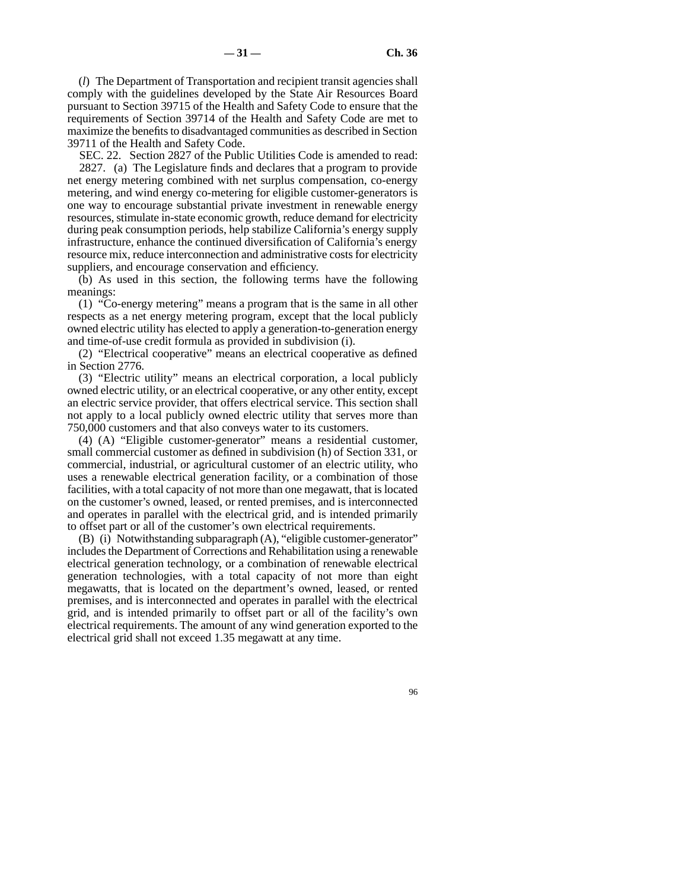(*l*) The Department of Transportation and recipient transit agencies shall comply with the guidelines developed by the State Air Resources Board pursuant to Section 39715 of the Health and Safety Code to ensure that the requirements of Section 39714 of the Health and Safety Code are met to maximize the benefits to disadvantaged communities as described in Section 39711 of the Health and Safety Code.

SEC. 22. Section 2827 of the Public Utilities Code is amended to read:

2827. (a) The Legislature finds and declares that a program to provide net energy metering combined with net surplus compensation, co-energy metering, and wind energy co-metering for eligible customer-generators is one way to encourage substantial private investment in renewable energy resources, stimulate in-state economic growth, reduce demand for electricity during peak consumption periods, help stabilize California's energy supply infrastructure, enhance the continued diversification of California's energy resource mix, reduce interconnection and administrative costs for electricity suppliers, and encourage conservation and efficiency.

(b) As used in this section, the following terms have the following meanings:

(1) "Co-energy metering" means a program that is the same in all other respects as a net energy metering program, except that the local publicly owned electric utility has elected to apply a generation-to-generation energy and time-of-use credit formula as provided in subdivision (i).

(2) "Electrical cooperative" means an electrical cooperative as defined in Section 2776.

(3) "Electric utility" means an electrical corporation, a local publicly owned electric utility, or an electrical cooperative, or any other entity, except an electric service provider, that offers electrical service. This section shall not apply to a local publicly owned electric utility that serves more than 750,000 customers and that also conveys water to its customers.

(4) (A) "Eligible customer-generator" means a residential customer, small commercial customer as defined in subdivision (h) of Section 331, or commercial, industrial, or agricultural customer of an electric utility, who uses a renewable electrical generation facility, or a combination of those facilities, with a total capacity of not more than one megawatt, that is located on the customer's owned, leased, or rented premises, and is interconnected and operates in parallel with the electrical grid, and is intended primarily to offset part or all of the customer's own electrical requirements.

(B) (i) Notwithstanding subparagraph (A), "eligible customer-generator" includes the Department of Corrections and Rehabilitation using a renewable electrical generation technology, or a combination of renewable electrical generation technologies, with a total capacity of not more than eight megawatts, that is located on the department's owned, leased, or rented premises, and is interconnected and operates in parallel with the electrical grid, and is intended primarily to offset part or all of the facility's own electrical requirements. The amount of any wind generation exported to the electrical grid shall not exceed 1.35 megawatt at any time.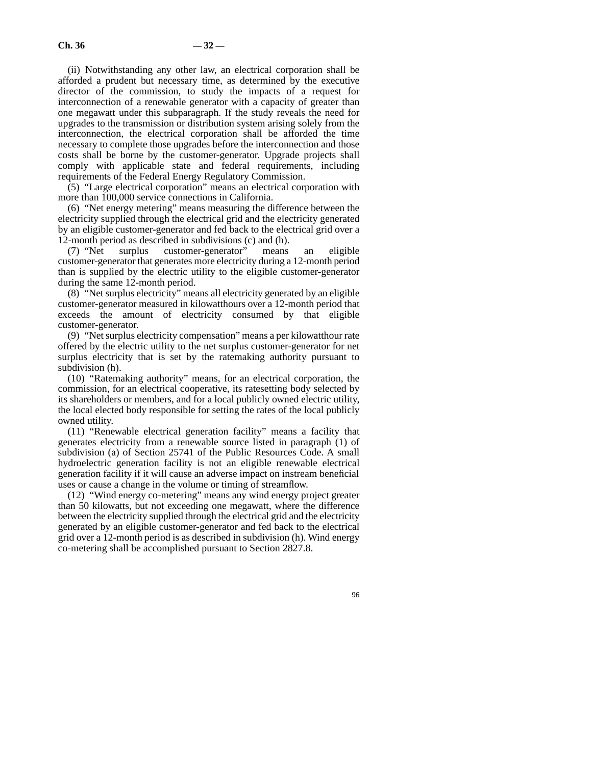(ii) Notwithstanding any other law, an electrical corporation shall be afforded a prudent but necessary time, as determined by the executive director of the commission, to study the impacts of a request for interconnection of a renewable generator with a capacity of greater than one megawatt under this subparagraph. If the study reveals the need for upgrades to the transmission or distribution system arising solely from the interconnection, the electrical corporation shall be afforded the time necessary to complete those upgrades before the interconnection and those costs shall be borne by the customer-generator. Upgrade projects shall comply with applicable state and federal requirements, including requirements of the Federal Energy Regulatory Commission.

(5) "Large electrical corporation" means an electrical corporation with more than 100,000 service connections in California.

(6) "Net energy metering" means measuring the difference between the electricity supplied through the electrical grid and the electricity generated by an eligible customer-generator and fed back to the electrical grid over a 12-month period as described in subdivisions (c) and (h).

(7) "Net surplus customer-generator" means an eligible customer-generator that generates more electricity during a 12-month period than is supplied by the electric utility to the eligible customer-generator during the same 12-month period.

(8) "Net surplus electricity" means all electricity generated by an eligible customer-generator measured in kilowatthours over a 12-month period that exceeds the amount of electricity consumed by that eligible customer-generator.

(9) "Net surplus electricity compensation" means a per kilowatthour rate offered by the electric utility to the net surplus customer-generator for net surplus electricity that is set by the ratemaking authority pursuant to subdivision (h).

(10) "Ratemaking authority" means, for an electrical corporation, the commission, for an electrical cooperative, its ratesetting body selected by its shareholders or members, and for a local publicly owned electric utility, the local elected body responsible for setting the rates of the local publicly owned utility.

(11) "Renewable electrical generation facility" means a facility that generates electricity from a renewable source listed in paragraph (1) of subdivision (a) of Section 25741 of the Public Resources Code. A small hydroelectric generation facility is not an eligible renewable electrical generation facility if it will cause an adverse impact on instream beneficial uses or cause a change in the volume or timing of streamflow.

(12) "Wind energy co-metering" means any wind energy project greater than 50 kilowatts, but not exceeding one megawatt, where the difference between the electricity supplied through the electrical grid and the electricity generated by an eligible customer-generator and fed back to the electrical grid over a 12-month period is as described in subdivision (h). Wind energy co-metering shall be accomplished pursuant to Section 2827.8.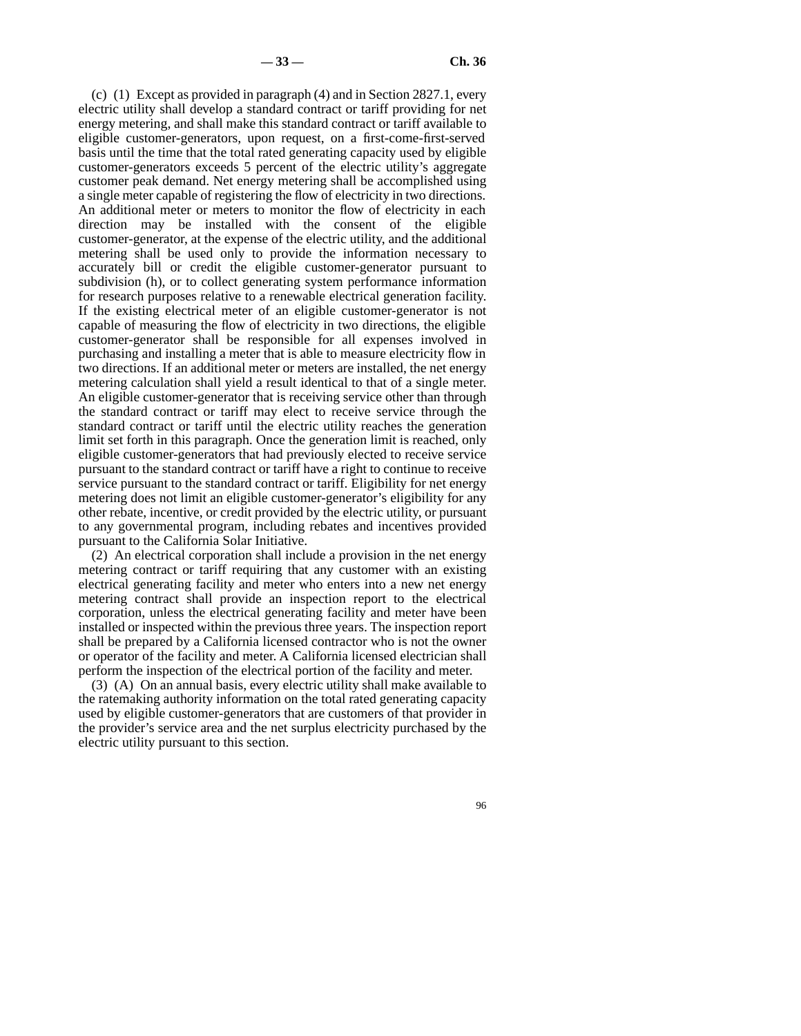(c) (1) Except as provided in paragraph (4) and in Section 2827.1, every electric utility shall develop a standard contract or tariff providing for net energy metering, and shall make this standard contract or tariff available to eligible customer-generators, upon request, on a first-come-first-served basis until the time that the total rated generating capacity used by eligible customer-generators exceeds 5 percent of the electric utility's aggregate customer peak demand. Net energy metering shall be accomplished using a single meter capable of registering the flow of electricity in two directions. An additional meter or meters to monitor the flow of electricity in each direction may be installed with the consent of the eligible customer-generator, at the expense of the electric utility, and the additional metering shall be used only to provide the information necessary to accurately bill or credit the eligible customer-generator pursuant to subdivision (h), or to collect generating system performance information for research purposes relative to a renewable electrical generation facility. If the existing electrical meter of an eligible customer-generator is not capable of measuring the flow of electricity in two directions, the eligible customer-generator shall be responsible for all expenses involved in purchasing and installing a meter that is able to measure electricity flow in two directions. If an additional meter or meters are installed, the net energy metering calculation shall yield a result identical to that of a single meter. An eligible customer-generator that is receiving service other than through the standard contract or tariff may elect to receive service through the standard contract or tariff until the electric utility reaches the generation limit set forth in this paragraph. Once the generation limit is reached, only eligible customer-generators that had previously elected to receive service pursuant to the standard contract or tariff have a right to continue to receive service pursuant to the standard contract or tariff. Eligibility for net energy metering does not limit an eligible customer-generator's eligibility for any other rebate, incentive, or credit provided by the electric utility, or pursuant to any governmental program, including rebates and incentives provided pursuant to the California Solar Initiative.

(2) An electrical corporation shall include a provision in the net energy metering contract or tariff requiring that any customer with an existing electrical generating facility and meter who enters into a new net energy metering contract shall provide an inspection report to the electrical corporation, unless the electrical generating facility and meter have been installed or inspected within the previous three years. The inspection report shall be prepared by a California licensed contractor who is not the owner or operator of the facility and meter. A California licensed electrician shall perform the inspection of the electrical portion of the facility and meter.

(3) (A) On an annual basis, every electric utility shall make available to the ratemaking authority information on the total rated generating capacity used by eligible customer-generators that are customers of that provider in the provider's service area and the net surplus electricity purchased by the electric utility pursuant to this section.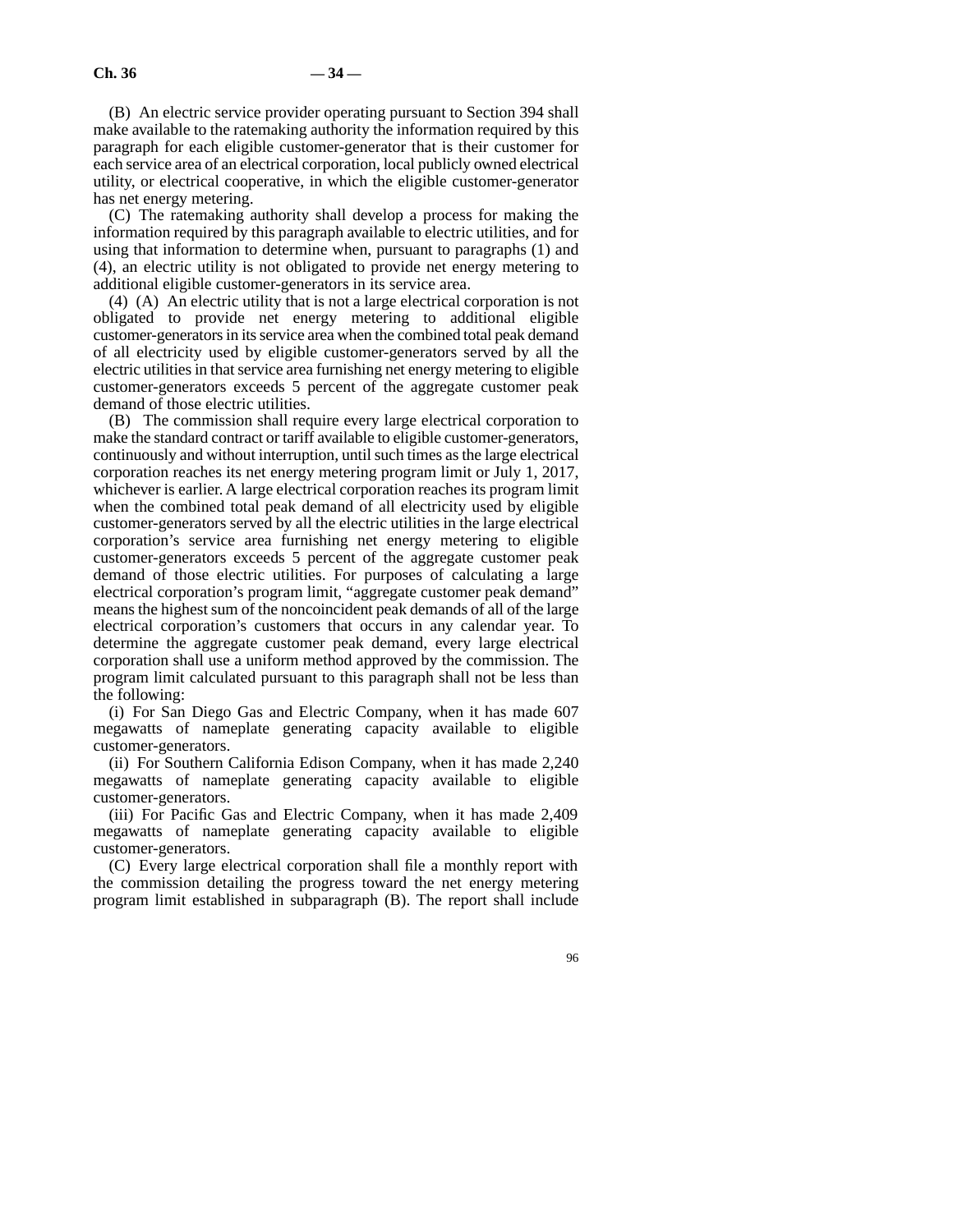(B) An electric service provider operating pursuant to Section 394 shall make available to the ratemaking authority the information required by this paragraph for each eligible customer-generator that is their customer for each service area of an electrical corporation, local publicly owned electrical utility, or electrical cooperative, in which the eligible customer-generator has net energy metering.

(C) The ratemaking authority shall develop a process for making the information required by this paragraph available to electric utilities, and for using that information to determine when, pursuant to paragraphs (1) and (4), an electric utility is not obligated to provide net energy metering to additional eligible customer-generators in its service area.

(4) (A) An electric utility that is not a large electrical corporation is not obligated to provide net energy metering to additional eligible customer-generators in its service area when the combined total peak demand of all electricity used by eligible customer-generators served by all the electric utilities in that service area furnishing net energy metering to eligible customer-generators exceeds 5 percent of the aggregate customer peak demand of those electric utilities.

(B) The commission shall require every large electrical corporation to make the standard contract or tariff available to eligible customer-generators, continuously and without interruption, until such times as the large electrical corporation reaches its net energy metering program limit or July 1, 2017, whichever is earlier. A large electrical corporation reaches its program limit when the combined total peak demand of all electricity used by eligible customer-generators served by all the electric utilities in the large electrical corporation's service area furnishing net energy metering to eligible customer-generators exceeds 5 percent of the aggregate customer peak demand of those electric utilities. For purposes of calculating a large electrical corporation's program limit, "aggregate customer peak demand" means the highest sum of the noncoincident peak demands of all of the large electrical corporation's customers that occurs in any calendar year. To determine the aggregate customer peak demand, every large electrical corporation shall use a uniform method approved by the commission. The program limit calculated pursuant to this paragraph shall not be less than the following:

(i) For San Diego Gas and Electric Company, when it has made 607 megawatts of nameplate generating capacity available to eligible customer-generators.

(ii) For Southern California Edison Company, when it has made 2,240 megawatts of nameplate generating capacity available to eligible customer-generators.

(iii) For Pacific Gas and Electric Company, when it has made 2,409 megawatts of nameplate generating capacity available to eligible customer-generators.

(C) Every large electrical corporation shall file a monthly report with the commission detailing the progress toward the net energy metering program limit established in subparagraph (B). The report shall include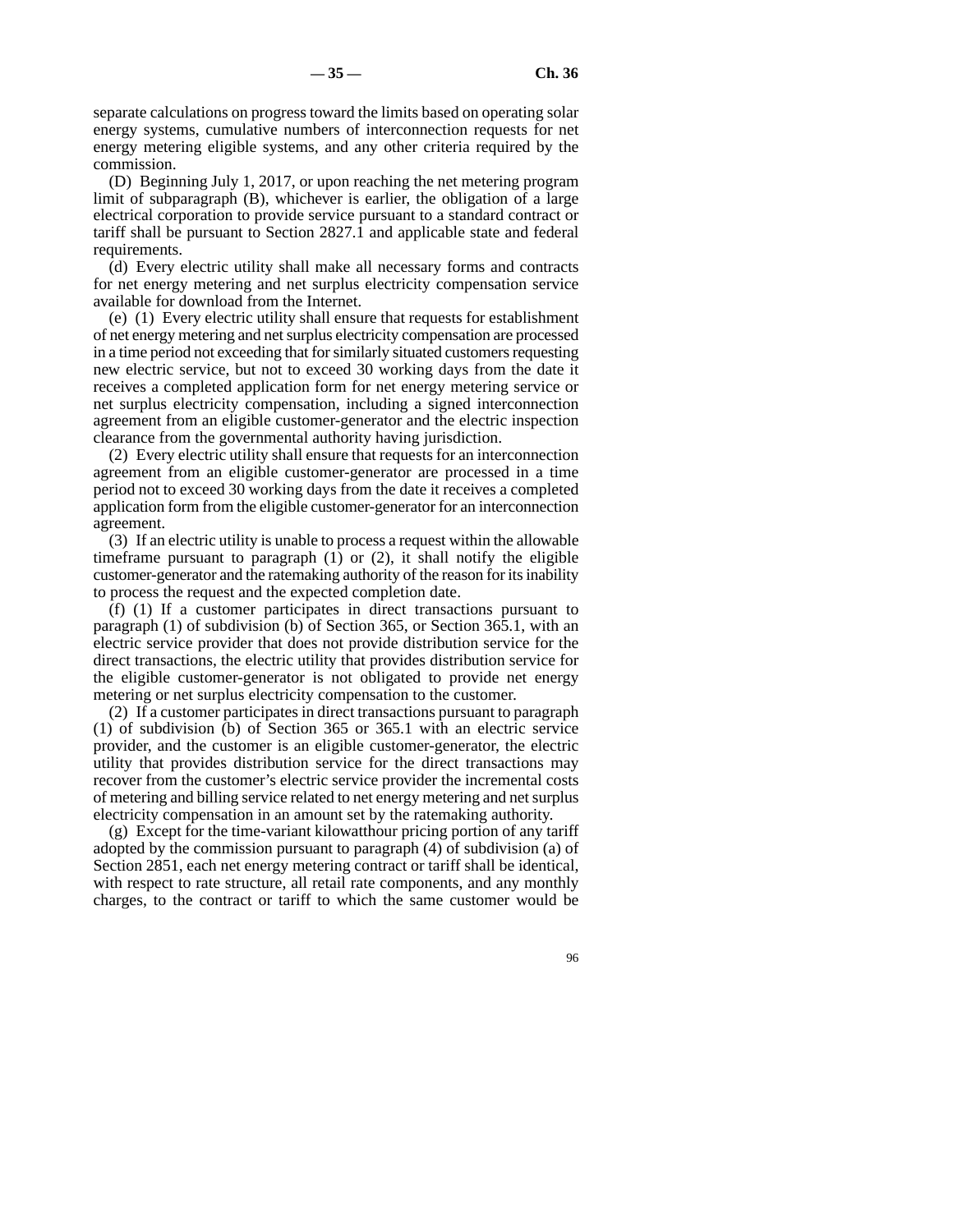separate calculations on progress toward the limits based on operating solar energy systems, cumulative numbers of interconnection requests for net energy metering eligible systems, and any other criteria required by the commission.

(D) Beginning July 1, 2017, or upon reaching the net metering program limit of subparagraph (B), whichever is earlier, the obligation of a large electrical corporation to provide service pursuant to a standard contract or tariff shall be pursuant to Section 2827.1 and applicable state and federal requirements.

(d) Every electric utility shall make all necessary forms and contracts for net energy metering and net surplus electricity compensation service available for download from the Internet.

(e) (1) Every electric utility shall ensure that requests for establishment of net energy metering and net surplus electricity compensation are processed in a time period not exceeding that for similarly situated customers requesting new electric service, but not to exceed 30 working days from the date it receives a completed application form for net energy metering service or net surplus electricity compensation, including a signed interconnection agreement from an eligible customer-generator and the electric inspection clearance from the governmental authority having jurisdiction.

(2) Every electric utility shall ensure that requests for an interconnection agreement from an eligible customer-generator are processed in a time period not to exceed 30 working days from the date it receives a completed application form from the eligible customer-generator for an interconnection agreement.

(3) If an electric utility is unable to process a request within the allowable timeframe pursuant to paragraph (1) or (2), it shall notify the eligible customer-generator and the ratemaking authority of the reason for its inability to process the request and the expected completion date.

(f) (1) If a customer participates in direct transactions pursuant to paragraph (1) of subdivision (b) of Section 365, or Section 365.1, with an electric service provider that does not provide distribution service for the direct transactions, the electric utility that provides distribution service for the eligible customer-generator is not obligated to provide net energy metering or net surplus electricity compensation to the customer.

(2) If a customer participates in direct transactions pursuant to paragraph (1) of subdivision (b) of Section 365 or 365.1 with an electric service provider, and the customer is an eligible customer-generator, the electric utility that provides distribution service for the direct transactions may recover from the customer's electric service provider the incremental costs of metering and billing service related to net energy metering and net surplus electricity compensation in an amount set by the ratemaking authority.

(g) Except for the time-variant kilowatthour pricing portion of any tariff adopted by the commission pursuant to paragraph (4) of subdivision (a) of Section 2851, each net energy metering contract or tariff shall be identical, with respect to rate structure, all retail rate components, and any monthly charges, to the contract or tariff to which the same customer would be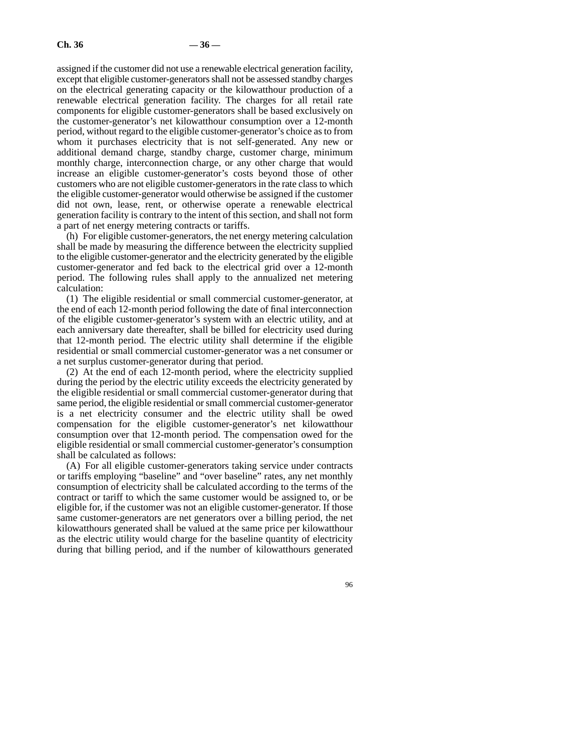assigned if the customer did not use a renewable electrical generation facility, except that eligible customer-generators shall not be assessed standby charges on the electrical generating capacity or the kilowatthour production of a renewable electrical generation facility. The charges for all retail rate components for eligible customer-generators shall be based exclusively on the customer-generator's net kilowatthour consumption over a 12-month period, without regard to the eligible customer-generator's choice as to from whom it purchases electricity that is not self-generated. Any new or additional demand charge, standby charge, customer charge, minimum monthly charge, interconnection charge, or any other charge that would increase an eligible customer-generator's costs beyond those of other customers who are not eligible customer-generators in the rate class to which the eligible customer-generator would otherwise be assigned if the customer did not own, lease, rent, or otherwise operate a renewable electrical generation facility is contrary to the intent of this section, and shall not form a part of net energy metering contracts or tariffs.

(h) For eligible customer-generators, the net energy metering calculation shall be made by measuring the difference between the electricity supplied to the eligible customer-generator and the electricity generated by the eligible customer-generator and fed back to the electrical grid over a 12-month period. The following rules shall apply to the annualized net metering calculation:

(1) The eligible residential or small commercial customer-generator, at the end of each 12-month period following the date of final interconnection of the eligible customer-generator's system with an electric utility, and at each anniversary date thereafter, shall be billed for electricity used during that 12-month period. The electric utility shall determine if the eligible residential or small commercial customer-generator was a net consumer or a net surplus customer-generator during that period.

(2) At the end of each 12-month period, where the electricity supplied during the period by the electric utility exceeds the electricity generated by the eligible residential or small commercial customer-generator during that same period, the eligible residential or small commercial customer-generator is a net electricity consumer and the electric utility shall be owed compensation for the eligible customer-generator's net kilowatthour consumption over that 12-month period. The compensation owed for the eligible residential or small commercial customer-generator's consumption shall be calculated as follows:

(A) For all eligible customer-generators taking service under contracts or tariffs employing "baseline" and "over baseline" rates, any net monthly consumption of electricity shall be calculated according to the terms of the contract or tariff to which the same customer would be assigned to, or be eligible for, if the customer was not an eligible customer-generator. If those same customer-generators are net generators over a billing period, the net kilowatthours generated shall be valued at the same price per kilowatthour as the electric utility would charge for the baseline quantity of electricity during that billing period, and if the number of kilowatthours generated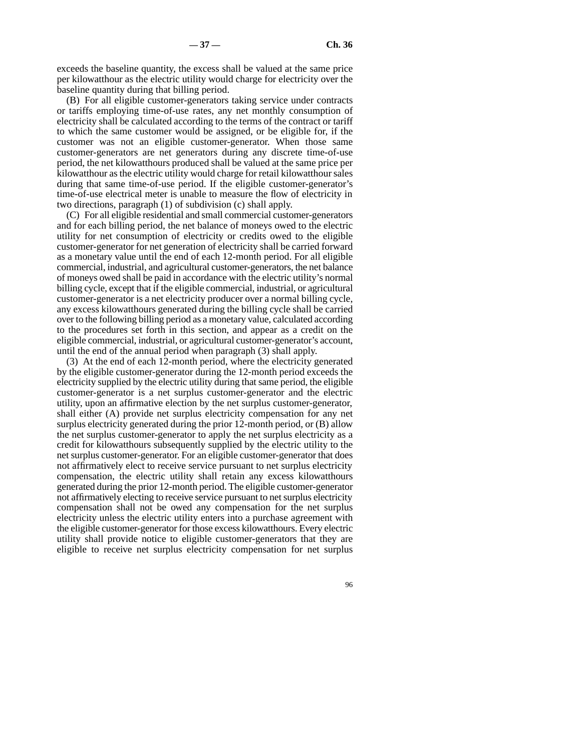exceeds the baseline quantity, the excess shall be valued at the same price per kilowatthour as the electric utility would charge for electricity over the baseline quantity during that billing period.

(B) For all eligible customer-generators taking service under contracts or tariffs employing time-of-use rates, any net monthly consumption of electricity shall be calculated according to the terms of the contract or tariff to which the same customer would be assigned, or be eligible for, if the customer was not an eligible customer-generator. When those same customer-generators are net generators during any discrete time-of-use period, the net kilowatthours produced shall be valued at the same price per kilowatthour as the electric utility would charge for retail kilowatthour sales during that same time-of-use period. If the eligible customer-generator's time-of-use electrical meter is unable to measure the flow of electricity in two directions, paragraph (1) of subdivision (c) shall apply.

(C) For all eligible residential and small commercial customer-generators and for each billing period, the net balance of moneys owed to the electric utility for net consumption of electricity or credits owed to the eligible customer-generator for net generation of electricity shall be carried forward as a monetary value until the end of each 12-month period. For all eligible commercial, industrial, and agricultural customer-generators, the net balance of moneys owed shall be paid in accordance with the electric utility's normal billing cycle, except that if the eligible commercial, industrial, or agricultural customer-generator is a net electricity producer over a normal billing cycle, any excess kilowatthours generated during the billing cycle shall be carried over to the following billing period as a monetary value, calculated according to the procedures set forth in this section, and appear as a credit on the eligible commercial, industrial, or agricultural customer-generator's account, until the end of the annual period when paragraph (3) shall apply.

(3) At the end of each 12-month period, where the electricity generated by the eligible customer-generator during the 12-month period exceeds the electricity supplied by the electric utility during that same period, the eligible customer-generator is a net surplus customer-generator and the electric utility, upon an affirmative election by the net surplus customer-generator, shall either (A) provide net surplus electricity compensation for any net surplus electricity generated during the prior 12-month period, or (B) allow the net surplus customer-generator to apply the net surplus electricity as a credit for kilowatthours subsequently supplied by the electric utility to the net surplus customer-generator. For an eligible customer-generator that does not affirmatively elect to receive service pursuant to net surplus electricity compensation, the electric utility shall retain any excess kilowatthours generated during the prior 12-month period. The eligible customer-generator not affirmatively electing to receive service pursuant to net surplus electricity compensation shall not be owed any compensation for the net surplus electricity unless the electric utility enters into a purchase agreement with the eligible customer-generator for those excess kilowatthours. Every electric utility shall provide notice to eligible customer-generators that they are eligible to receive net surplus electricity compensation for net surplus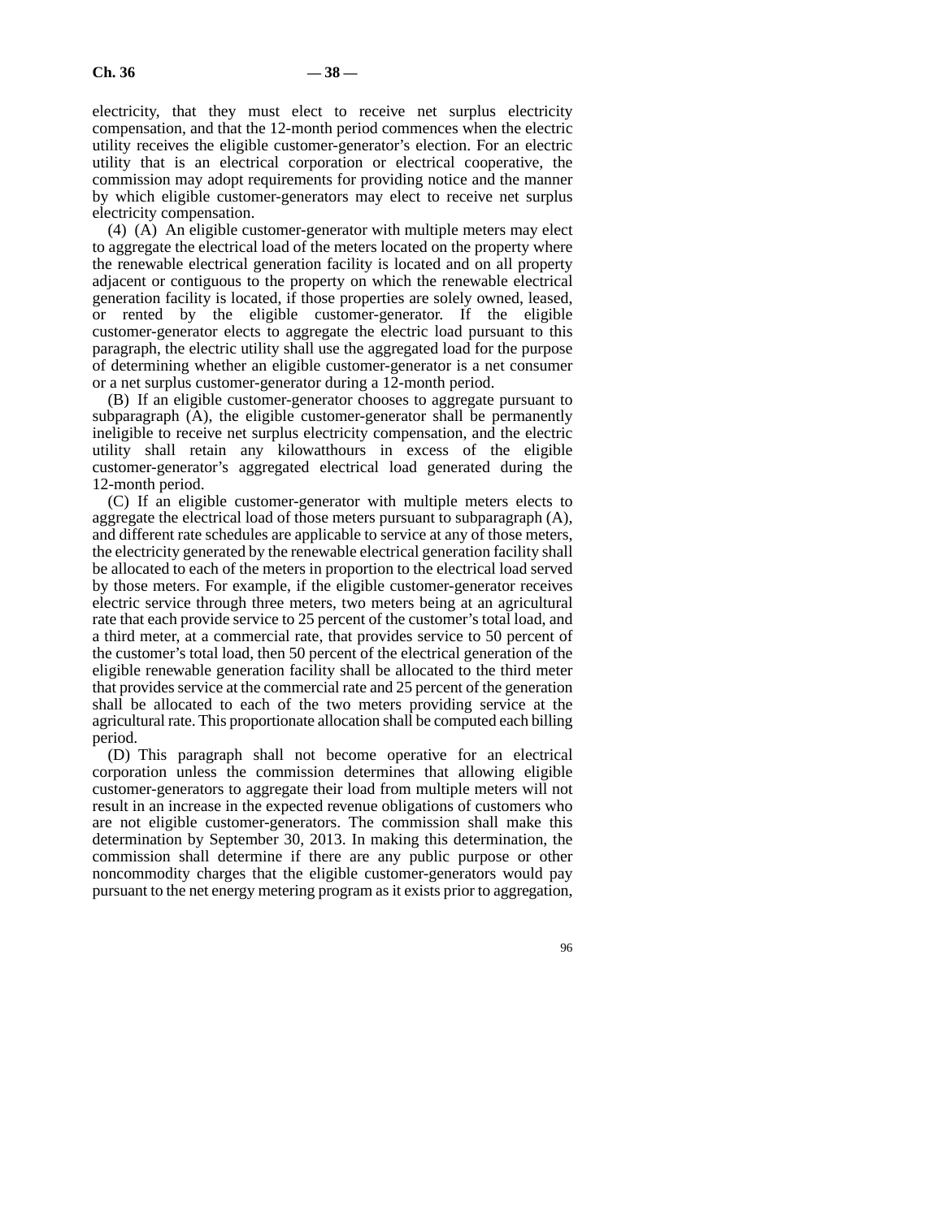electricity, that they must elect to receive net surplus electricity compensation, and that the 12-month period commences when the electric utility receives the eligible customer-generator's election. For an electric utility that is an electrical corporation or electrical cooperative, the commission may adopt requirements for providing notice and the manner by which eligible customer-generators may elect to receive net surplus electricity compensation.

(4) (A) An eligible customer-generator with multiple meters may elect to aggregate the electrical load of the meters located on the property where the renewable electrical generation facility is located and on all property adjacent or contiguous to the property on which the renewable electrical generation facility is located, if those properties are solely owned, leased, or rented by the eligible customer-generator. If the eligible customer-generator elects to aggregate the electric load pursuant to this paragraph, the electric utility shall use the aggregated load for the purpose of determining whether an eligible customer-generator is a net consumer or a net surplus customer-generator during a 12-month period.

(B) If an eligible customer-generator chooses to aggregate pursuant to subparagraph (A), the eligible customer-generator shall be permanently ineligible to receive net surplus electricity compensation, and the electric utility shall retain any kilowatthours in excess of the eligible customer-generator's aggregated electrical load generated during the 12-month period.

(C) If an eligible customer-generator with multiple meters elects to aggregate the electrical load of those meters pursuant to subparagraph (A), and different rate schedules are applicable to service at any of those meters, the electricity generated by the renewable electrical generation facility shall be allocated to each of the meters in proportion to the electrical load served by those meters. For example, if the eligible customer-generator receives electric service through three meters, two meters being at an agricultural rate that each provide service to 25 percent of the customer's total load, and a third meter, at a commercial rate, that provides service to 50 percent of the customer's total load, then 50 percent of the electrical generation of the eligible renewable generation facility shall be allocated to the third meter that provides service at the commercial rate and 25 percent of the generation shall be allocated to each of the two meters providing service at the agricultural rate. This proportionate allocation shall be computed each billing period.

(D) This paragraph shall not become operative for an electrical corporation unless the commission determines that allowing eligible customer-generators to aggregate their load from multiple meters will not result in an increase in the expected revenue obligations of customers who are not eligible customer-generators. The commission shall make this determination by September 30, 2013. In making this determination, the commission shall determine if there are any public purpose or other noncommodity charges that the eligible customer-generators would pay pursuant to the net energy metering program as it exists prior to aggregation,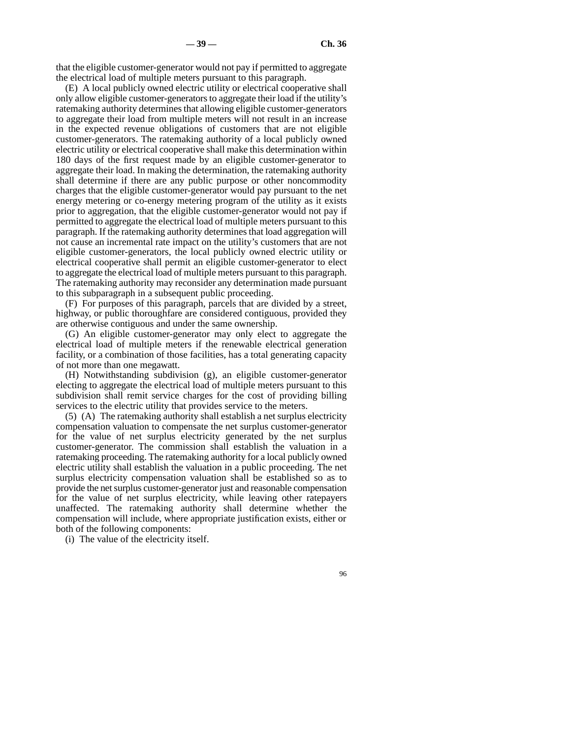that the eligible customer-generator would not pay if permitted to aggregate the electrical load of multiple meters pursuant to this paragraph.

(E) A local publicly owned electric utility or electrical cooperative shall only allow eligible customer-generators to aggregate their load if the utility's ratemaking authority determines that allowing eligible customer-generators to aggregate their load from multiple meters will not result in an increase in the expected revenue obligations of customers that are not eligible customer-generators. The ratemaking authority of a local publicly owned electric utility or electrical cooperative shall make this determination within 180 days of the first request made by an eligible customer-generator to aggregate their load. In making the determination, the ratemaking authority shall determine if there are any public purpose or other noncommodity charges that the eligible customer-generator would pay pursuant to the net energy metering or co-energy metering program of the utility as it exists prior to aggregation, that the eligible customer-generator would not pay if permitted to aggregate the electrical load of multiple meters pursuant to this paragraph. If the ratemaking authority determines that load aggregation will not cause an incremental rate impact on the utility's customers that are not eligible customer-generators, the local publicly owned electric utility or electrical cooperative shall permit an eligible customer-generator to elect to aggregate the electrical load of multiple meters pursuant to this paragraph. The ratemaking authority may reconsider any determination made pursuant to this subparagraph in a subsequent public proceeding.

(F) For purposes of this paragraph, parcels that are divided by a street, highway, or public thoroughfare are considered contiguous, provided they are otherwise contiguous and under the same ownership.

(G) An eligible customer-generator may only elect to aggregate the electrical load of multiple meters if the renewable electrical generation facility, or a combination of those facilities, has a total generating capacity of not more than one megawatt.

(H) Notwithstanding subdivision (g), an eligible customer-generator electing to aggregate the electrical load of multiple meters pursuant to this subdivision shall remit service charges for the cost of providing billing services to the electric utility that provides service to the meters.

(5) (A) The ratemaking authority shall establish a net surplus electricity compensation valuation to compensate the net surplus customer-generator for the value of net surplus electricity generated by the net surplus customer-generator. The commission shall establish the valuation in a ratemaking proceeding. The ratemaking authority for a local publicly owned electric utility shall establish the valuation in a public proceeding. The net surplus electricity compensation valuation shall be established so as to provide the net surplus customer-generator just and reasonable compensation for the value of net surplus electricity, while leaving other ratepayers unaffected. The ratemaking authority shall determine whether the compensation will include, where appropriate justification exists, either or both of the following components:

(i) The value of the electricity itself.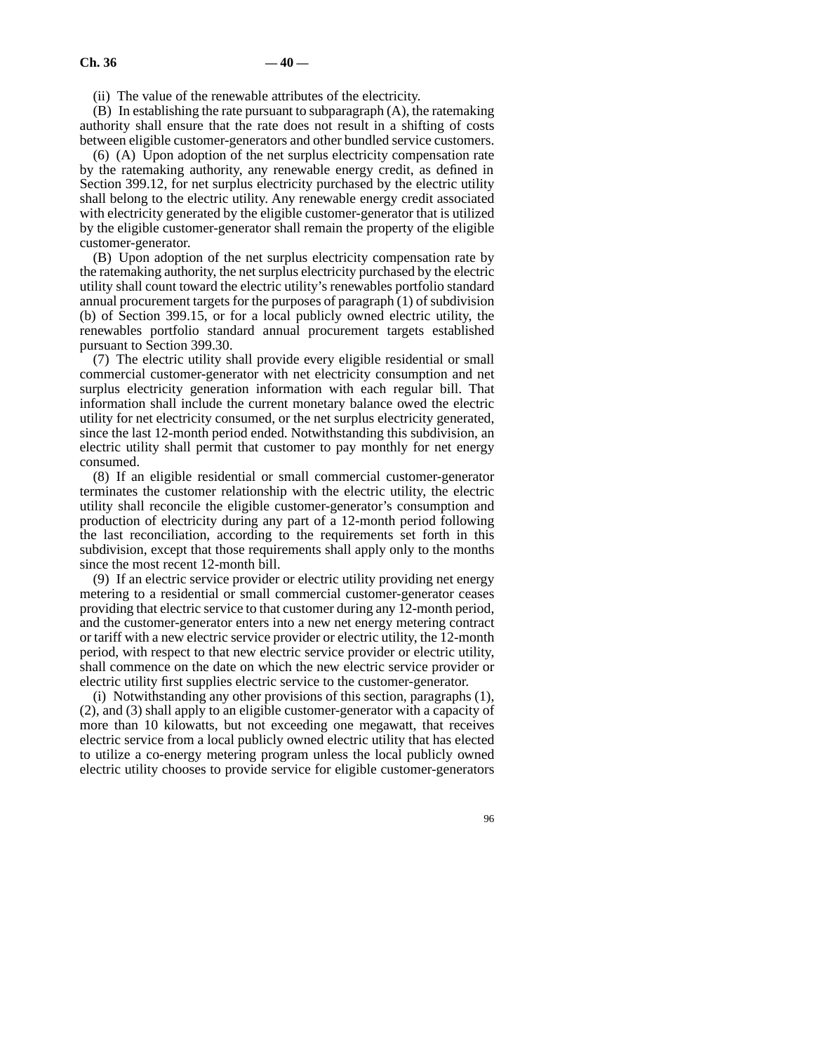(ii) The value of the renewable attributes of the electricity.

(B) In establishing the rate pursuant to subparagraph (A), the ratemaking authority shall ensure that the rate does not result in a shifting of costs between eligible customer-generators and other bundled service customers.

(6) (A) Upon adoption of the net surplus electricity compensation rate by the ratemaking authority, any renewable energy credit, as defined in Section 399.12, for net surplus electricity purchased by the electric utility shall belong to the electric utility. Any renewable energy credit associated with electricity generated by the eligible customer-generator that is utilized by the eligible customer-generator shall remain the property of the eligible customer-generator.

(B) Upon adoption of the net surplus electricity compensation rate by the ratemaking authority, the net surplus electricity purchased by the electric utility shall count toward the electric utility's renewables portfolio standard annual procurement targets for the purposes of paragraph (1) of subdivision (b) of Section 399.15, or for a local publicly owned electric utility, the renewables portfolio standard annual procurement targets established pursuant to Section 399.30.

(7) The electric utility shall provide every eligible residential or small commercial customer-generator with net electricity consumption and net surplus electricity generation information with each regular bill. That information shall include the current monetary balance owed the electric utility for net electricity consumed, or the net surplus electricity generated, since the last 12-month period ended. Notwithstanding this subdivision, an electric utility shall permit that customer to pay monthly for net energy consumed.

(8) If an eligible residential or small commercial customer-generator terminates the customer relationship with the electric utility, the electric utility shall reconcile the eligible customer-generator's consumption and production of electricity during any part of a 12-month period following the last reconciliation, according to the requirements set forth in this subdivision, except that those requirements shall apply only to the months since the most recent 12-month bill.

(9) If an electric service provider or electric utility providing net energy metering to a residential or small commercial customer-generator ceases providing that electric service to that customer during any 12-month period, and the customer-generator enters into a new net energy metering contract or tariff with a new electric service provider or electric utility, the 12-month period, with respect to that new electric service provider or electric utility, shall commence on the date on which the new electric service provider or electric utility first supplies electric service to the customer-generator.

(i) Notwithstanding any other provisions of this section, paragraphs (1), (2), and (3) shall apply to an eligible customer-generator with a capacity of more than 10 kilowatts, but not exceeding one megawatt, that receives electric service from a local publicly owned electric utility that has elected to utilize a co-energy metering program unless the local publicly owned electric utility chooses to provide service for eligible customer-generators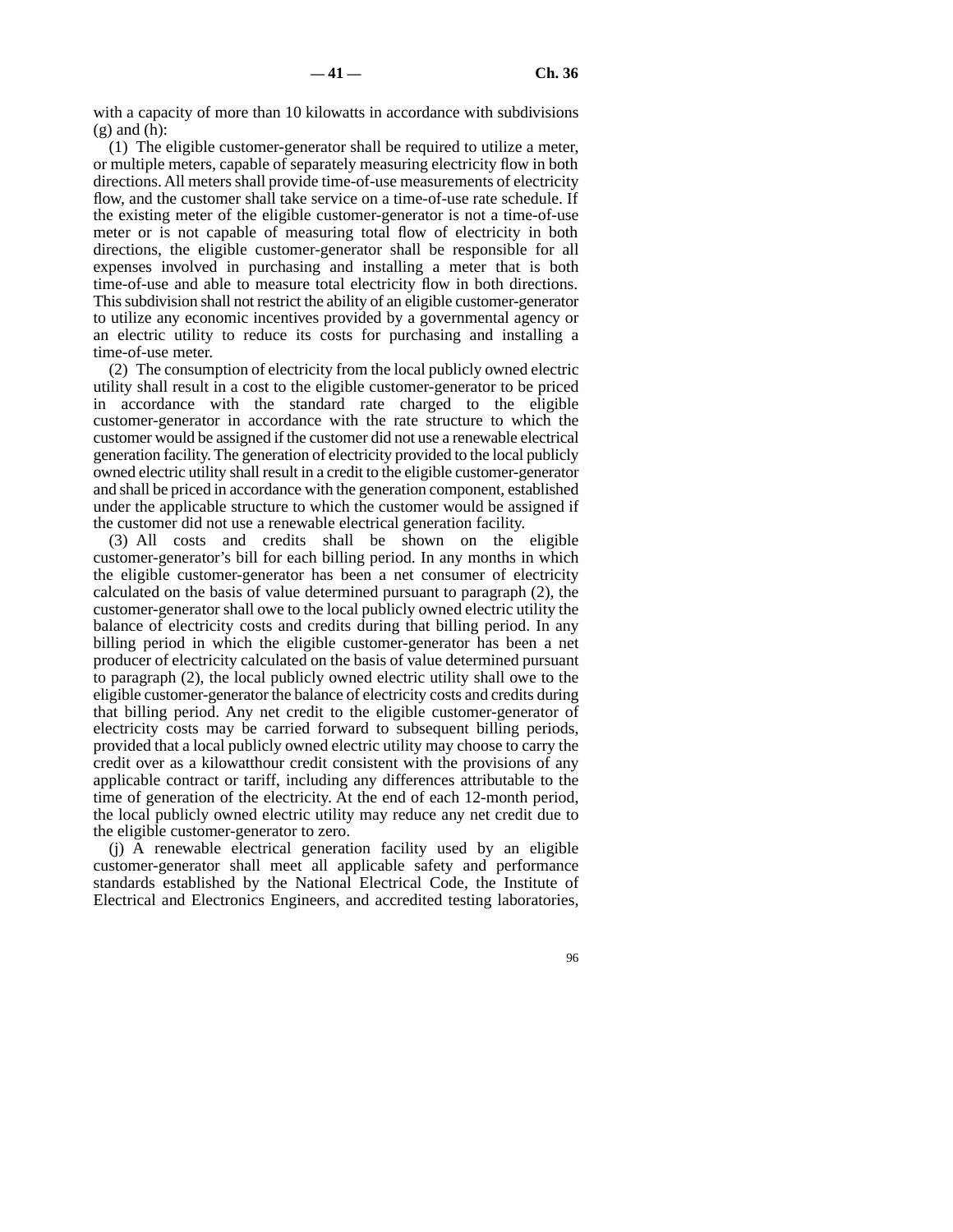with a capacity of more than 10 kilowatts in accordance with subdivisions (g) and (h):

(1) The eligible customer-generator shall be required to utilize a meter, or multiple meters, capable of separately measuring electricity flow in both directions. All meters shall provide time-of-use measurements of electricity flow, and the customer shall take service on a time-of-use rate schedule. If the existing meter of the eligible customer-generator is not a time-of-use meter or is not capable of measuring total flow of electricity in both directions, the eligible customer-generator shall be responsible for all expenses involved in purchasing and installing a meter that is both time-of-use and able to measure total electricity flow in both directions. This subdivision shall not restrict the ability of an eligible customer-generator to utilize any economic incentives provided by a governmental agency or an electric utility to reduce its costs for purchasing and installing a time-of-use meter.

(2) The consumption of electricity from the local publicly owned electric utility shall result in a cost to the eligible customer-generator to be priced in accordance with the standard rate charged to the eligible customer-generator in accordance with the rate structure to which the customer would be assigned if the customer did not use a renewable electrical generation facility. The generation of electricity provided to the local publicly owned electric utility shall result in a credit to the eligible customer-generator and shall be priced in accordance with the generation component, established under the applicable structure to which the customer would be assigned if the customer did not use a renewable electrical generation facility.

(3) All costs and credits shall be shown on the eligible customer-generator's bill for each billing period. In any months in which the eligible customer-generator has been a net consumer of electricity calculated on the basis of value determined pursuant to paragraph (2), the customer-generator shall owe to the local publicly owned electric utility the balance of electricity costs and credits during that billing period. In any billing period in which the eligible customer-generator has been a net producer of electricity calculated on the basis of value determined pursuant to paragraph (2), the local publicly owned electric utility shall owe to the eligible customer-generator the balance of electricity costs and credits during that billing period. Any net credit to the eligible customer-generator of electricity costs may be carried forward to subsequent billing periods, provided that a local publicly owned electric utility may choose to carry the credit over as a kilowatthour credit consistent with the provisions of any applicable contract or tariff, including any differences attributable to the time of generation of the electricity. At the end of each 12-month period, the local publicly owned electric utility may reduce any net credit due to the eligible customer-generator to zero.

(j) A renewable electrical generation facility used by an eligible customer-generator shall meet all applicable safety and performance standards established by the National Electrical Code, the Institute of Electrical and Electronics Engineers, and accredited testing laboratories,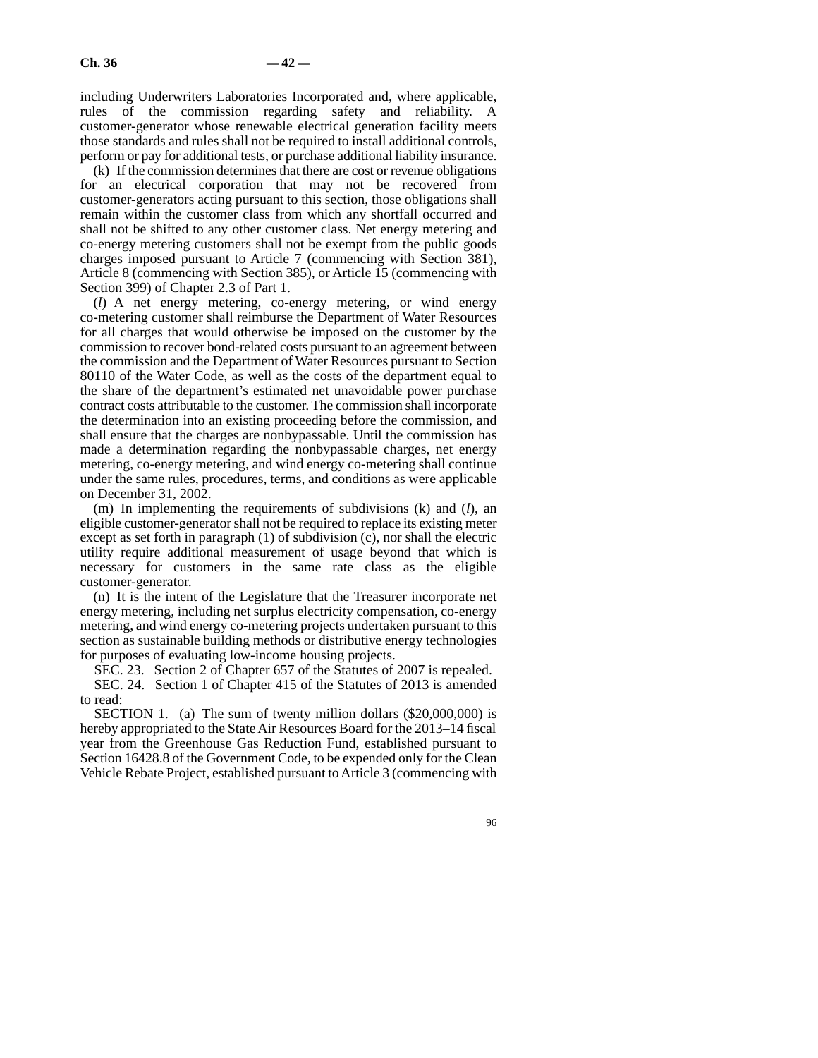including Underwriters Laboratories Incorporated and, where applicable, rules of the commission regarding safety and reliability. A customer-generator whose renewable electrical generation facility meets those standards and rules shall not be required to install additional controls, perform or pay for additional tests, or purchase additional liability insurance.

(k) If the commission determines that there are cost or revenue obligations for an electrical corporation that may not be recovered from customer-generators acting pursuant to this section, those obligations shall remain within the customer class from which any shortfall occurred and shall not be shifted to any other customer class. Net energy metering and co-energy metering customers shall not be exempt from the public goods charges imposed pursuant to Article 7 (commencing with Section 381), Article 8 (commencing with Section 385), or Article 15 (commencing with Section 399) of Chapter 2.3 of Part 1.

(*l*) A net energy metering, co-energy metering, or wind energy co-metering customer shall reimburse the Department of Water Resources for all charges that would otherwise be imposed on the customer by the commission to recover bond-related costs pursuant to an agreement between the commission and the Department of Water Resources pursuant to Section 80110 of the Water Code, as well as the costs of the department equal to the share of the department's estimated net unavoidable power purchase contract costs attributable to the customer. The commission shall incorporate the determination into an existing proceeding before the commission, and shall ensure that the charges are nonbypassable. Until the commission has made a determination regarding the nonbypassable charges, net energy metering, co-energy metering, and wind energy co-metering shall continue under the same rules, procedures, terms, and conditions as were applicable on December 31, 2002.

(m) In implementing the requirements of subdivisions (k) and (*l*), an eligible customer-generator shall not be required to replace its existing meter except as set forth in paragraph (1) of subdivision (c), nor shall the electric utility require additional measurement of usage beyond that which is necessary for customers in the same rate class as the eligible customer-generator.

(n) It is the intent of the Legislature that the Treasurer incorporate net energy metering, including net surplus electricity compensation, co-energy metering, and wind energy co-metering projects undertaken pursuant to this section as sustainable building methods or distributive energy technologies for purposes of evaluating low-income housing projects.

SEC. 23. Section 2 of Chapter 657 of the Statutes of 2007 is repealed.

SEC. 24. Section 1 of Chapter 415 of the Statutes of 2013 is amended to read:

SECTION 1. (a) The sum of twenty million dollars ($20,000,000) is hereby appropriated to the State Air Resources Board for the 2013–14 fiscal year from the Greenhouse Gas Reduction Fund, established pursuant to Section 16428.8 of the Government Code, to be expended only for the Clean Vehicle Rebate Project, established pursuant to Article 3 (commencing with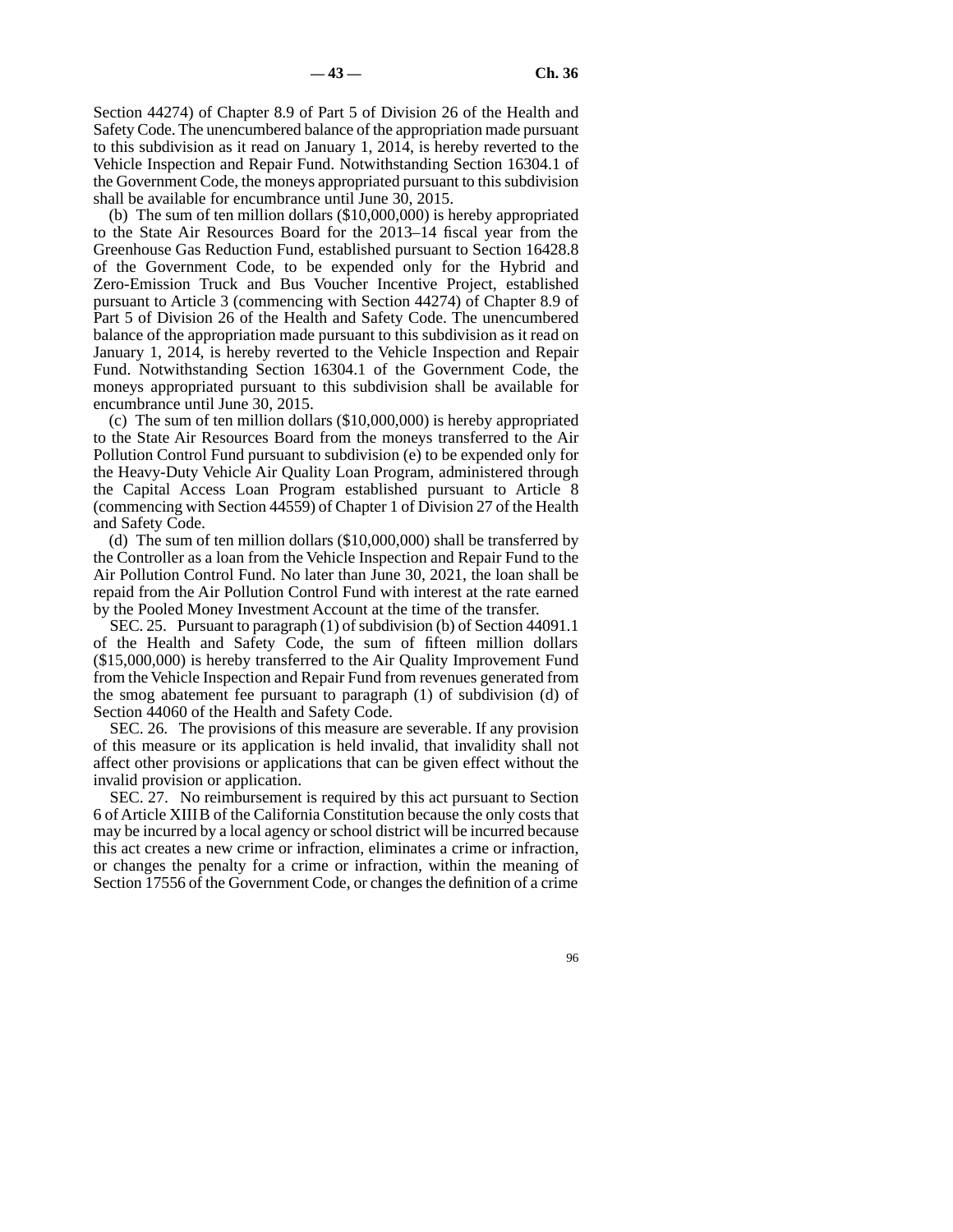Section 44274) of Chapter 8.9 of Part 5 of Division 26 of the Health and Safety Code. The unencumbered balance of the appropriation made pursuant to this subdivision as it read on January 1, 2014, is hereby reverted to the Vehicle Inspection and Repair Fund. Notwithstanding Section 16304.1 of the Government Code, the moneys appropriated pursuant to this subdivision shall be available for encumbrance until June 30, 2015.

(b) The sum of ten million dollars ($10,000,000) is hereby appropriated to the State Air Resources Board for the 2013–14 fiscal year from the Greenhouse Gas Reduction Fund, established pursuant to Section 16428.8 of the Government Code, to be expended only for the Hybrid and Zero-Emission Truck and Bus Voucher Incentive Project, established pursuant to Article 3 (commencing with Section 44274) of Chapter 8.9 of Part 5 of Division 26 of the Health and Safety Code. The unencumbered balance of the appropriation made pursuant to this subdivision as it read on January 1, 2014, is hereby reverted to the Vehicle Inspection and Repair Fund. Notwithstanding Section 16304.1 of the Government Code, the moneys appropriated pursuant to this subdivision shall be available for encumbrance until June 30, 2015.

(c) The sum of ten million dollars ($10,000,000) is hereby appropriated to the State Air Resources Board from the moneys transferred to the Air Pollution Control Fund pursuant to subdivision (e) to be expended only for the Heavy-Duty Vehicle Air Quality Loan Program, administered through the Capital Access Loan Program established pursuant to Article 8 (commencing with Section 44559) of Chapter 1 of Division 27 of the Health and Safety Code.

(d) The sum of ten million dollars ($10,000,000) shall be transferred by the Controller as a loan from the Vehicle Inspection and Repair Fund to the Air Pollution Control Fund. No later than June 30, 2021, the loan shall be repaid from the Air Pollution Control Fund with interest at the rate earned by the Pooled Money Investment Account at the time of the transfer.

SEC. 25. Pursuant to paragraph (1) of subdivision (b) of Section 44091.1 of the Health and Safety Code, the sum of fifteen million dollars ($15,000,000) is hereby transferred to the Air Quality Improvement Fund from the Vehicle Inspection and Repair Fund from revenues generated from the smog abatement fee pursuant to paragraph (1) of subdivision (d) of Section 44060 of the Health and Safety Code.

SEC. 26. The provisions of this measure are severable. If any provision of this measure or its application is held invalid, that invalidity shall not affect other provisions or applications that can be given effect without the invalid provision or application.

SEC. 27. No reimbursement is required by this act pursuant to Section 6 of Article XIII B of the California Constitution because the only costs that may be incurred by a local agency or school district will be incurred because this act creates a new crime or infraction, eliminates a crime or infraction, or changes the penalty for a crime or infraction, within the meaning of Section 17556 of the Government Code, or changes the definition of a crime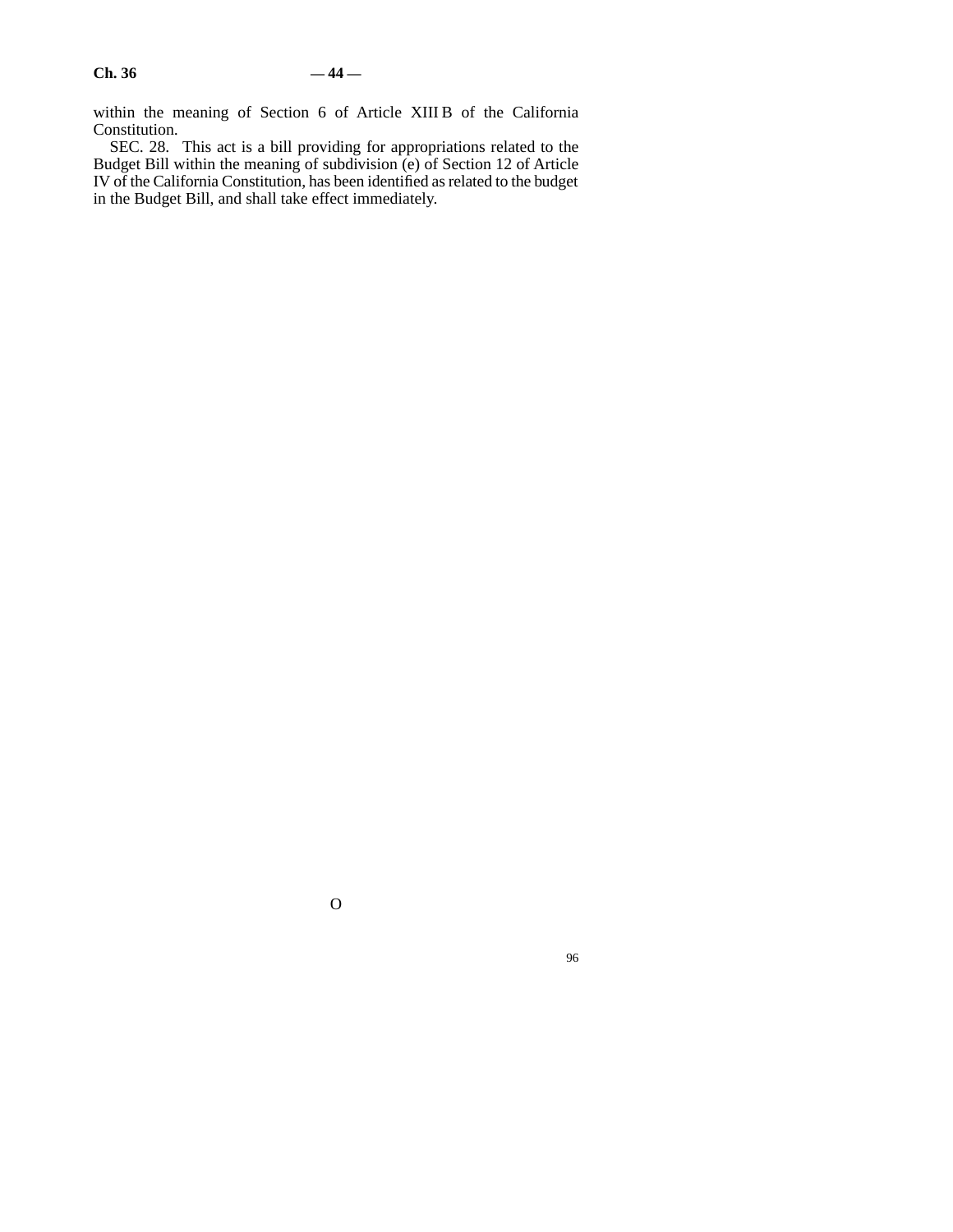within the meaning of Section 6 of Article XIII B of the California Constitution.

SEC. 28. This act is a bill providing for appropriations related to the Budget Bill within the meaning of subdivision (e) of Section 12 of Article IV of the California Constitution, has been identified as related to the budget in the Budget Bill, and shall take effect immediately.

O